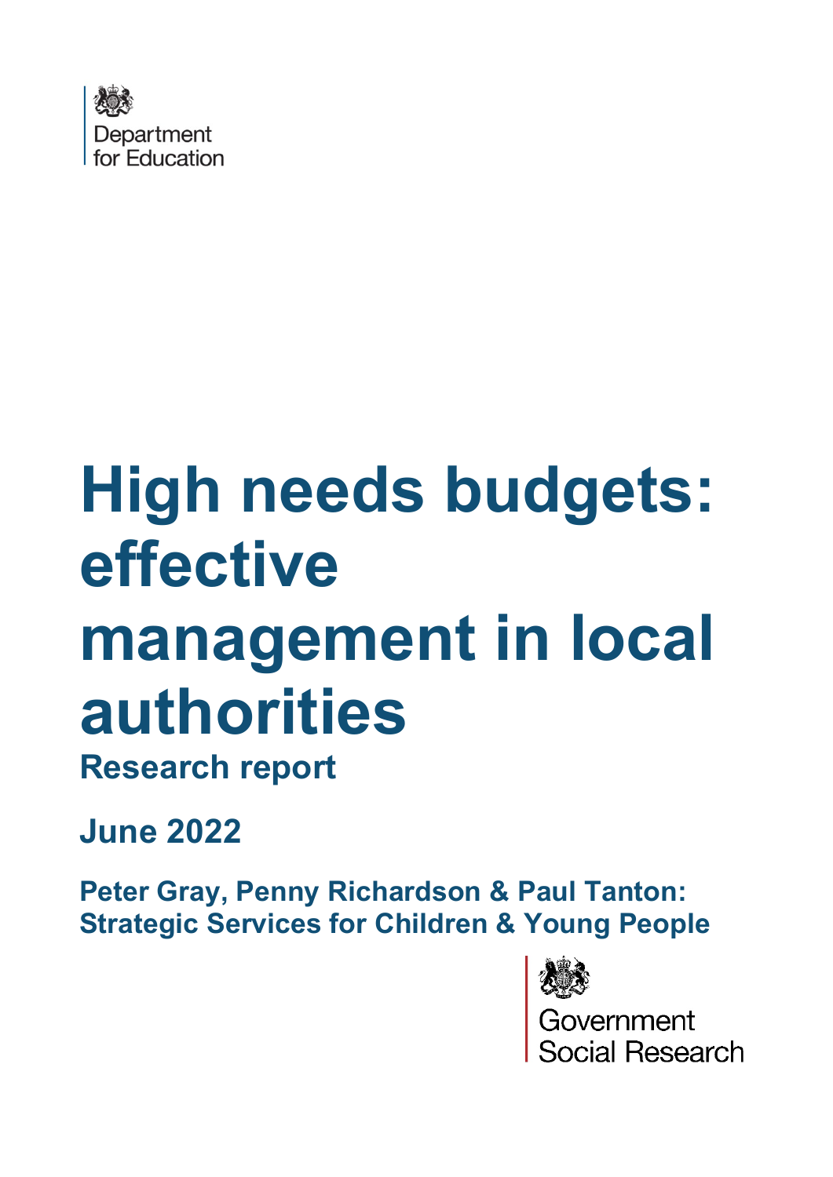Department for Education

# High needs budgets: effective management in local authorities

## Research report

## June 2022

**Peter Gray, Penny Richardson & Paul Tanton: Strategic Services for Children & Young People**

Government Social Research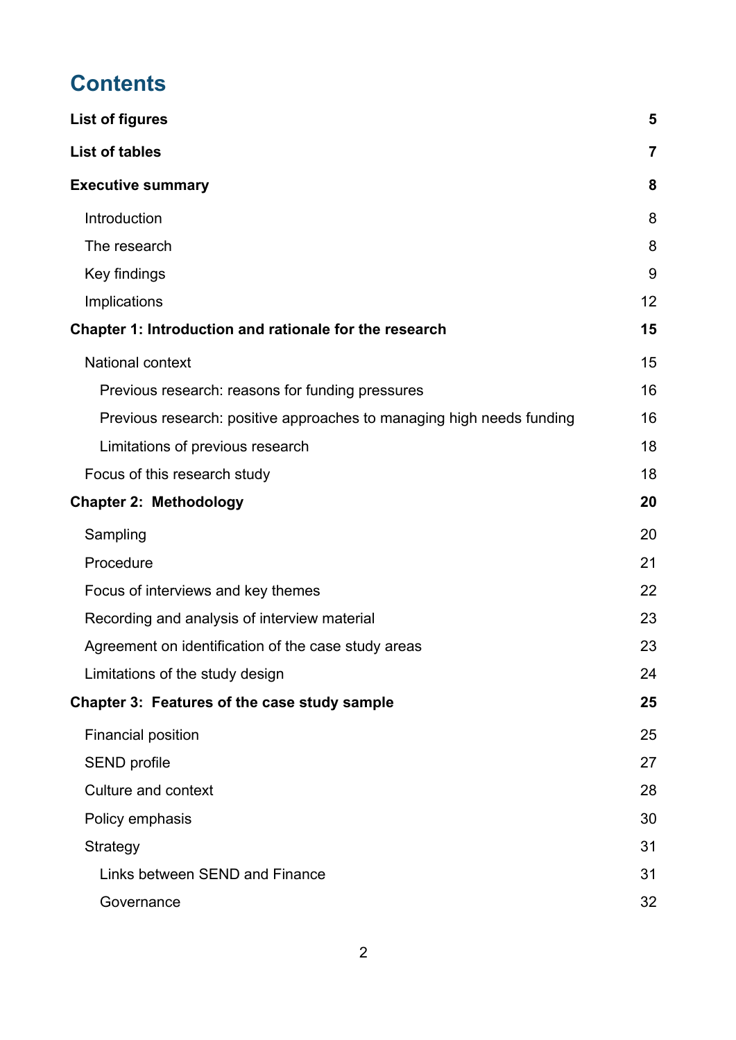# Contents

**List of figures** 5

**List of tables** 7

**Executive summary** 8

- Introduction 8
- The research 8
- Key findings 9
- Implications 12

**Chapter 1: Introduction and rationale for the research** 15

- National context 15
  - Previous research: reasons for funding pressures 16
  - Previous research: positive approaches to managing high needs funding 16
  - Limitations of previous research 18
- Focus of this research study 18

**Chapter 2: Methodology** 20

- Sampling 20
- Procedure 21
- Focus of interviews and key themes 22
- Recording and analysis of interview material 23
- Agreement on identification of the case study areas 23
- Limitations of the study design 24

**Chapter 3: Features of the case study sample** 25

- Financial position 25
- SEND profile 27
- Culture and context 28
- Policy emphasis 30
- Strategy 31
  - Links between SEND and Finance 31
  - Governance 32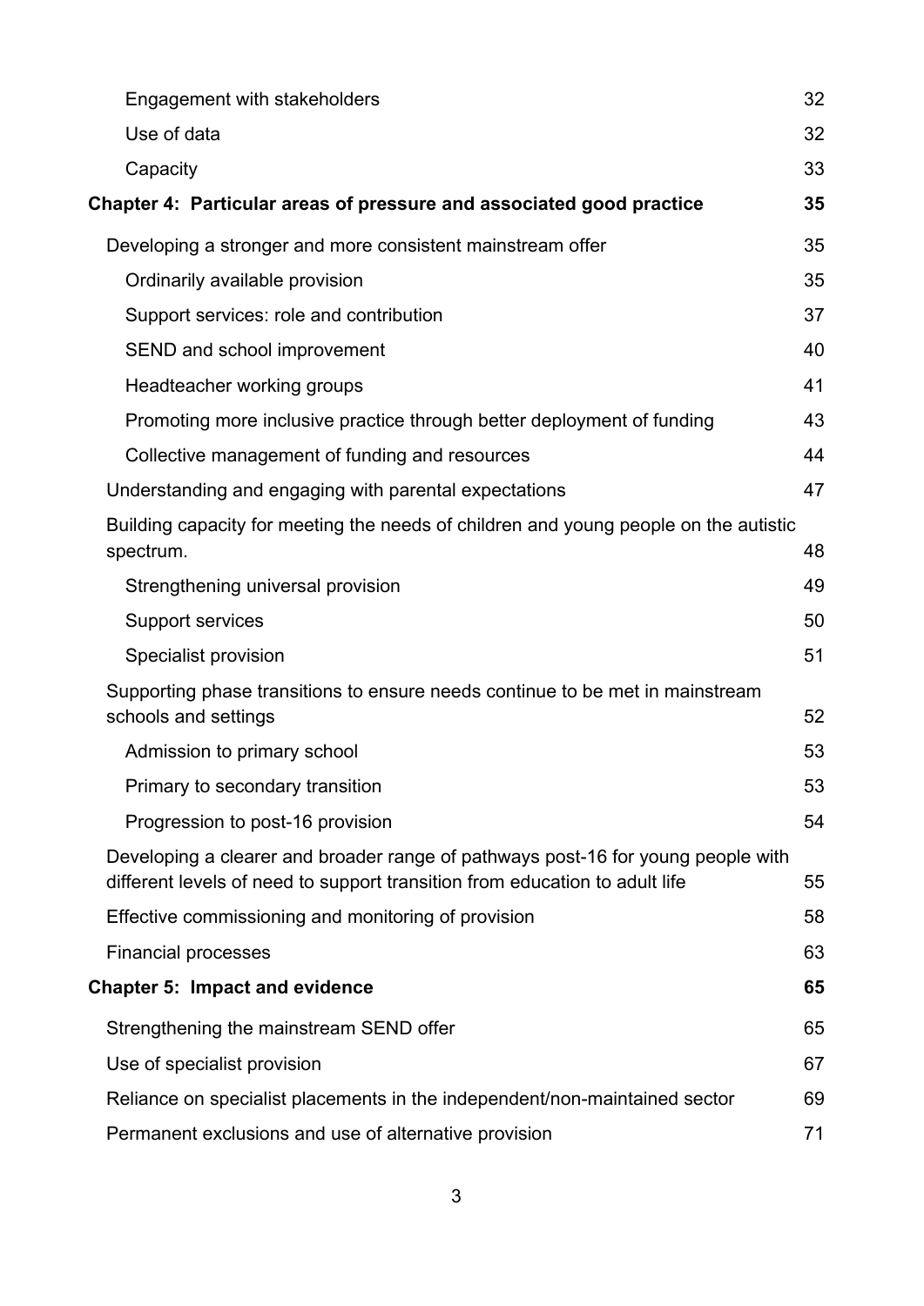Engagement with stakeholders 32

Use of data 32

Capacity 33

**Chapter 4: Particular areas of pressure and associated good practice 35**

Developing a stronger and more consistent mainstream offer 35

Ordinarily available provision 35

Support services: role and contribution 37

SEND and school improvement 40

Headteacher working groups 41

Promoting more inclusive practice through better deployment of funding 43

Collective management of funding and resources 44

Understanding and engaging with parental expectations 47

Building capacity for meeting the needs of children and young people on the autistic spectrum. 48

Strengthening universal provision 49

Support services 50

Specialist provision 51

Supporting phase transitions to ensure needs continue to be met in mainstream schools and settings 52

Admission to primary school 53

Primary to secondary transition 53

Progression to post-16 provision 54

Developing a clearer and broader range of pathways post-16 for young people with different levels of need to support transition from education to adult life 55

Effective commissioning and monitoring of provision 58

Financial processes 63

**Chapter 5: Impact and evidence 65**

Strengthening the mainstream SEND offer 65

Use of specialist provision 67

Reliance on specialist placements in the independent/non-maintained sector 69

Permanent exclusions and use of alternative provision 71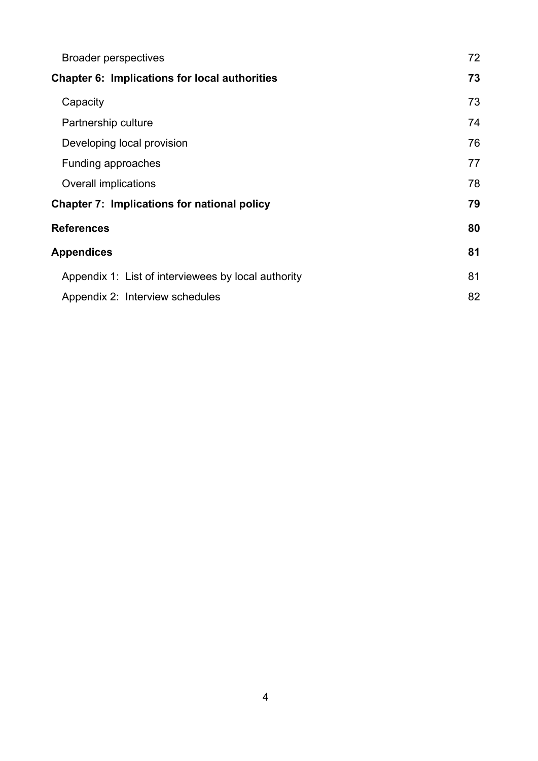Broader perspectives 72

**Chapter 6: Implications for local authorities 73**

Capacity 73

Partnership culture 74

Developing local provision 76

Funding approaches 77

Overall implications 78

**Chapter 7: Implications for national policy 79**

**References 80**

**Appendices 81**

Appendix 1: List of interviewees by local authority 81

Appendix 2: Interview schedules 82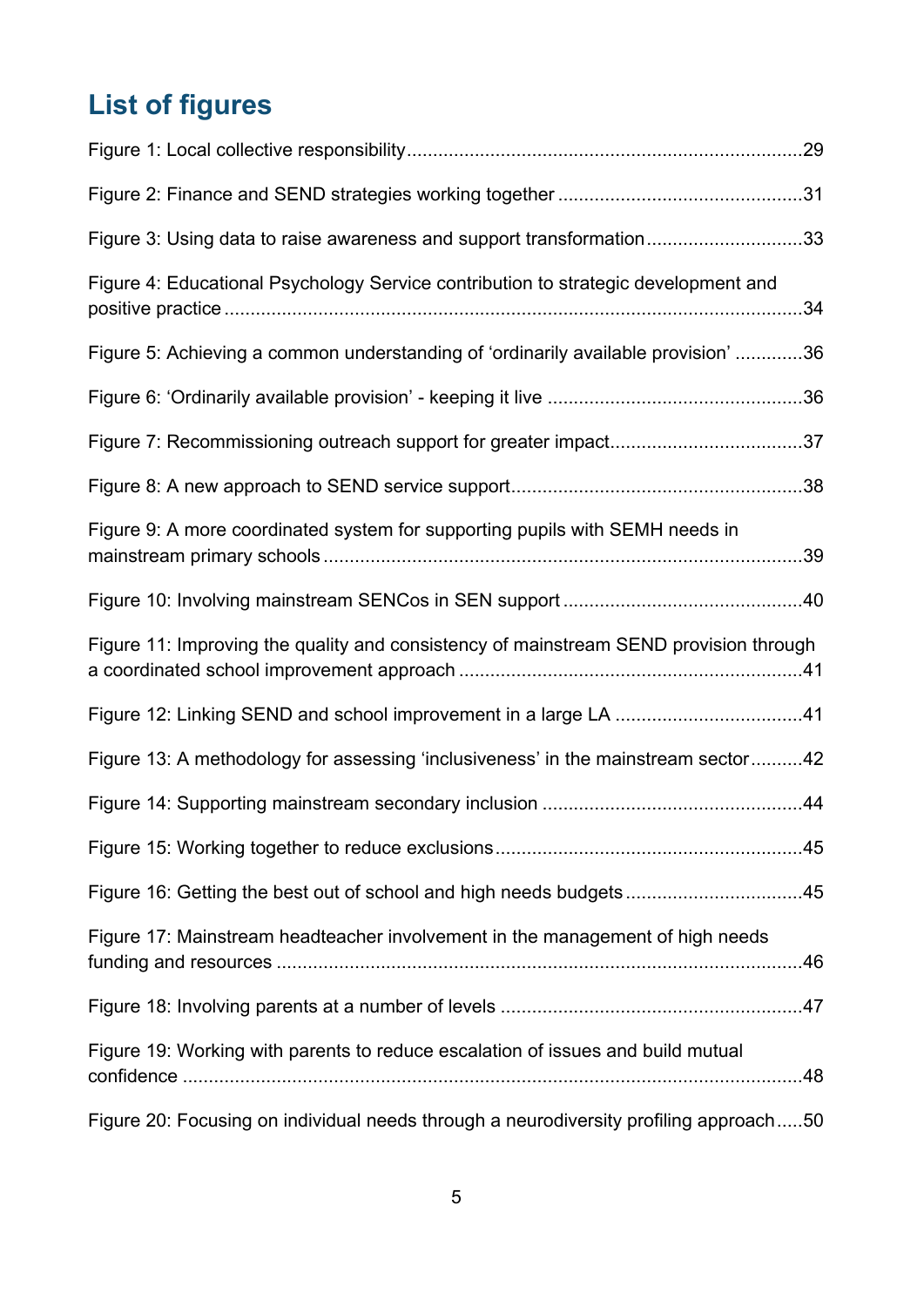## List of figures

Figure 1: Local collective responsibility ... 29

Figure 2: Finance and SEND strategies working together ... 31

Figure 3: Using data to raise awareness and support transformation ... 33

Figure 4: Educational Psychology Service contribution to strategic development and positive practice ... 34

Figure 5: Achieving a common understanding of 'ordinarily available provision' ... 36

Figure 6: 'Ordinarily available provision' - keeping it live ... 36

Figure 7: Recommissioning outreach support for greater impact ... 37

Figure 8: A new approach to SEND service support ... 38

Figure 9: A more coordinated system for supporting pupils with SEMH needs in mainstream primary schools ... 39

Figure 10: Involving mainstream SENCos in SEN support ... 40

Figure 11: Improving the quality and consistency of mainstream SEND provision through a coordinated school improvement approach ... 41

Figure 12: Linking SEND and school improvement in a large LA ... 41

Figure 13: A methodology for assessing 'inclusiveness' in the mainstream sector ... 42

Figure 14: Supporting mainstream secondary inclusion ... 44

Figure 15: Working together to reduce exclusions ... 45

Figure 16: Getting the best out of school and high needs budgets ... 45

Figure 17: Mainstream headteacher involvement in the management of high needs funding and resources ... 46

Figure 18: Involving parents at a number of levels ... 47

Figure 19: Working with parents to reduce escalation of issues and build mutual confidence ... 48

Figure 20: Focusing on individual needs through a neurodiversity profiling approach ... 50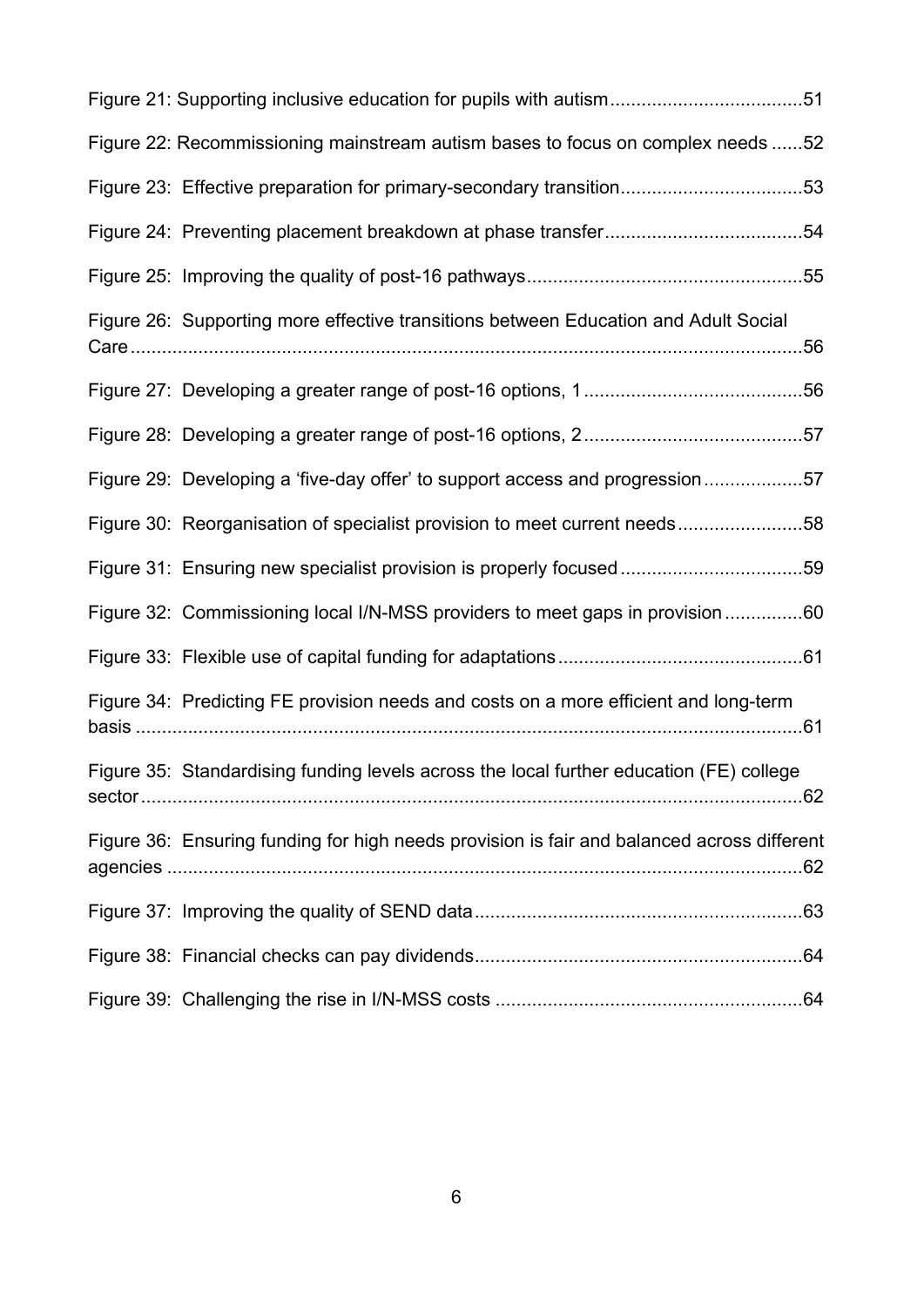Figure 21: Supporting inclusive education for pupils with autism.....................................51

Figure 22: Recommissioning mainstream autism bases to focus on complex needs ......52

Figure 23: Effective preparation for primary-secondary transition...................................53

Figure 24: Preventing placement breakdown at phase transfer......................................54

Figure 25: Improving the quality of post-16 pathways.....................................................55

Figure 26: Supporting more effective transitions between Education and Adult Social Care.................................................................................................................................56

Figure 27: Developing a greater range of post-16 options, 1..........................................56

Figure 28: Developing a greater range of post-16 options, 2..........................................57

Figure 29: Developing a 'five-day offer' to support access and progression...................57

Figure 30: Reorganisation of specialist provision to meet current needs........................58

Figure 31: Ensuring new specialist provision is properly focused...................................59

Figure 32: Commissioning local I/N-MSS providers to meet gaps in provision...............60

Figure 33: Flexible use of capital funding for adaptations...............................................61

Figure 34: Predicting FE provision needs and costs on a more efficient and long-term basis.................................................................................................................................61

Figure 35: Standardising funding levels across the local further education (FE) college sector...............................................................................................................................62

Figure 36: Ensuring funding for high needs provision is fair and balanced across different agencies.........................................................................................................................62

Figure 37: Improving the quality of SEND data...............................................................63

Figure 38: Financial checks can pay dividends...............................................................64

Figure 39: Challenging the rise in I/N-MSS costs...........................................................64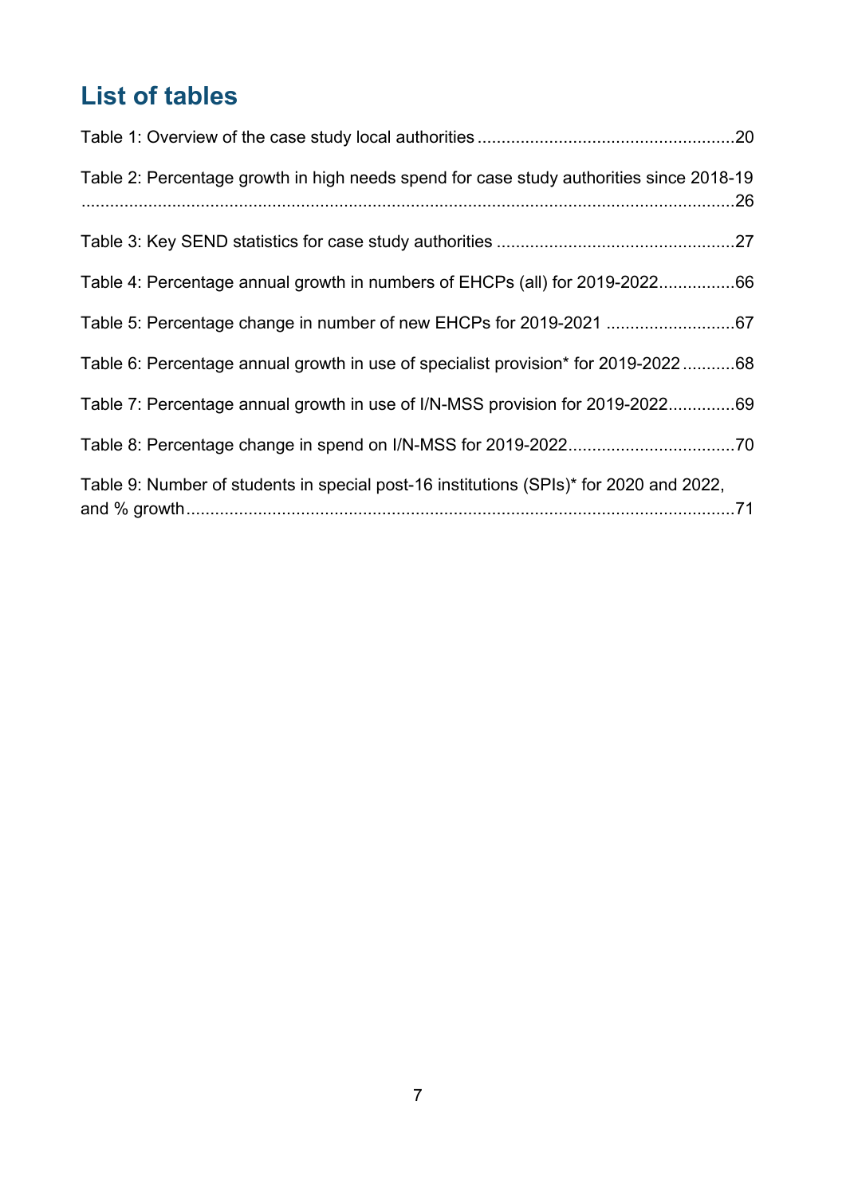## List of tables

Table 1: Overview of the case study local authorities .....................................................20

Table 2: Percentage growth in high needs spend for case study authorities since 2018-19 .......................................................................................................................................26

Table 3: Key SEND statistics for case study authorities .................................................27

Table 4: Percentage annual growth in numbers of EHCPs (all) for 2019-2022................66

Table 5: Percentage change in number of new EHCPs for 2019-2021 ...........................67

Table 6: Percentage annual growth in use of specialist provision* for 2019-2022...........68

Table 7: Percentage annual growth in use of I/N-MSS provision for 2019-2022..............69

Table 8: Percentage change in spend on I/N-MSS for 2019-2022..................................70

Table 9: Number of students in special post-16 institutions (SPIs)* for 2020 and 2022, and % growth..................................................................................................................71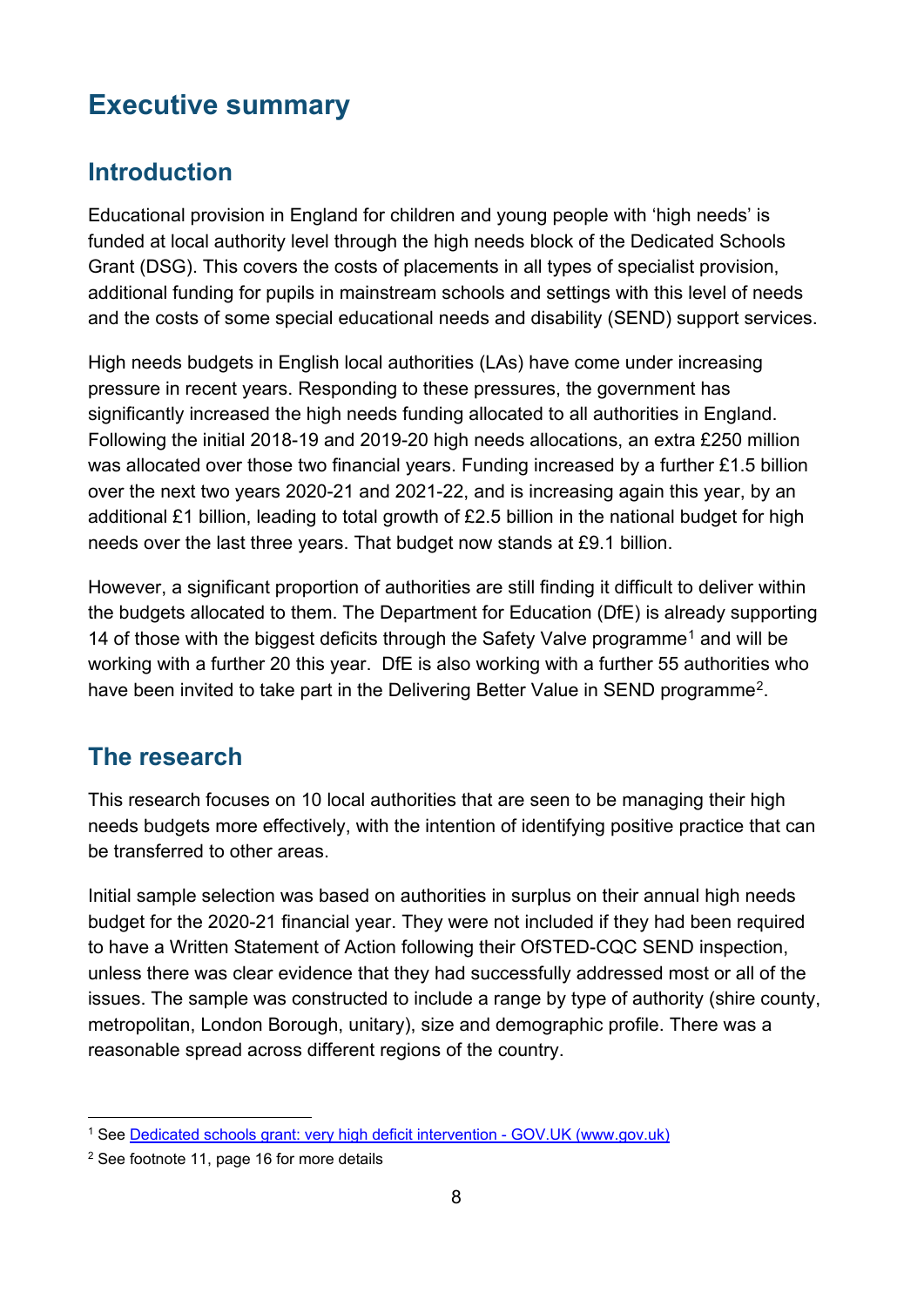# Executive summary

## Introduction

Educational provision in England for children and young people with 'high needs' is funded at local authority level through the high needs block of the Dedicated Schools Grant (DSG). This covers the costs of placements in all types of specialist provision, additional funding for pupils in mainstream schools and settings with this level of needs and the costs of some special educational needs and disability (SEND) support services.

High needs budgets in English local authorities (LAs) have come under increasing pressure in recent years. Responding to these pressures, the government has significantly increased the high needs funding allocated to all authorities in England. Following the initial 2018-19 and 2019-20 high needs allocations, an extra £250 million was allocated over those two financial years. Funding increased by a further £1.5 billion over the next two years 2020-21 and 2021-22, and is increasing again this year, by an additional £1 billion, leading to total growth of £2.5 billion in the national budget for high needs over the last three years. That budget now stands at £9.1 billion.

However, a significant proportion of authorities are still finding it difficult to deliver within the budgets allocated to them. The Department for Education (DfE) is already supporting 14 of those with the biggest deficits through the Safety Valve programme[1] and will be working with a further 20 this year. DfE is also working with a further 55 authorities who have been invited to take part in the Delivering Better Value in SEND programme[2].

## The research

This research focuses on 10 local authorities that are seen to be managing their high needs budgets more effectively, with the intention of identifying positive practice that can be transferred to other areas.

Initial sample selection was based on authorities in surplus on their annual high needs budget for the 2020-21 financial year. They were not included if they had been required to have a Written Statement of Action following their OfSTED-CQC SEND inspection, unless there was clear evidence that they had successfully addressed most or all of the issues. The sample was constructed to include a range by type of authority (shire county, metropolitan, London Borough, unitary), size and demographic profile. There was a reasonable spread across different regions of the country.

---

[1] See [Dedicated schools grant: very high deficit intervention - GOV.UK (www.gov.uk)](https://www.gov.uk)

[2] See footnote 11, page 16 for more details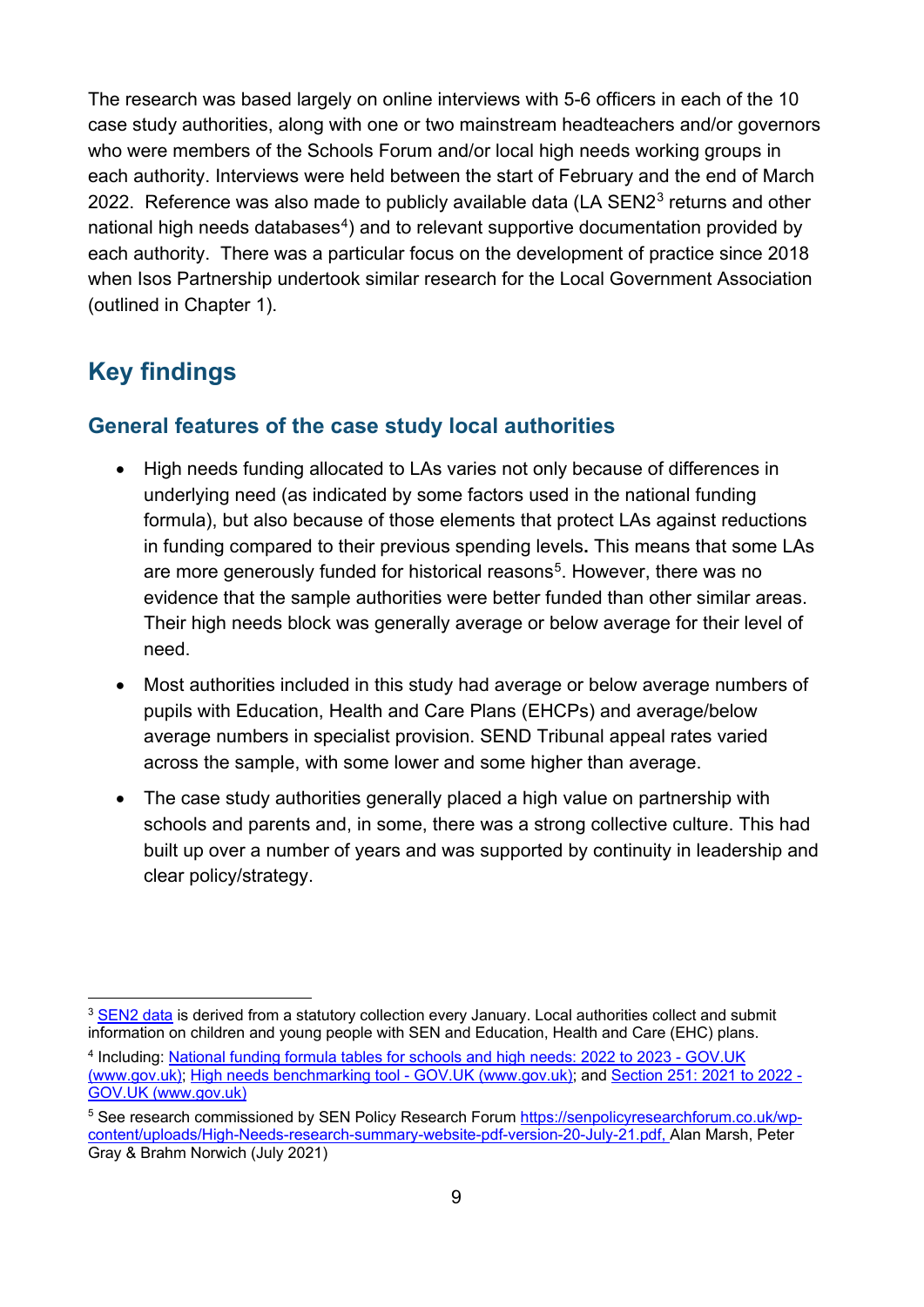The research was based largely on online interviews with 5-6 officers in each of the 10 case study authorities, along with one or two mainstream headteachers and/or governors who were members of the Schools Forum and/or local high needs working groups in each authority. Interviews were held between the start of February and the end of March 2022. Reference was also made to publicly available data (LA SEN2[3] returns and other national high needs databases[4]) and to relevant supportive documentation provided by each authority. There was a particular focus on the development of practice since 2018 when Isos Partnership undertook similar research for the Local Government Association (outlined in Chapter 1).

## Key findings

### General features of the case study local authorities

- High needs funding allocated to LAs varies not only because of differences in underlying need (as indicated by some factors used in the national funding formula), but also because of those elements that protect LAs against reductions in funding compared to their previous spending levels**.** This means that some LAs are more generously funded for historical reasons[5]. However, there was no evidence that the sample authorities were better funded than other similar areas. Their high needs block was generally average or below average for their level of need.
- Most authorities included in this study had average or below average numbers of pupils with Education, Health and Care Plans (EHCPs) and average/below average numbers in specialist provision. SEND Tribunal appeal rates varied across the sample, with some lower and some higher than average.
- The case study authorities generally placed a high value on partnership with schools and parents and, in some, there was a strong collective culture. This had built up over a number of years and was supported by continuity in leadership and clear policy/strategy.

---

[3] SEN2 data is derived from a statutory collection every January. Local authorities collect and submit information on children and young people with SEN and Education, Health and Care (EHC) plans.

[4] Including: National funding formula tables for schools and high needs: 2022 to 2023 - GOV.UK (www.gov.uk); High needs benchmarking tool - GOV.UK (www.gov.uk); and Section 251: 2021 to 2022 - GOV.UK (www.gov.uk)

[5] See research commissioned by SEN Policy Research Forum https://senpolicyresearchforum.co.uk/wp-content/uploads/High-Needs-research-summary-website-pdf-version-20-July-21.pdf, Alan Marsh, Peter Gray & Brahm Norwich (July 2021)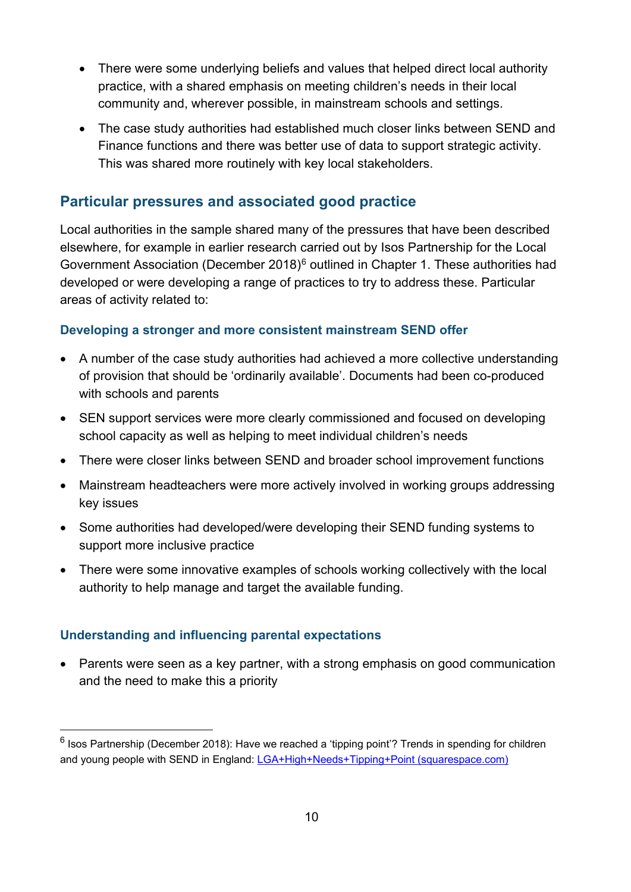- There were some underlying beliefs and values that helped direct local authority practice, with a shared emphasis on meeting children's needs in their local community and, wherever possible, in mainstream schools and settings.
- The case study authorities had established much closer links between SEND and Finance functions and there was better use of data to support strategic activity. This was shared more routinely with key local stakeholders.

## Particular pressures and associated good practice

Local authorities in the sample shared many of the pressures that have been described elsewhere, for example in earlier research carried out by Isos Partnership for the Local Government Association (December 2018)[6] outlined in Chapter 1. These authorities had developed or were developing a range of practices to try to address these. Particular areas of activity related to:

### Developing a stronger and more consistent mainstream SEND offer

- A number of the case study authorities had achieved a more collective understanding of provision that should be 'ordinarily available'. Documents had been co-produced with schools and parents
- SEN support services were more clearly commissioned and focused on developing school capacity as well as helping to meet individual children's needs
- There were closer links between SEND and broader school improvement functions
- Mainstream headteachers were more actively involved in working groups addressing key issues
- Some authorities had developed/were developing their SEND funding systems to support more inclusive practice
- There were some innovative examples of schools working collectively with the local authority to help manage and target the available funding.

### Understanding and influencing parental expectations

- Parents were seen as a key partner, with a strong emphasis on good communication and the need to make this a priority

---

[6] Isos Partnership (December 2018): Have we reached a 'tipping point'? Trends in spending for children and young people with SEND in England: [LGA+High+Needs+Tipping+Point (squarespace.com)](LGA+High+Needs+Tipping+Point (squarespace.com))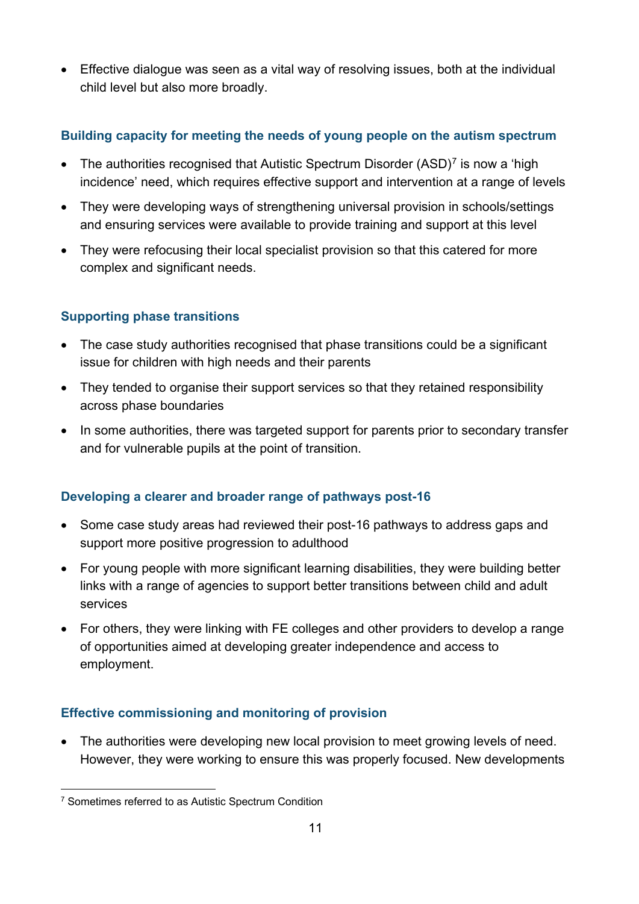- Effective dialogue was seen as a vital way of resolving issues, both at the individual child level but also more broadly.

### Building capacity for meeting the needs of young people on the autism spectrum

- The authorities recognised that Autistic Spectrum Disorder (ASD)[7] is now a 'high incidence' need, which requires effective support and intervention at a range of levels
- They were developing ways of strengthening universal provision in schools/settings and ensuring services were available to provide training and support at this level
- They were refocusing their local specialist provision so that this catered for more complex and significant needs.

### Supporting phase transitions

- The case study authorities recognised that phase transitions could be a significant issue for children with high needs and their parents
- They tended to organise their support services so that they retained responsibility across phase boundaries
- In some authorities, there was targeted support for parents prior to secondary transfer and for vulnerable pupils at the point of transition.

### Developing a clearer and broader range of pathways post-16

- Some case study areas had reviewed their post-16 pathways to address gaps and support more positive progression to adulthood
- For young people with more significant learning disabilities, they were building better links with a range of agencies to support better transitions between child and adult services
- For others, they were linking with FE colleges and other providers to develop a range of opportunities aimed at developing greater independence and access to employment.

### Effective commissioning and monitoring of provision

- The authorities were developing new local provision to meet growing levels of need. However, they were working to ensure this was properly focused. New developments

[7] Sometimes referred to as Autistic Spectrum Condition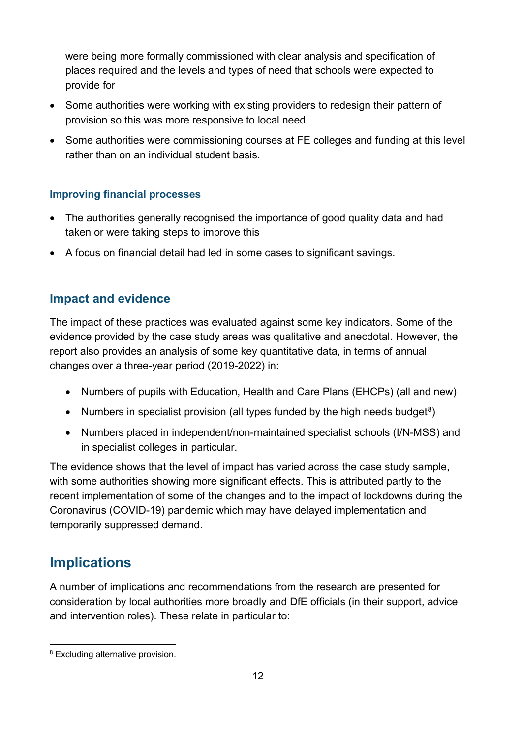were being more formally commissioned with clear analysis and specification of places required and the levels and types of need that schools were expected to provide for

- Some authorities were working with existing providers to redesign their pattern of provision so this was more responsive to local need
- Some authorities were commissioning courses at FE colleges and funding at this level rather than on an individual student basis.

#### Improving financial processes

- The authorities generally recognised the importance of good quality data and had taken or were taking steps to improve this
- A focus on financial detail had led in some cases to significant savings.

### Impact and evidence

The impact of these practices was evaluated against some key indicators. Some of the evidence provided by the case study areas was qualitative and anecdotal. However, the report also provides an analysis of some key quantitative data, in terms of annual changes over a three-year period (2019-2022) in:

- Numbers of pupils with Education, Health and Care Plans (EHCPs) (all and new)
- Numbers in specialist provision (all types funded by the high needs budget[8])
- Numbers placed in independent/non-maintained specialist schools (I/N-MSS) and in specialist colleges in particular.

The evidence shows that the level of impact has varied across the case study sample, with some authorities showing more significant effects. This is attributed partly to the recent implementation of some of the changes and to the impact of lockdowns during the Coronavirus (COVID-19) pandemic which may have delayed implementation and temporarily suppressed demand.

## Implications

A number of implications and recommendations from the research are presented for consideration by local authorities more broadly and DfE officials (in their support, advice and intervention roles). These relate in particular to:

[8] Excluding alternative provision.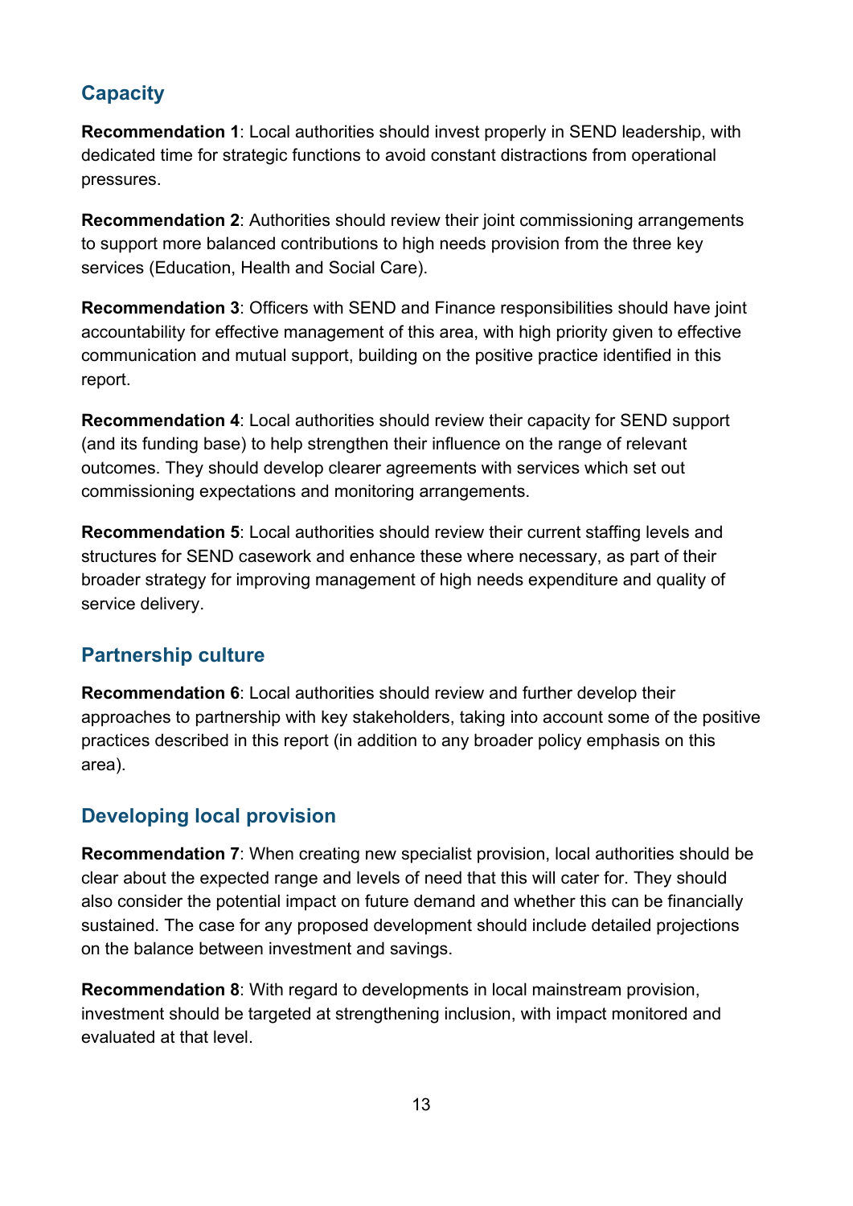## Capacity

**Recommendation 1**: Local authorities should invest properly in SEND leadership, with dedicated time for strategic functions to avoid constant distractions from operational pressures.

**Recommendation 2**: Authorities should review their joint commissioning arrangements to support more balanced contributions to high needs provision from the three key services (Education, Health and Social Care).

**Recommendation 3**: Officers with SEND and Finance responsibilities should have joint accountability for effective management of this area, with high priority given to effective communication and mutual support, building on the positive practice identified in this report.

**Recommendation 4**: Local authorities should review their capacity for SEND support (and its funding base) to help strengthen their influence on the range of relevant outcomes. They should develop clearer agreements with services which set out commissioning expectations and monitoring arrangements.

**Recommendation 5**: Local authorities should review their current staffing levels and structures for SEND casework and enhance these where necessary, as part of their broader strategy for improving management of high needs expenditure and quality of service delivery.

## Partnership culture

**Recommendation 6**: Local authorities should review and further develop their approaches to partnership with key stakeholders, taking into account some of the positive practices described in this report (in addition to any broader policy emphasis on this area).

## Developing local provision

**Recommendation 7**: When creating new specialist provision, local authorities should be clear about the expected range and levels of need that this will cater for. They should also consider the potential impact on future demand and whether this can be financially sustained. The case for any proposed development should include detailed projections on the balance between investment and savings.

**Recommendation 8**: With regard to developments in local mainstream provision, investment should be targeted at strengthening inclusion, with impact monitored and evaluated at that level.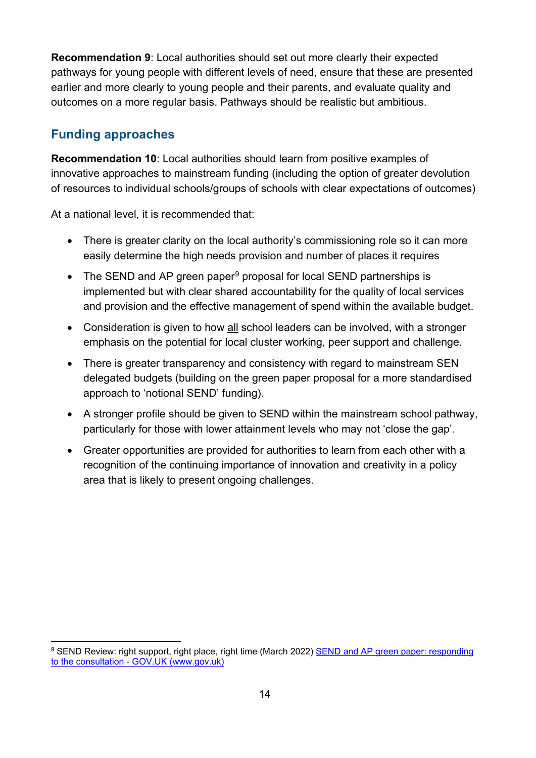**Recommendation 9**: Local authorities should set out more clearly their expected pathways for young people with different levels of need, ensure that these are presented earlier and more clearly to young people and their parents, and evaluate quality and outcomes on a more regular basis. Pathways should be realistic but ambitious.

## Funding approaches

**Recommendation 10**: Local authorities should learn from positive examples of innovative approaches to mainstream funding (including the option of greater devolution of resources to individual schools/groups of schools with clear expectations of outcomes)

At a national level, it is recommended that:

- There is greater clarity on the local authority's commissioning role so it can more easily determine the high needs provision and number of places it requires
- The SEND and AP green paper[9] proposal for local SEND partnerships is implemented but with clear shared accountability for the quality of local services and provision and the effective management of spend within the available budget.
- Consideration is given to how all school leaders can be involved, with a stronger emphasis on the potential for local cluster working, peer support and challenge.
- There is greater transparency and consistency with regard to mainstream SEN delegated budgets (building on the green paper proposal for a more standardised approach to 'notional SEND' funding).
- A stronger profile should be given to SEND within the mainstream school pathway, particularly for those with lower attainment levels who may not 'close the gap'.
- Greater opportunities are provided for authorities to learn from each other with a recognition of the continuing importance of innovation and creativity in a policy area that is likely to present ongoing challenges.

[9] SEND Review: right support, right place, right time (March 2022) SEND and AP green paper: responding to the consultation - GOV.UK (www.gov.uk)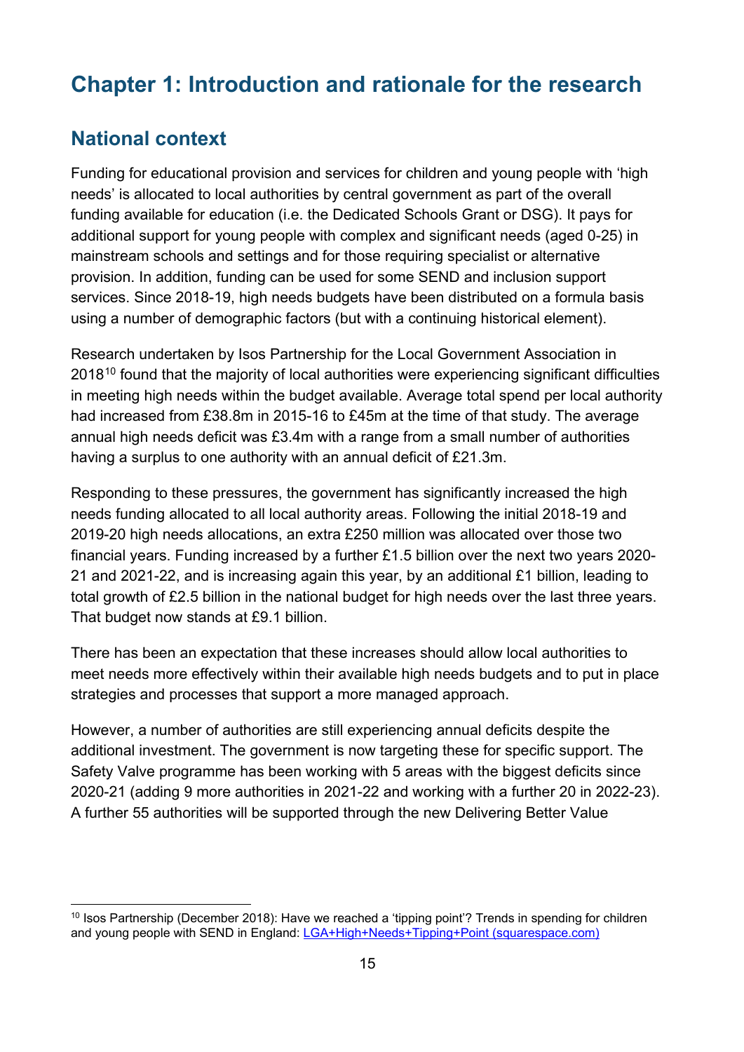# Chapter 1: Introduction and rationale for the research

## National context

Funding for educational provision and services for children and young people with 'high needs' is allocated to local authorities by central government as part of the overall funding available for education (i.e. the Dedicated Schools Grant or DSG). It pays for additional support for young people with complex and significant needs (aged 0-25) in mainstream schools and settings and for those requiring specialist or alternative provision. In addition, funding can be used for some SEND and inclusion support services. Since 2018-19, high needs budgets have been distributed on a formula basis using a number of demographic factors (but with a continuing historical element).

Research undertaken by Isos Partnership for the Local Government Association in 2018[10] found that the majority of local authorities were experiencing significant difficulties in meeting high needs within the budget available. Average total spend per local authority had increased from £38.8m in 2015-16 to £45m at the time of that study. The average annual high needs deficit was £3.4m with a range from a small number of authorities having a surplus to one authority with an annual deficit of £21.3m.

Responding to these pressures, the government has significantly increased the high needs funding allocated to all local authority areas. Following the initial 2018-19 and 2019-20 high needs allocations, an extra £250 million was allocated over those two financial years. Funding increased by a further £1.5 billion over the next two years 2020-21 and 2021-22, and is increasing again this year, by an additional £1 billion, leading to total growth of £2.5 billion in the national budget for high needs over the last three years. That budget now stands at £9.1 billion.

There has been an expectation that these increases should allow local authorities to meet needs more effectively within their available high needs budgets and to put in place strategies and processes that support a more managed approach.

However, a number of authorities are still experiencing annual deficits despite the additional investment. The government is now targeting these for specific support. The Safety Valve programme has been working with 5 areas with the biggest deficits since 2020-21 (adding 9 more authorities in 2021-22 and working with a further 20 in 2022-23). A further 55 authorities will be supported through the new Delivering Better Value

---

[10] Isos Partnership (December 2018): Have we reached a 'tipping point'? Trends in spending for children and young people with SEND in England: [LGA+High+Needs+Tipping+Point (squarespace.com)](LGA+High+Needs+Tipping+Point (squarespace.com))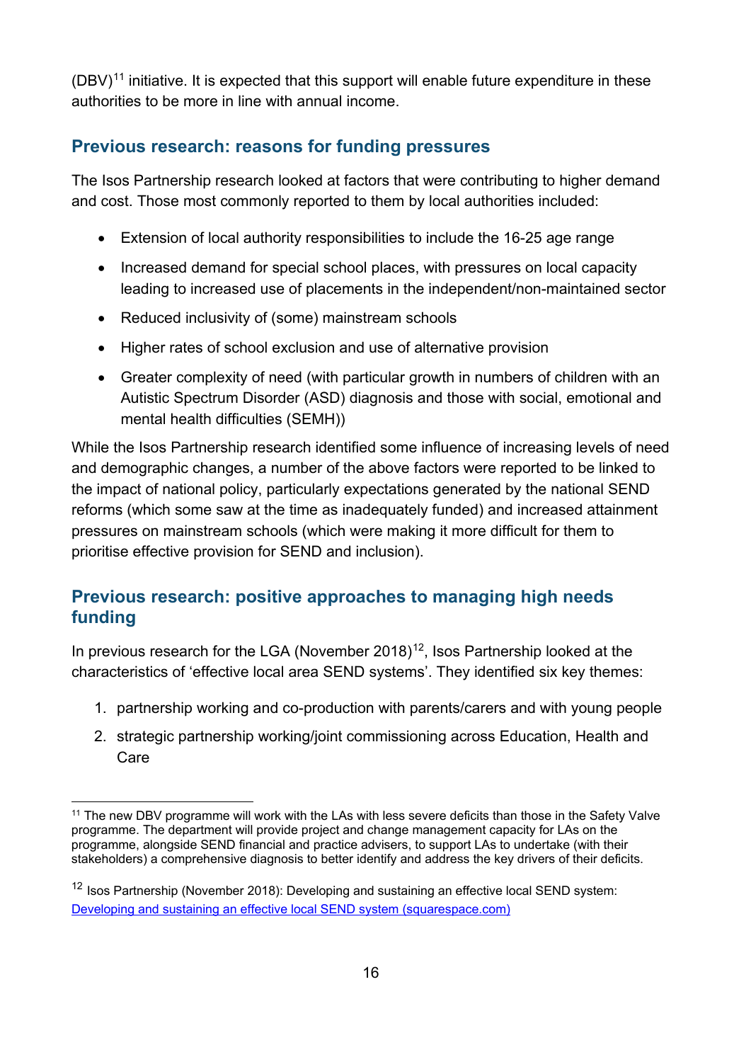(DBV)[11] initiative. It is expected that this support will enable future expenditure in these authorities to be more in line with annual income.

## Previous research: reasons for funding pressures

The Isos Partnership research looked at factors that were contributing to higher demand and cost. Those most commonly reported to them by local authorities included:

- Extension of local authority responsibilities to include the 16-25 age range
- Increased demand for special school places, with pressures on local capacity leading to increased use of placements in the independent/non-maintained sector
- Reduced inclusivity of (some) mainstream schools
- Higher rates of school exclusion and use of alternative provision
- Greater complexity of need (with particular growth in numbers of children with an Autistic Spectrum Disorder (ASD) diagnosis and those with social, emotional and mental health difficulties (SEMH))

While the Isos Partnership research identified some influence of increasing levels of need and demographic changes, a number of the above factors were reported to be linked to the impact of national policy, particularly expectations generated by the national SEND reforms (which some saw at the time as inadequately funded) and increased attainment pressures on mainstream schools (which were making it more difficult for them to prioritise effective provision for SEND and inclusion).

## Previous research: positive approaches to managing high needs funding

In previous research for the LGA (November 2018)[12], Isos Partnership looked at the characteristics of 'effective local area SEND systems'. They identified six key themes:

1. partnership working and co-production with parents/carers and with young people
2. strategic partnership working/joint commissioning across Education, Health and Care

---

[11] The new DBV programme will work with the LAs with less severe deficits than those in the Safety Valve programme. The department will provide project and change management capacity for LAs on the programme, alongside SEND financial and practice advisers, to support LAs to undertake (with their stakeholders) a comprehensive diagnosis to better identify and address the key drivers of their deficits.

[12] Isos Partnership (November 2018): Developing and sustaining an effective local SEND system: [Developing and sustaining an effective local SEND system (squarespace.com)](https://squarespace.com)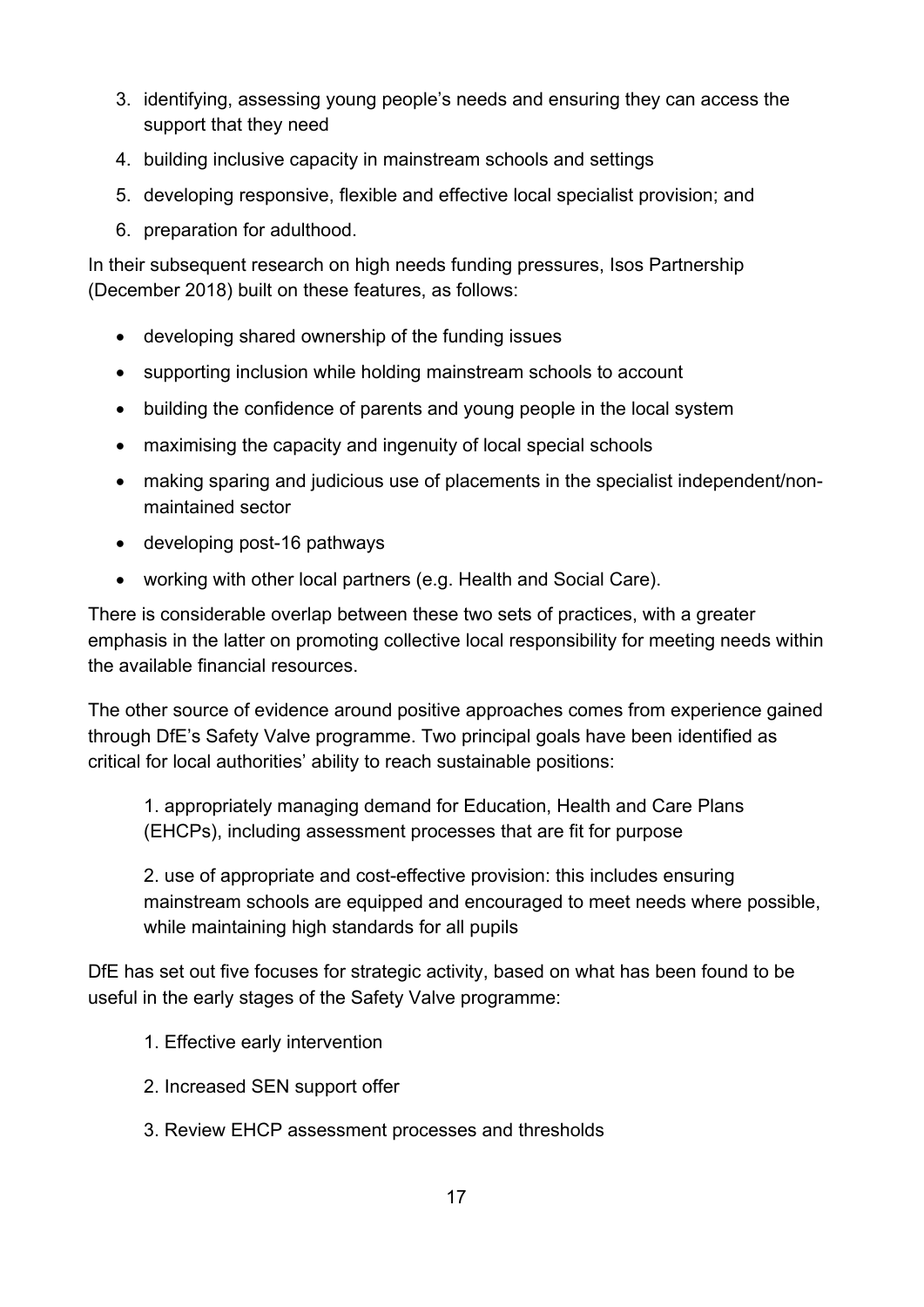3. identifying, assessing young people's needs and ensuring they can access the support that they need
4. building inclusive capacity in mainstream schools and settings
5. developing responsive, flexible and effective local specialist provision; and
6. preparation for adulthood.

In their subsequent research on high needs funding pressures, Isos Partnership (December 2018) built on these features, as follows:

- developing shared ownership of the funding issues
- supporting inclusion while holding mainstream schools to account
- building the confidence of parents and young people in the local system
- maximising the capacity and ingenuity of local special schools
- making sparing and judicious use of placements in the specialist independent/non-maintained sector
- developing post-16 pathways
- working with other local partners (e.g. Health and Social Care).

There is considerable overlap between these two sets of practices, with a greater emphasis in the latter on promoting collective local responsibility for meeting needs within the available financial resources.

The other source of evidence around positive approaches comes from experience gained through DfE's Safety Valve programme. Two principal goals have been identified as critical for local authorities' ability to reach sustainable positions:

> 1. appropriately managing demand for Education, Health and Care Plans (EHCPs), including assessment processes that are fit for purpose
>
> 2. use of appropriate and cost-effective provision: this includes ensuring mainstream schools are equipped and encouraged to meet needs where possible, while maintaining high standards for all pupils

DfE has set out five focuses for strategic activity, based on what has been found to be useful in the early stages of the Safety Valve programme:

1. Effective early intervention
2. Increased SEN support offer
3. Review EHCP assessment processes and thresholds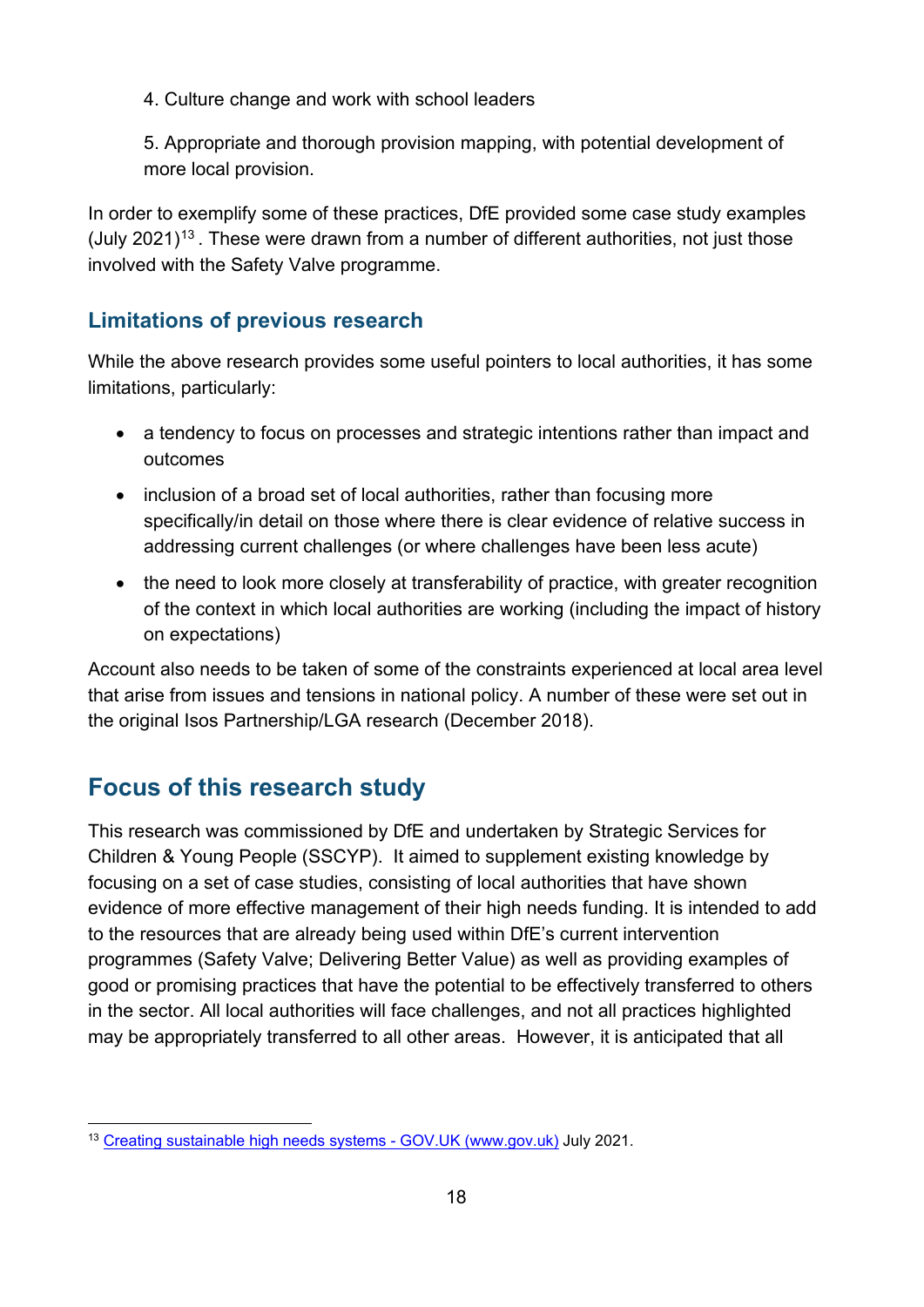4. Culture change and work with school leaders

5. Appropriate and thorough provision mapping, with potential development of more local provision.

In order to exemplify some of these practices, DfE provided some case study examples (July 2021)[13]. These were drawn from a number of different authorities, not just those involved with the Safety Valve programme.

### Limitations of previous research

While the above research provides some useful pointers to local authorities, it has some limitations, particularly:

- a tendency to focus on processes and strategic intentions rather than impact and outcomes
- inclusion of a broad set of local authorities, rather than focusing more specifically/in detail on those where there is clear evidence of relative success in addressing current challenges (or where challenges have been less acute)
- the need to look more closely at transferability of practice, with greater recognition of the context in which local authorities are working (including the impact of history on expectations)

Account also needs to be taken of some of the constraints experienced at local area level that arise from issues and tensions in national policy. A number of these were set out in the original Isos Partnership/LGA research (December 2018).

## Focus of this research study

This research was commissioned by DfE and undertaken by Strategic Services for Children & Young People (SSCYP). It aimed to supplement existing knowledge by focusing on a set of case studies, consisting of local authorities that have shown evidence of more effective management of their high needs funding. It is intended to add to the resources that are already being used within DfE's current intervention programmes (Safety Valve; Delivering Better Value) as well as providing examples of good or promising practices that have the potential to be effectively transferred to others in the sector. All local authorities will face challenges, and not all practices highlighted may be appropriately transferred to all other areas. However, it is anticipated that all

[13] Creating sustainable high needs systems - GOV.UK (www.gov.uk) July 2021.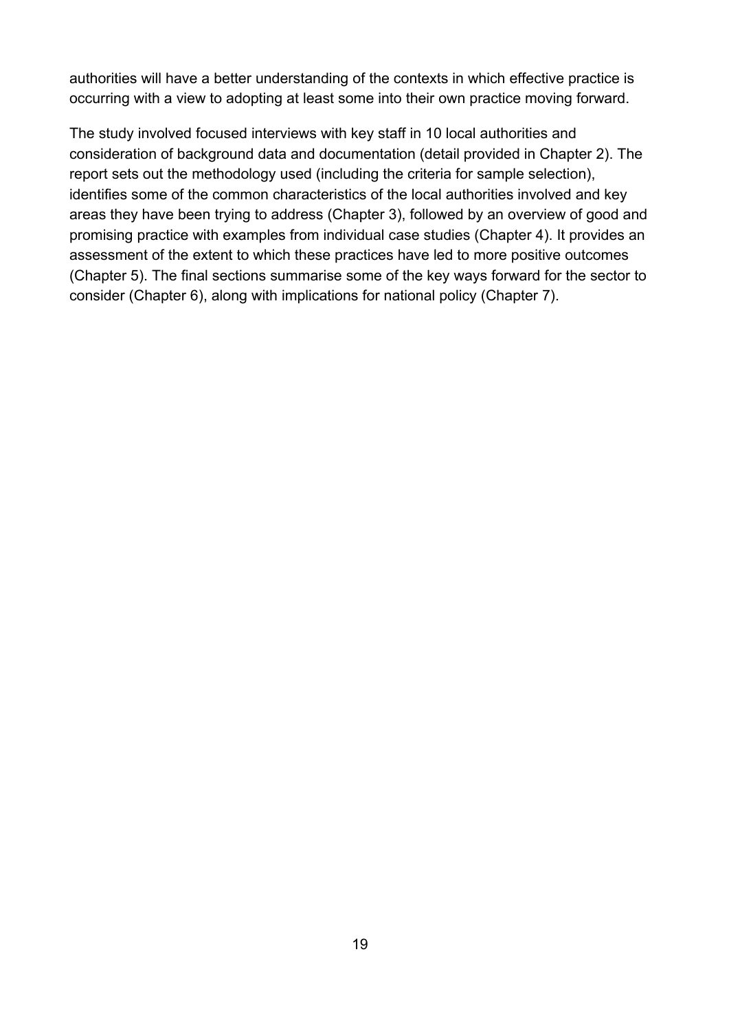authorities will have a better understanding of the contexts in which effective practice is occurring with a view to adopting at least some into their own practice moving forward.

The study involved focused interviews with key staff in 10 local authorities and consideration of background data and documentation (detail provided in Chapter 2). The report sets out the methodology used (including the criteria for sample selection), identifies some of the common characteristics of the local authorities involved and key areas they have been trying to address (Chapter 3), followed by an overview of good and promising practice with examples from individual case studies (Chapter 4). It provides an assessment of the extent to which these practices have led to more positive outcomes (Chapter 5). The final sections summarise some of the key ways forward for the sector to consider (Chapter 6), along with implications for national policy (Chapter 7).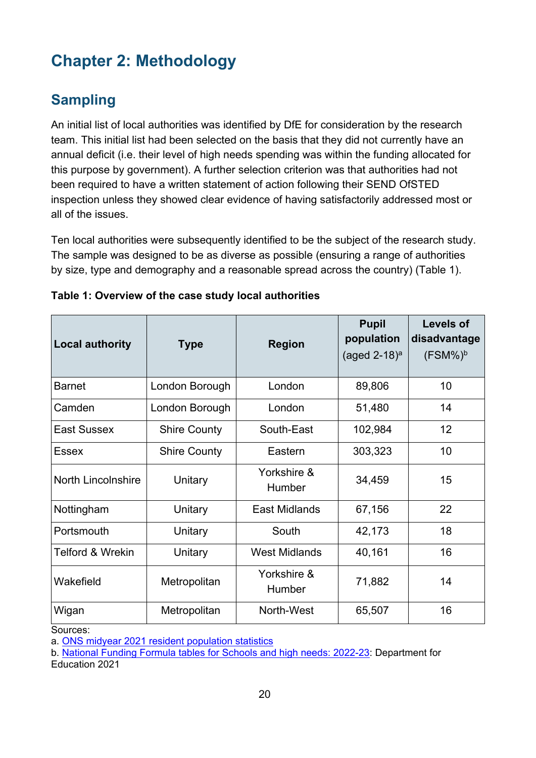# Chapter 2: Methodology

## Sampling

An initial list of local authorities was identified by DfE for consideration by the research team. This initial list had been selected on the basis that they did not currently have an annual deficit (i.e. their level of high needs spending was within the funding allocated for this purpose by government). A further selection criterion was that authorities had not been required to have a written statement of action following their SEND OfSTED inspection unless they showed clear evidence of having satisfactorily addressed most or all of the issues.

Ten local authorities were subsequently identified to be the subject of the research study. The sample was designed to be as diverse as possible (ensuring a range of authorities by size, type and demography and a reasonable spread across the country) (Table 1).

**Table 1: Overview of the case study local authorities**

| Local authority | Type | Region | Pupil population (aged 2-18)[a] | Levels of disadvantage (FSM%)[b] |
|---|---|---|---|---|
| Barnet | London Borough | London | 89,806 | 10 |
| Camden | London Borough | London | 51,480 | 14 |
| East Sussex | Shire County | South-East | 102,984 | 12 |
| Essex | Shire County | Eastern | 303,323 | 10 |
| North Lincolnshire | Unitary | Yorkshire & Humber | 34,459 | 15 |
| Nottingham | Unitary | East Midlands | 67,156 | 22 |
| Portsmouth | Unitary | South | 42,173 | 18 |
| Telford & Wrekin | Unitary | West Midlands | 40,161 | 16 |
| Wakefield | Metropolitan | Yorkshire & Humber | 71,882 | 14 |
| Wigan | Metropolitan | North-West | 65,507 | 16 |

Sources:
a. ONS midyear 2021 resident population statistics
b. National Funding Formula tables for Schools and high needs: 2022-23: Department for Education 2021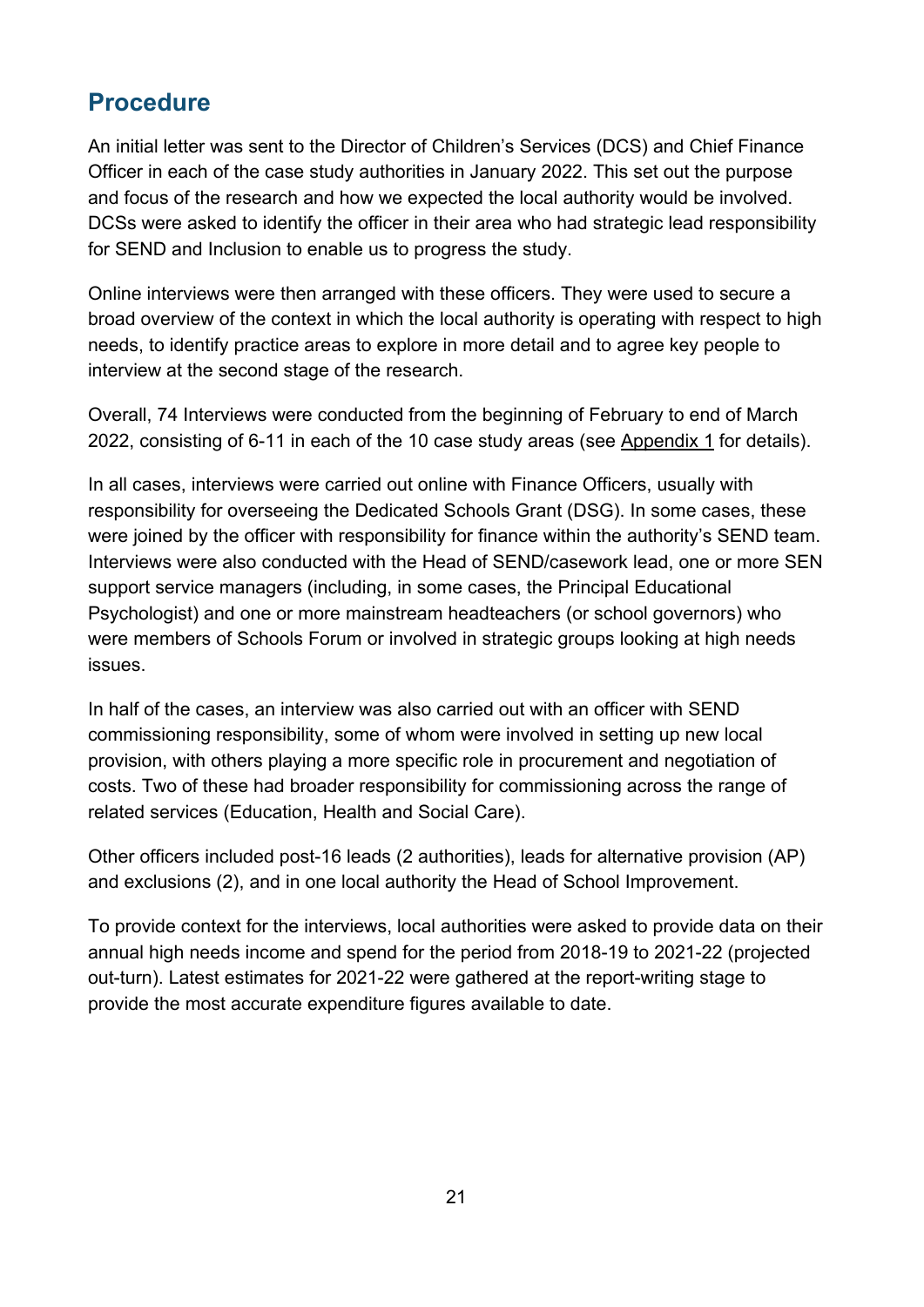## Procedure

An initial letter was sent to the Director of Children's Services (DCS) and Chief Finance Officer in each of the case study authorities in January 2022. This set out the purpose and focus of the research and how we expected the local authority would be involved. DCSs were asked to identify the officer in their area who had strategic lead responsibility for SEND and Inclusion to enable us to progress the study.

Online interviews were then arranged with these officers. They were used to secure a broad overview of the context in which the local authority is operating with respect to high needs, to identify practice areas to explore in more detail and to agree key people to interview at the second stage of the research.

Overall, 74 Interviews were conducted from the beginning of February to end of March 2022, consisting of 6-11 in each of the 10 case study areas (see Appendix 1 for details).

In all cases, interviews were carried out online with Finance Officers, usually with responsibility for overseeing the Dedicated Schools Grant (DSG). In some cases, these were joined by the officer with responsibility for finance within the authority's SEND team. Interviews were also conducted with the Head of SEND/casework lead, one or more SEN support service managers (including, in some cases, the Principal Educational Psychologist) and one or more mainstream headteachers (or school governors) who were members of Schools Forum or involved in strategic groups looking at high needs issues.

In half of the cases, an interview was also carried out with an officer with SEND commissioning responsibility, some of whom were involved in setting up new local provision, with others playing a more specific role in procurement and negotiation of costs. Two of these had broader responsibility for commissioning across the range of related services (Education, Health and Social Care).

Other officers included post-16 leads (2 authorities), leads for alternative provision (AP) and exclusions (2), and in one local authority the Head of School Improvement.

To provide context for the interviews, local authorities were asked to provide data on their annual high needs income and spend for the period from 2018-19 to 2021-22 (projected out-turn). Latest estimates for 2021-22 were gathered at the report-writing stage to provide the most accurate expenditure figures available to date.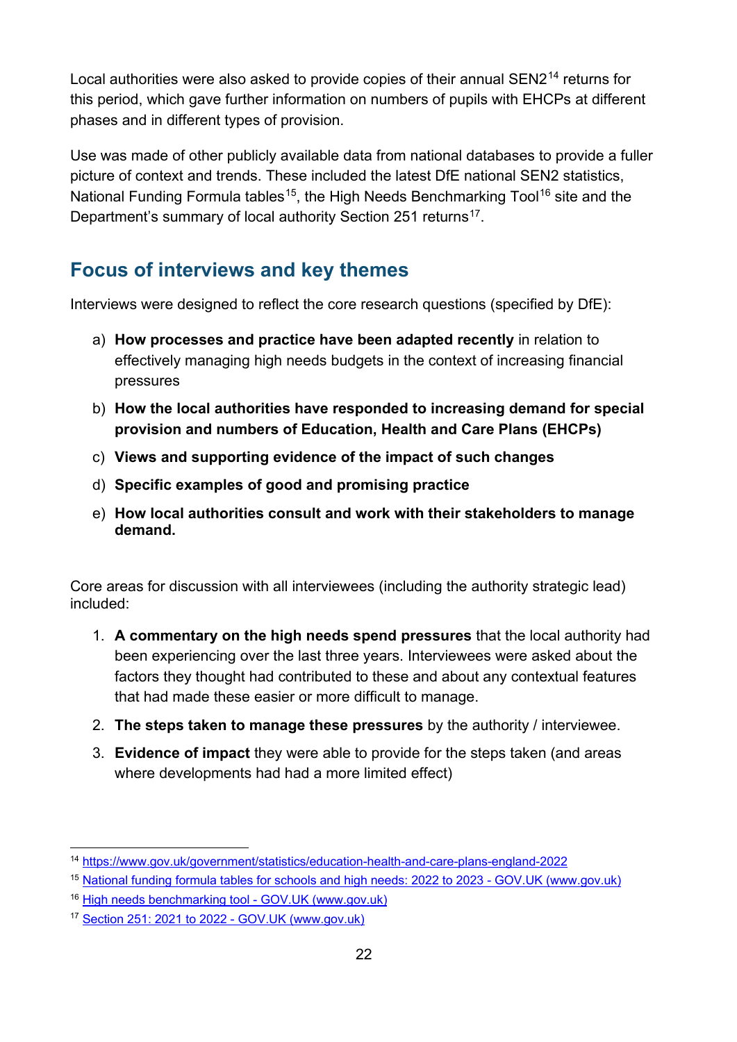Local authorities were also asked to provide copies of their annual SEN2[14] returns for this period, which gave further information on numbers of pupils with EHCPs at different phases and in different types of provision.

Use was made of other publicly available data from national databases to provide a fuller picture of context and trends. These included the latest DfE national SEN2 statistics, National Funding Formula tables[15], the High Needs Benchmarking Tool[16] site and the Department's summary of local authority Section 251 returns[17].

## Focus of interviews and key themes

Interviews were designed to reflect the core research questions (specified by DfE):

a) **How processes and practice have been adapted recently** in relation to effectively managing high needs budgets in the context of increasing financial pressures

b) **How the local authorities have responded to increasing demand for special provision and numbers of Education, Health and Care Plans (EHCPs)**

c) **Views and supporting evidence of the impact of such changes**

d) **Specific examples of good and promising practice**

e) **How local authorities consult and work with their stakeholders to manage demand.**

Core areas for discussion with all interviewees (including the authority strategic lead) included:

1. **A commentary on the high needs spend pressures** that the local authority had been experiencing over the last three years. Interviewees were asked about the factors they thought had contributed to these and about any contextual features that had made these easier or more difficult to manage.
2. **The steps taken to manage these pressures** by the authority / interviewee.
3. **Evidence of impact** they were able to provide for the steps taken (and areas where developments had had a more limited effect)

---

[14] https://www.gov.uk/government/statistics/education-health-and-care-plans-england-2022

[15] National funding formula tables for schools and high needs: 2022 to 2023 - GOV.UK (www.gov.uk)

[16] High needs benchmarking tool - GOV.UK (www.gov.uk)

[17] Section 251: 2021 to 2022 - GOV.UK (www.gov.uk)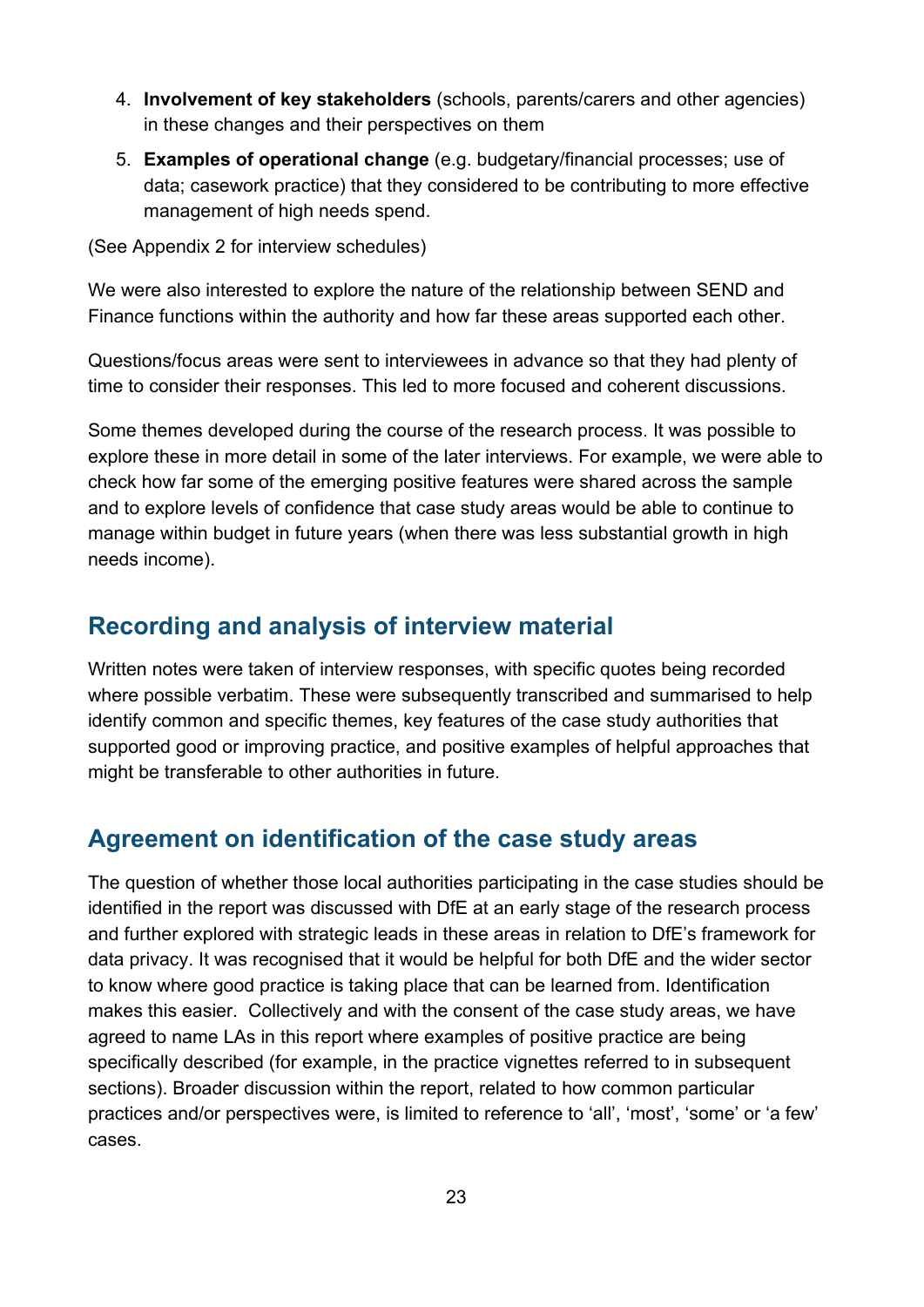4. **Involvement of key stakeholders** (schools, parents/carers and other agencies) in these changes and their perspectives on them
5. **Examples of operational change** (e.g. budgetary/financial processes; use of data; casework practice) that they considered to be contributing to more effective management of high needs spend.

(See Appendix 2 for interview schedules)

We were also interested to explore the nature of the relationship between SEND and Finance functions within the authority and how far these areas supported each other.

Questions/focus areas were sent to interviewees in advance so that they had plenty of time to consider their responses. This led to more focused and coherent discussions.

Some themes developed during the course of the research process. It was possible to explore these in more detail in some of the later interviews. For example, we were able to check how far some of the emerging positive features were shared across the sample and to explore levels of confidence that case study areas would be able to continue to manage within budget in future years (when there was less substantial growth in high needs income).

## Recording and analysis of interview material

Written notes were taken of interview responses, with specific quotes being recorded where possible verbatim. These were subsequently transcribed and summarised to help identify common and specific themes, key features of the case study authorities that supported good or improving practice, and positive examples of helpful approaches that might be transferable to other authorities in future.

## Agreement on identification of the case study areas

The question of whether those local authorities participating in the case studies should be identified in the report was discussed with DfE at an early stage of the research process and further explored with strategic leads in these areas in relation to DfE's framework for data privacy. It was recognised that it would be helpful for both DfE and the wider sector to know where good practice is taking place that can be learned from. Identification makes this easier. Collectively and with the consent of the case study areas, we have agreed to name LAs in this report where examples of positive practice are being specifically described (for example, in the practice vignettes referred to in subsequent sections). Broader discussion within the report, related to how common particular practices and/or perspectives were, is limited to reference to 'all', 'most', 'some' or 'a few' cases.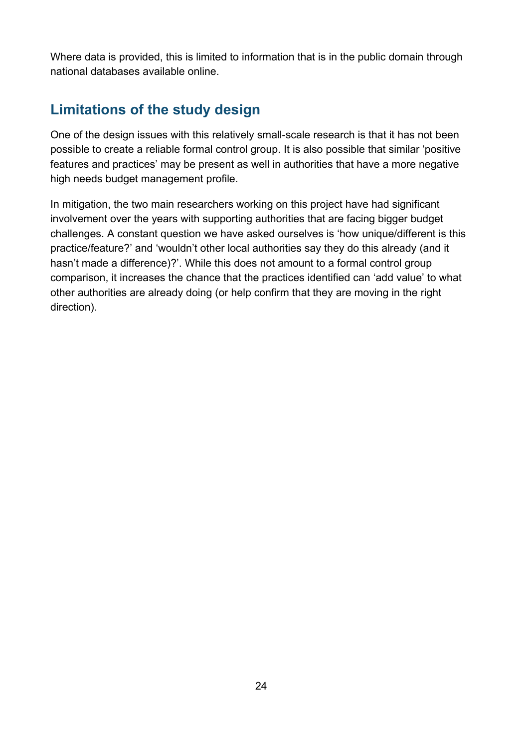Where data is provided, this is limited to information that is in the public domain through national databases available online.

## Limitations of the study design

One of the design issues with this relatively small-scale research is that it has not been possible to create a reliable formal control group. It is also possible that similar 'positive features and practices' may be present as well in authorities that have a more negative high needs budget management profile.

In mitigation, the two main researchers working on this project have had significant involvement over the years with supporting authorities that are facing bigger budget challenges. A constant question we have asked ourselves is 'how unique/different is this practice/feature?' and 'wouldn't other local authorities say they do this already (and it hasn't made a difference)?'. While this does not amount to a formal control group comparison, it increases the chance that the practices identified can 'add value' to what other authorities are already doing (or help confirm that they are moving in the right direction).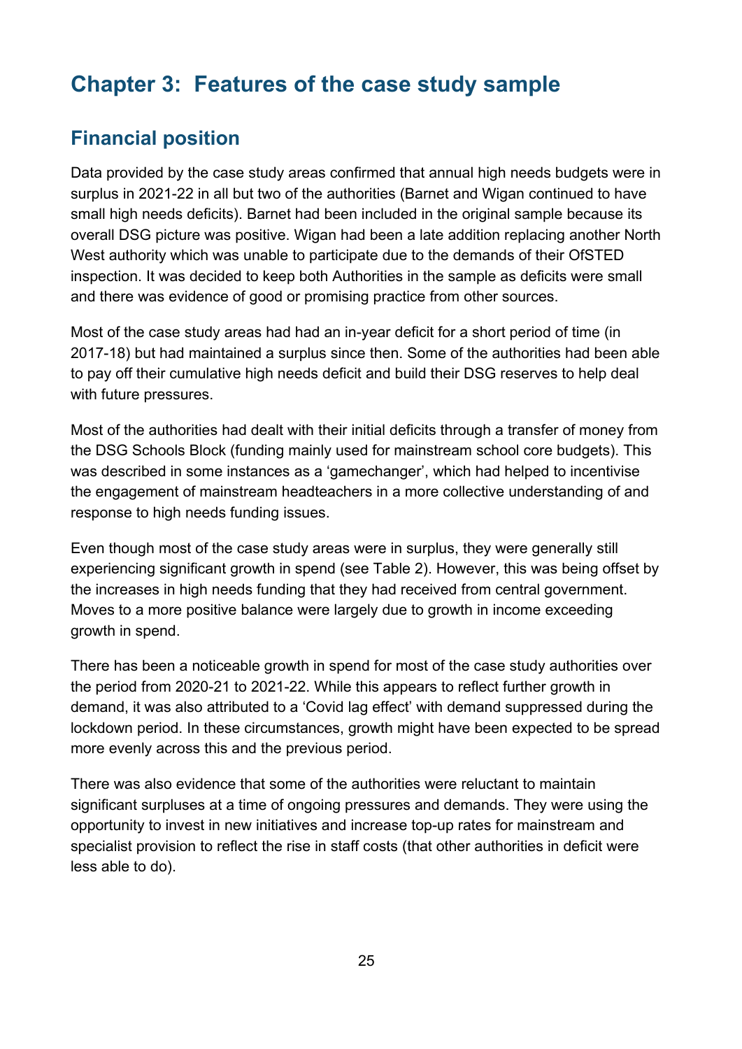# Chapter 3: Features of the case study sample

## Financial position

Data provided by the case study areas confirmed that annual high needs budgets were in surplus in 2021-22 in all but two of the authorities (Barnet and Wigan continued to have small high needs deficits). Barnet had been included in the original sample because its overall DSG picture was positive. Wigan had been a late addition replacing another North West authority which was unable to participate due to the demands of their OfSTED inspection. It was decided to keep both Authorities in the sample as deficits were small and there was evidence of good or promising practice from other sources.

Most of the case study areas had had an in-year deficit for a short period of time (in 2017-18) but had maintained a surplus since then. Some of the authorities had been able to pay off their cumulative high needs deficit and build their DSG reserves to help deal with future pressures.

Most of the authorities had dealt with their initial deficits through a transfer of money from the DSG Schools Block (funding mainly used for mainstream school core budgets). This was described in some instances as a 'gamechanger', which had helped to incentivise the engagement of mainstream headteachers in a more collective understanding of and response to high needs funding issues.

Even though most of the case study areas were in surplus, they were generally still experiencing significant growth in spend (see Table 2). However, this was being offset by the increases in high needs funding that they had received from central government. Moves to a more positive balance were largely due to growth in income exceeding growth in spend.

There has been a noticeable growth in spend for most of the case study authorities over the period from 2020-21 to 2021-22. While this appears to reflect further growth in demand, it was also attributed to a 'Covid lag effect' with demand suppressed during the lockdown period. In these circumstances, growth might have been expected to be spread more evenly across this and the previous period.

There was also evidence that some of the authorities were reluctant to maintain significant surpluses at a time of ongoing pressures and demands. They were using the opportunity to invest in new initiatives and increase top-up rates for mainstream and specialist provision to reflect the rise in staff costs (that other authorities in deficit were less able to do).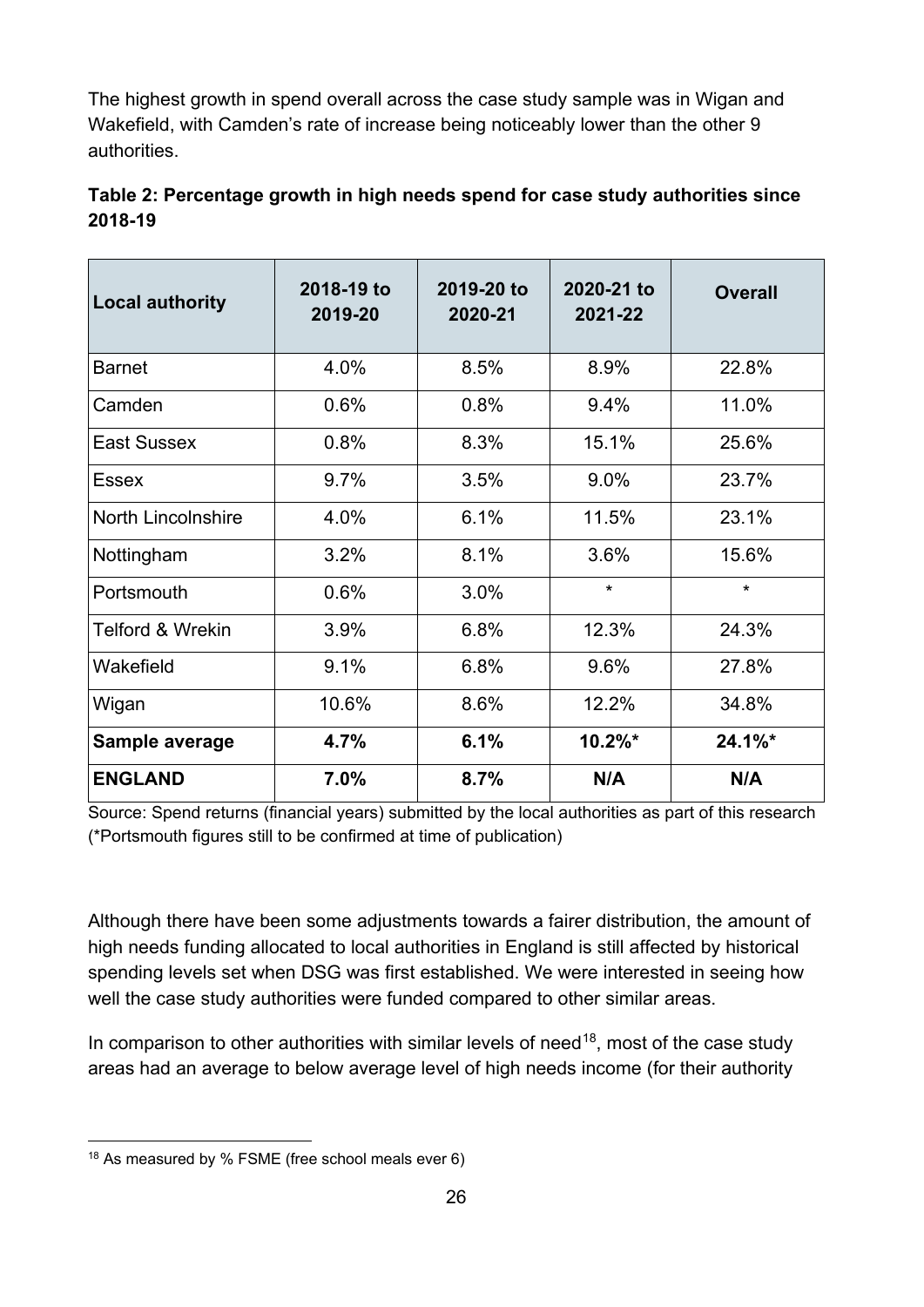The highest growth in spend overall across the case study sample was in Wigan and Wakefield, with Camden's rate of increase being noticeably lower than the other 9 authorities.

**Table 2: Percentage growth in high needs spend for case study authorities since 2018-19**

| Local authority | 2018-19 to 2019-20 | 2019-20 to 2020-21 | 2020-21 to 2021-22 | Overall |
|---|---|---|---|---|
| Barnet | 4.0% | 8.5% | 8.9% | 22.8% |
| Camden | 0.6% | 0.8% | 9.4% | 11.0% |
| East Sussex | 0.8% | 8.3% | 15.1% | 25.6% |
| Essex | 9.7% | 3.5% | 9.0% | 23.7% |
| North Lincolnshire | 4.0% | 6.1% | 11.5% | 23.1% |
| Nottingham | 3.2% | 8.1% | 3.6% | 15.6% |
| Portsmouth | 0.6% | 3.0% | * | * |
| Telford & Wrekin | 3.9% | 6.8% | 12.3% | 24.3% |
| Wakefield | 9.1% | 6.8% | 9.6% | 27.8% |
| Wigan | 10.6% | 8.6% | 12.2% | 34.8% |
| **Sample average** | **4.7%** | **6.1%** | **10.2%*** | **24.1%*** |
| **ENGLAND** | **7.0%** | **8.7%** | **N/A** | **N/A** |

Source: Spend returns (financial years) submitted by the local authorities as part of this research (*Portsmouth figures still to be confirmed at time of publication)

Although there have been some adjustments towards a fairer distribution, the amount of high needs funding allocated to local authorities in England is still affected by historical spending levels set when DSG was first established. We were interested in seeing how well the case study authorities were funded compared to other similar areas.

In comparison to other authorities with similar levels of need[18], most of the case study areas had an average to below average level of high needs income (for their authority

[18] As measured by % FSME (free school meals ever 6)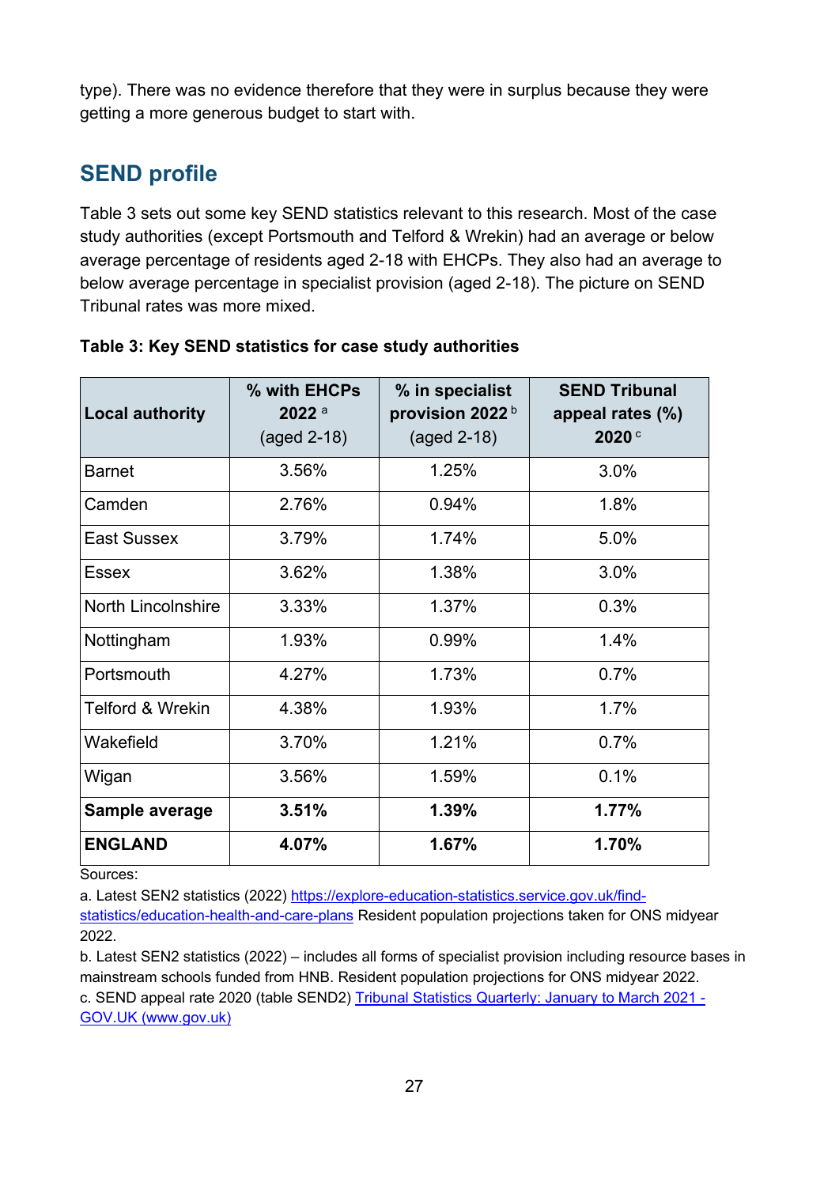type). There was no evidence therefore that they were in surplus because they were getting a more generous budget to start with.

## SEND profile

Table 3 sets out some key SEND statistics relevant to this research. Most of the case study authorities (except Portsmouth and Telford & Wrekin) had an average or below average percentage of residents aged 2-18 with EHCPs. They also had an average to below average percentage in specialist provision (aged 2-18). The picture on SEND Tribunal rates was more mixed.

**Table 3: Key SEND statistics for case study authorities**

| **Local authority** | **% with EHCPs 2022** [a] (aged 2-18) | **% in specialist provision 2022** [b] (aged 2-18) | **SEND Tribunal appeal rates (%) 2020** [c] |
|---|---|---|---|
| Barnet | 3.56% | 1.25% | 3.0% |
| Camden | 2.76% | 0.94% | 1.8% |
| East Sussex | 3.79% | 1.74% | 5.0% |
| Essex | 3.62% | 1.38% | 3.0% |
| North Lincolnshire | 3.33% | 1.37% | 0.3% |
| Nottingham | 1.93% | 0.99% | 1.4% |
| Portsmouth | 4.27% | 1.73% | 0.7% |
| Telford & Wrekin | 4.38% | 1.93% | 1.7% |
| Wakefield | 3.70% | 1.21% | 0.7% |
| Wigan | 3.56% | 1.59% | 0.1% |
| **Sample average** | **3.51%** | **1.39%** | **1.77%** |
| **ENGLAND** | **4.07%** | **1.67%** | **1.70%** |

Sources:

a. Latest SEN2 statistics (2022) https://explore-education-statistics.service.gov.uk/find-statistics/education-health-and-care-plans Resident population projections taken for ONS midyear 2022.

b. Latest SEN2 statistics (2022) – includes all forms of specialist provision including resource bases in mainstream schools funded from HNB. Resident population projections for ONS midyear 2022.

c. SEND appeal rate 2020 (table SEND2) Tribunal Statistics Quarterly: January to March 2021 - GOV.UK (www.gov.uk)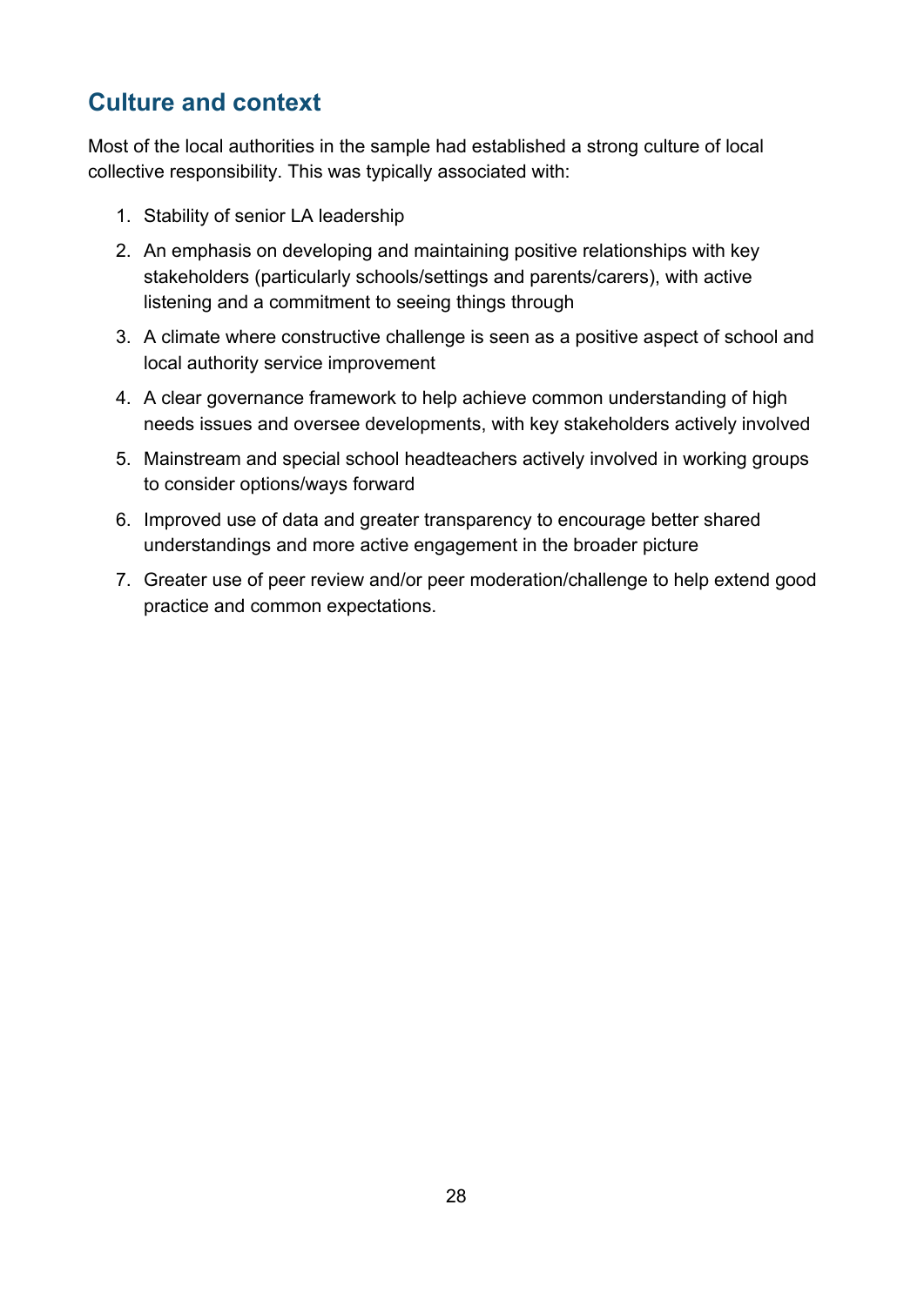## Culture and context

Most of the local authorities in the sample had established a strong culture of local collective responsibility. This was typically associated with:

1. Stability of senior LA leadership
2. An emphasis on developing and maintaining positive relationships with key stakeholders (particularly schools/settings and parents/carers), with active listening and a commitment to seeing things through
3. A climate where constructive challenge is seen as a positive aspect of school and local authority service improvement
4. A clear governance framework to help achieve common understanding of high needs issues and oversee developments, with key stakeholders actively involved
5. Mainstream and special school headteachers actively involved in working groups to consider options/ways forward
6. Improved use of data and greater transparency to encourage better shared understandings and more active engagement in the broader picture
7. Greater use of peer review and/or peer moderation/challenge to help extend good practice and common expectations.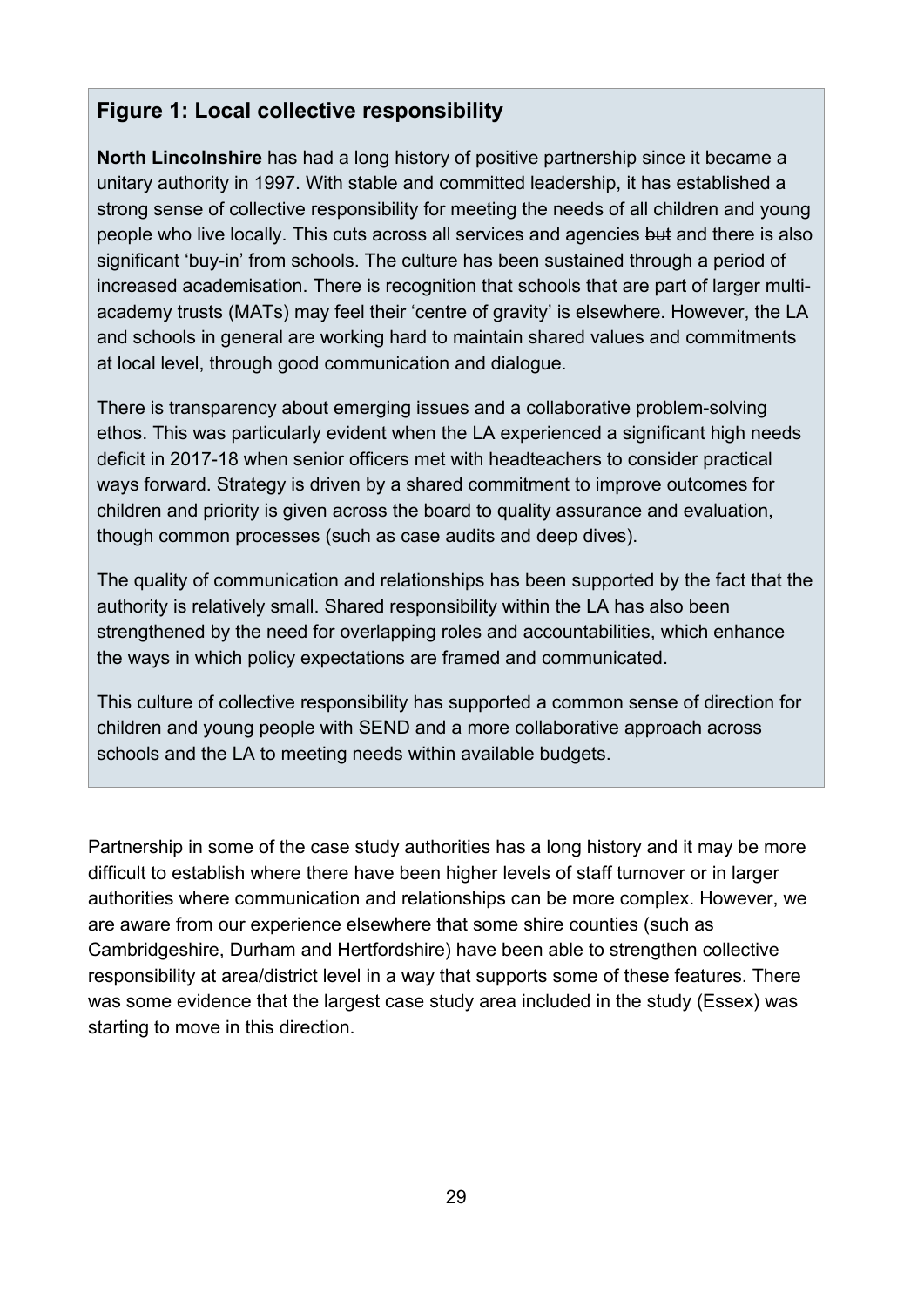## Figure 1: Local collective responsibility

**North Lincolnshire** has had a long history of positive partnership since it became a unitary authority in 1997. With stable and committed leadership, it has established a strong sense of collective responsibility for meeting the needs of all children and young people who live locally. This cuts across all services and agencies ~~but~~ and there is also significant 'buy-in' from schools. The culture has been sustained through a period of increased academisation. There is recognition that schools that are part of larger multi-academy trusts (MATs) may feel their 'centre of gravity' is elsewhere. However, the LA and schools in general are working hard to maintain shared values and commitments at local level, through good communication and dialogue.

There is transparency about emerging issues and a collaborative problem-solving ethos. This was particularly evident when the LA experienced a significant high needs deficit in 2017-18 when senior officers met with headteachers to consider practical ways forward. Strategy is driven by a shared commitment to improve outcomes for children and priority is given across the board to quality assurance and evaluation, though common processes (such as case audits and deep dives).

The quality of communication and relationships has been supported by the fact that the authority is relatively small. Shared responsibility within the LA has also been strengthened by the need for overlapping roles and accountabilities, which enhance the ways in which policy expectations are framed and communicated.

This culture of collective responsibility has supported a common sense of direction for children and young people with SEND and a more collaborative approach across schools and the LA to meeting needs within available budgets.

Partnership in some of the case study authorities has a long history and it may be more difficult to establish where there have been higher levels of staff turnover or in larger authorities where communication and relationships can be more complex. However, we are aware from our experience elsewhere that some shire counties (such as Cambridgeshire, Durham and Hertfordshire) have been able to strengthen collective responsibility at area/district level in a way that supports some of these features. There was some evidence that the largest case study area included in the study (Essex) was starting to move in this direction.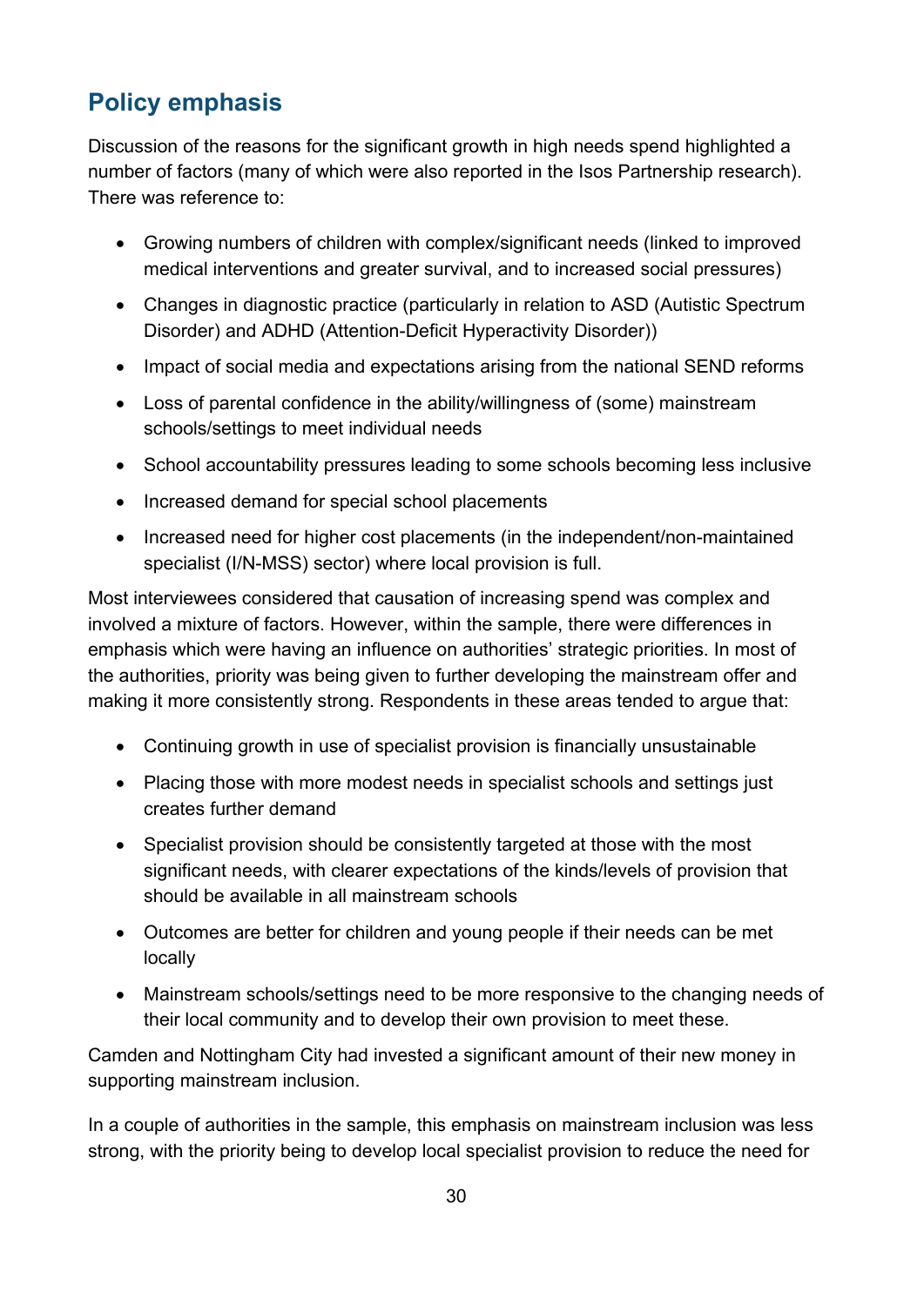## Policy emphasis

Discussion of the reasons for the significant growth in high needs spend highlighted a number of factors (many of which were also reported in the Isos Partnership research). There was reference to:

- Growing numbers of children with complex/significant needs (linked to improved medical interventions and greater survival, and to increased social pressures)
- Changes in diagnostic practice (particularly in relation to ASD (Autistic Spectrum Disorder) and ADHD (Attention-Deficit Hyperactivity Disorder))
- Impact of social media and expectations arising from the national SEND reforms
- Loss of parental confidence in the ability/willingness of (some) mainstream schools/settings to meet individual needs
- School accountability pressures leading to some schools becoming less inclusive
- Increased demand for special school placements
- Increased need for higher cost placements (in the independent/non-maintained specialist (I/N-MSS) sector) where local provision is full.

Most interviewees considered that causation of increasing spend was complex and involved a mixture of factors. However, within the sample, there were differences in emphasis which were having an influence on authorities' strategic priorities. In most of the authorities, priority was being given to further developing the mainstream offer and making it more consistently strong. Respondents in these areas tended to argue that:

- Continuing growth in use of specialist provision is financially unsustainable
- Placing those with more modest needs in specialist schools and settings just creates further demand
- Specialist provision should be consistently targeted at those with the most significant needs, with clearer expectations of the kinds/levels of provision that should be available in all mainstream schools
- Outcomes are better for children and young people if their needs can be met locally
- Mainstream schools/settings need to be more responsive to the changing needs of their local community and to develop their own provision to meet these.

Camden and Nottingham City had invested a significant amount of their new money in supporting mainstream inclusion.

In a couple of authorities in the sample, this emphasis on mainstream inclusion was less strong, with the priority being to develop local specialist provision to reduce the need for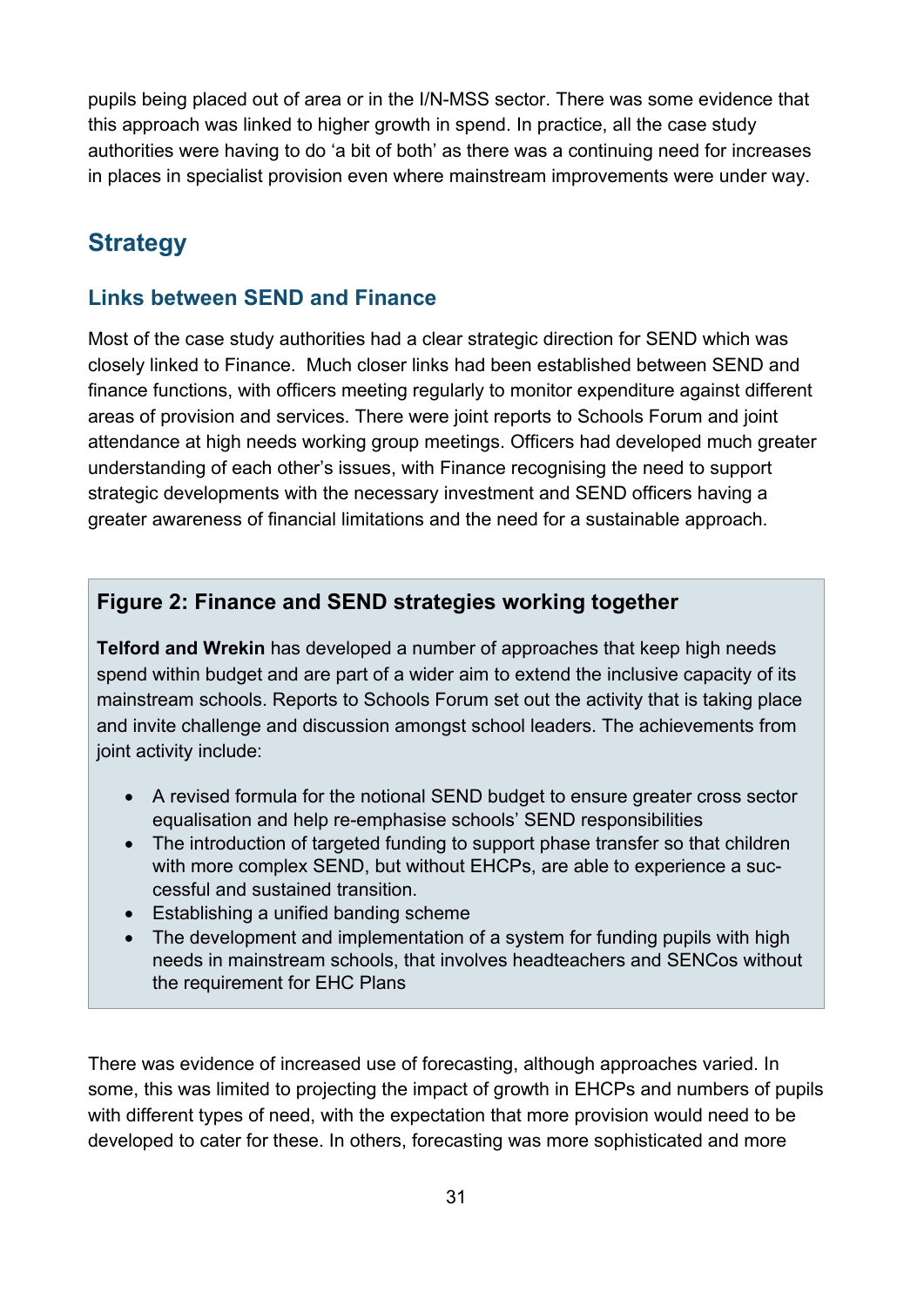pupils being placed out of area or in the I/N-MSS sector. There was some evidence that this approach was linked to higher growth in spend. In practice, all the case study authorities were having to do 'a bit of both' as there was a continuing need for increases in places in specialist provision even where mainstream improvements were under way.

## Strategy

### Links between SEND and Finance

Most of the case study authorities had a clear strategic direction for SEND which was closely linked to Finance. Much closer links had been established between SEND and finance functions, with officers meeting regularly to monitor expenditure against different areas of provision and services. There were joint reports to Schools Forum and joint attendance at high needs working group meetings. Officers had developed much greater understanding of each other's issues, with Finance recognising the need to support strategic developments with the necessary investment and SEND officers having a greater awareness of financial limitations and the need for a sustainable approach.

**Figure 2: Finance and SEND strategies working together**

**Telford and Wrekin** has developed a number of approaches that keep high needs spend within budget and are part of a wider aim to extend the inclusive capacity of its mainstream schools. Reports to Schools Forum set out the activity that is taking place and invite challenge and discussion amongst school leaders. The achievements from joint activity include:

- A revised formula for the notional SEND budget to ensure greater cross sector equalisation and help re-emphasise schools' SEND responsibilities
- The introduction of targeted funding to support phase transfer so that children with more complex SEND, but without EHCPs, are able to experience a successful and sustained transition.
- Establishing a unified banding scheme
- The development and implementation of a system for funding pupils with high needs in mainstream schools, that involves headteachers and SENCos without the requirement for EHC Plans

There was evidence of increased use of forecasting, although approaches varied. In some, this was limited to projecting the impact of growth in EHCPs and numbers of pupils with different types of need, with the expectation that more provision would need to be developed to cater for these. In others, forecasting was more sophisticated and more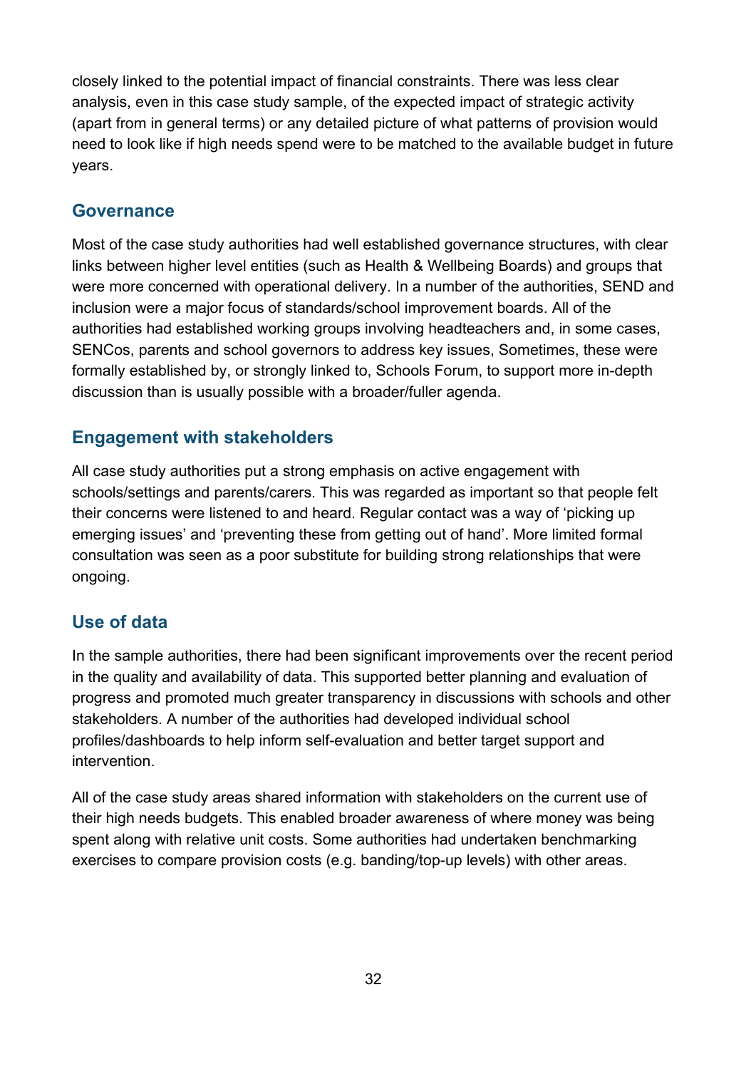closely linked to the potential impact of financial constraints. There was less clear analysis, even in this case study sample, of the expected impact of strategic activity (apart from in general terms) or any detailed picture of what patterns of provision would need to look like if high needs spend were to be matched to the available budget in future years.

## Governance

Most of the case study authorities had well established governance structures, with clear links between higher level entities (such as Health & Wellbeing Boards) and groups that were more concerned with operational delivery. In a number of the authorities, SEND and inclusion were a major focus of standards/school improvement boards. All of the authorities had established working groups involving headteachers and, in some cases, SENCos, parents and school governors to address key issues, Sometimes, these were formally established by, or strongly linked to, Schools Forum, to support more in-depth discussion than is usually possible with a broader/fuller agenda.

## Engagement with stakeholders

All case study authorities put a strong emphasis on active engagement with schools/settings and parents/carers. This was regarded as important so that people felt their concerns were listened to and heard. Regular contact was a way of 'picking up emerging issues' and 'preventing these from getting out of hand'. More limited formal consultation was seen as a poor substitute for building strong relationships that were ongoing.

## Use of data

In the sample authorities, there had been significant improvements over the recent period in the quality and availability of data. This supported better planning and evaluation of progress and promoted much greater transparency in discussions with schools and other stakeholders. A number of the authorities had developed individual school profiles/dashboards to help inform self-evaluation and better target support and intervention.

All of the case study areas shared information with stakeholders on the current use of their high needs budgets. This enabled broader awareness of where money was being spent along with relative unit costs. Some authorities had undertaken benchmarking exercises to compare provision costs (e.g. banding/top-up levels) with other areas.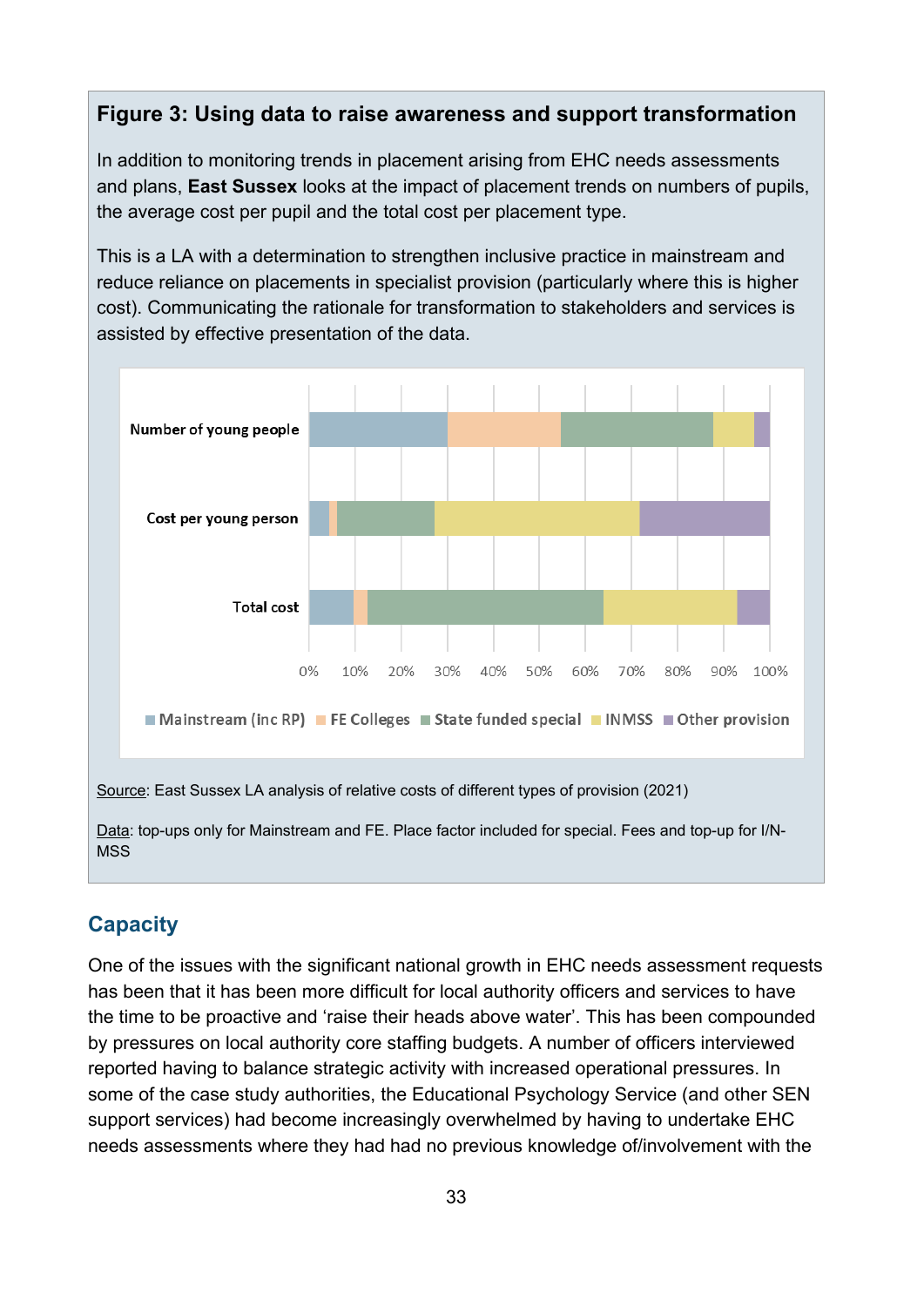### Figure 3: Using data to raise awareness and support transformation

In addition to monitoring trends in placement arising from EHC needs assessments and plans, **East Sussex** looks at the impact of placement trends on numbers of pupils, the average cost per pupil and the total cost per placement type.

This is a LA with a determination to strengthen inclusive practice in mainstream and reduce reliance on placements in specialist provision (particularly where this is higher cost). Communicating the rationale for transformation to stakeholders and services is assisted by effective presentation of the data.

Source: East Sussex LA analysis of relative costs of different types of provision (2021)

Data: top-ups only for Mainstream and FE. Place factor included for special. Fees and top-up for I/N-MSS

## Capacity

One of the issues with the significant national growth in EHC needs assessment requests has been that it has been more difficult for local authority officers and services to have the time to be proactive and 'raise their heads above water'. This has been compounded by pressures on local authority core staffing budgets. A number of officers interviewed reported having to balance strategic activity with increased operational pressures. In some of the case study authorities, the Educational Psychology Service (and other SEN support services) had become increasingly overwhelmed by having to undertake EHC needs assessments where they had had no previous knowledge of/involvement with the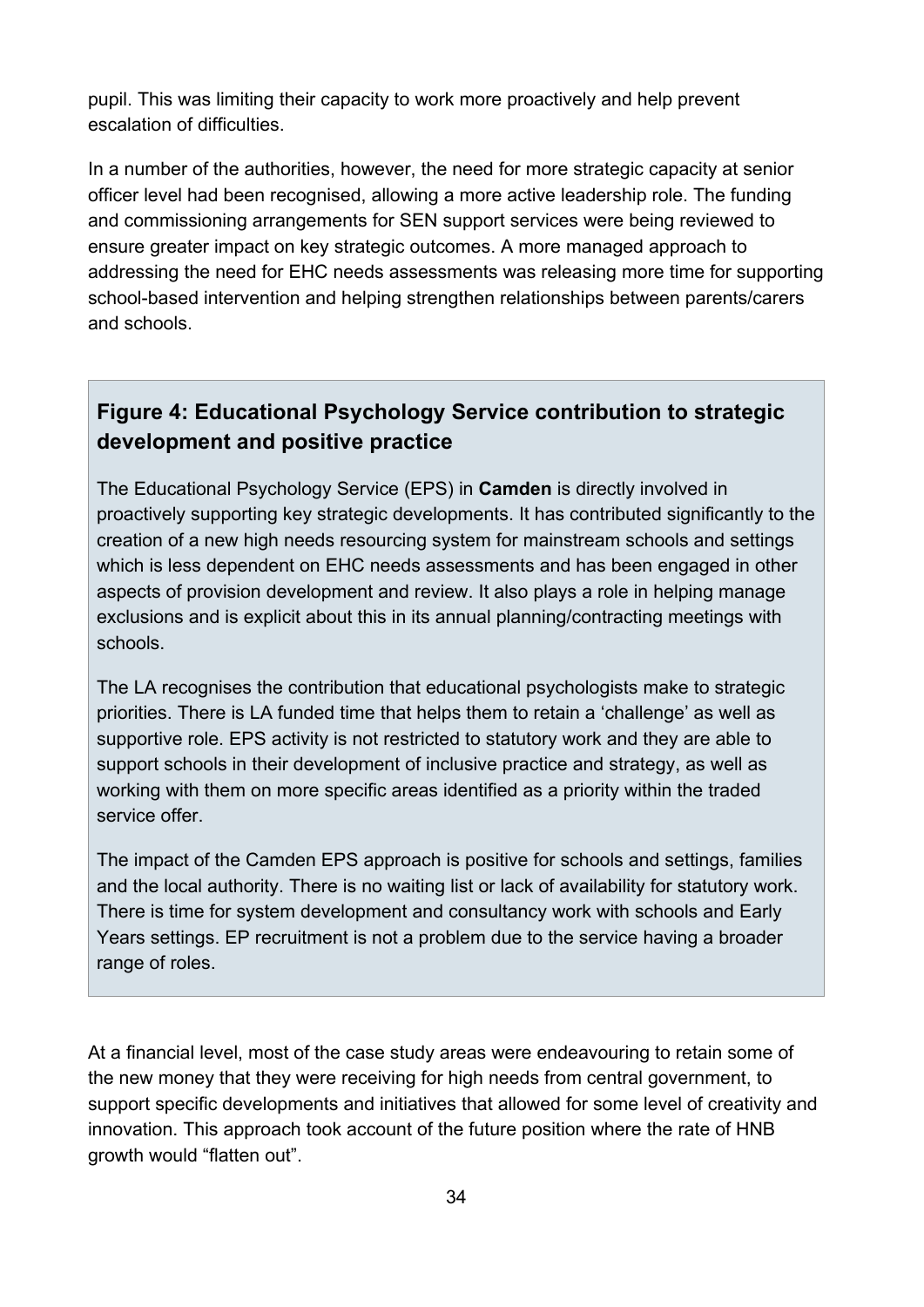pupil. This was limiting their capacity to work more proactively and help prevent escalation of difficulties.

In a number of the authorities, however, the need for more strategic capacity at senior officer level had been recognised, allowing a more active leadership role. The funding and commissioning arrangements for SEN support services were being reviewed to ensure greater impact on key strategic outcomes. A more managed approach to addressing the need for EHC needs assessments was releasing more time for supporting school-based intervention and helping strengthen relationships between parents/carers and schools.

### Figure 4: Educational Psychology Service contribution to strategic development and positive practice

The Educational Psychology Service (EPS) in **Camden** is directly involved in proactively supporting key strategic developments. It has contributed significantly to the creation of a new high needs resourcing system for mainstream schools and settings which is less dependent on EHC needs assessments and has been engaged in other aspects of provision development and review. It also plays a role in helping manage exclusions and is explicit about this in its annual planning/contracting meetings with schools.

The LA recognises the contribution that educational psychologists make to strategic priorities. There is LA funded time that helps them to retain a 'challenge' as well as supportive role. EPS activity is not restricted to statutory work and they are able to support schools in their development of inclusive practice and strategy, as well as working with them on more specific areas identified as a priority within the traded service offer.

The impact of the Camden EPS approach is positive for schools and settings, families and the local authority. There is no waiting list or lack of availability for statutory work. There is time for system development and consultancy work with schools and Early Years settings. EP recruitment is not a problem due to the service having a broader range of roles.

At a financial level, most of the case study areas were endeavouring to retain some of the new money that they were receiving for high needs from central government, to support specific developments and initiatives that allowed for some level of creativity and innovation. This approach took account of the future position where the rate of HNB growth would "flatten out".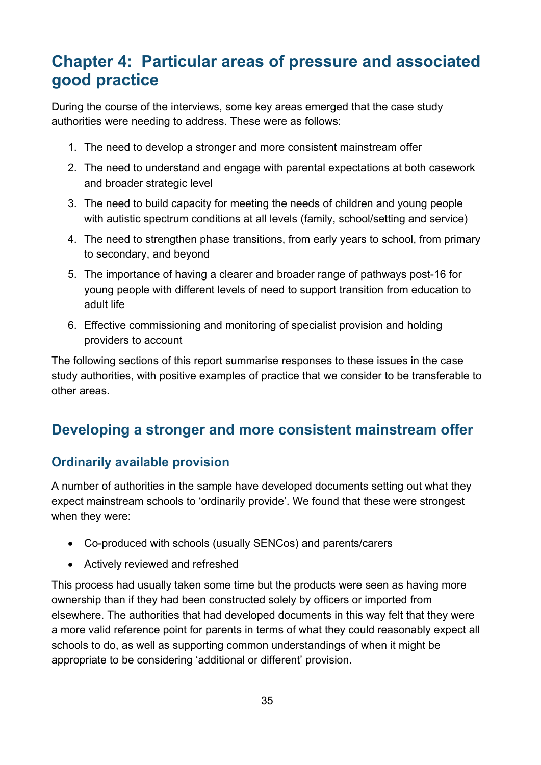# Chapter 4: Particular areas of pressure and associated good practice

During the course of the interviews, some key areas emerged that the case study authorities were needing to address. These were as follows:

1. The need to develop a stronger and more consistent mainstream offer
2. The need to understand and engage with parental expectations at both casework and broader strategic level
3. The need to build capacity for meeting the needs of children and young people with autistic spectrum conditions at all levels (family, school/setting and service)
4. The need to strengthen phase transitions, from early years to school, from primary to secondary, and beyond
5. The importance of having a clearer and broader range of pathways post-16 for young people with different levels of need to support transition from education to adult life
6. Effective commissioning and monitoring of specialist provision and holding providers to account

The following sections of this report summarise responses to these issues in the case study authorities, with positive examples of practice that we consider to be transferable to other areas.

## Developing a stronger and more consistent mainstream offer

### Ordinarily available provision

A number of authorities in the sample have developed documents setting out what they expect mainstream schools to 'ordinarily provide'. We found that these were strongest when they were:

- Co-produced with schools (usually SENCos) and parents/carers
- Actively reviewed and refreshed

This process had usually taken some time but the products were seen as having more ownership than if they had been constructed solely by officers or imported from elsewhere. The authorities that had developed documents in this way felt that they were a more valid reference point for parents in terms of what they could reasonably expect all schools to do, as well as supporting common understandings of when it might be appropriate to be considering 'additional or different' provision.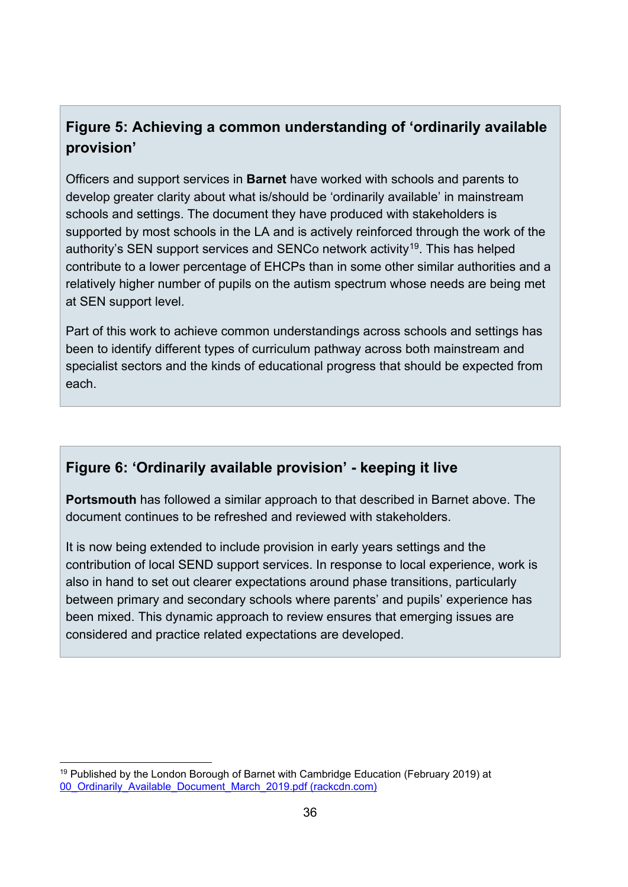### Figure 5: Achieving a common understanding of 'ordinarily available provision'

Officers and support services in **Barnet** have worked with schools and parents to develop greater clarity about what is/should be 'ordinarily available' in mainstream schools and settings. The document they have produced with stakeholders is supported by most schools in the LA and is actively reinforced through the work of the authority's SEN support services and SENCo network activity[19]. This has helped contribute to a lower percentage of EHCPs than in some other similar authorities and a relatively higher number of pupils on the autism spectrum whose needs are being met at SEN support level.

Part of this work to achieve common understandings across schools and settings has been to identify different types of curriculum pathway across both mainstream and specialist sectors and the kinds of educational progress that should be expected from each.

### Figure 6: 'Ordinarily available provision' - keeping it live

**Portsmouth** has followed a similar approach to that described in Barnet above. The document continues to be refreshed and reviewed with stakeholders.

It is now being extended to include provision in early years settings and the contribution of local SEND support services. In response to local experience, work is also in hand to set out clearer expectations around phase transitions, particularly between primary and secondary schools where parents' and pupils' experience has been mixed. This dynamic approach to review ensures that emerging issues are considered and practice related expectations are developed.

---

[19] Published by the London Borough of Barnet with Cambridge Education (February 2019) at 00_Ordinarily_Available_Document_March_2019.pdf (rackcdn.com)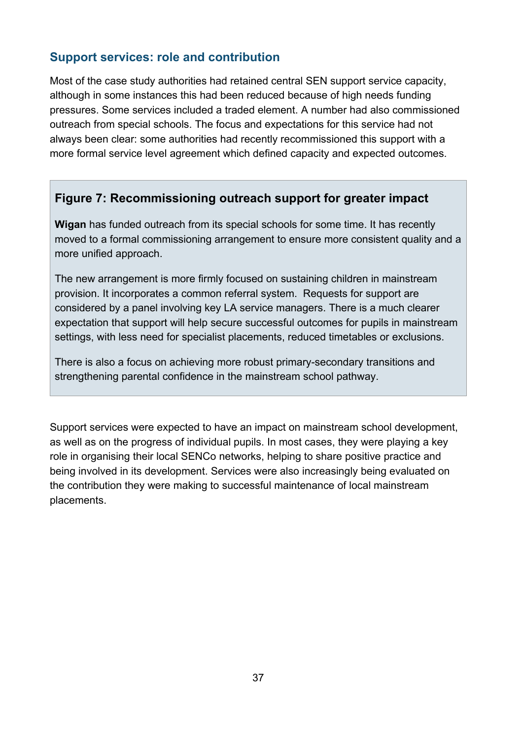## Support services: role and contribution

Most of the case study authorities had retained central SEN support service capacity, although in some instances this had been reduced because of high needs funding pressures. Some services included a traded element. A number had also commissioned outreach from special schools. The focus and expectations for this service had not always been clear: some authorities had recently recommissioned this support with a more formal service level agreement which defined capacity and expected outcomes.

### Figure 7: Recommissioning outreach support for greater impact

**Wigan** has funded outreach from its special schools for some time. It has recently moved to a formal commissioning arrangement to ensure more consistent quality and a more unified approach.

The new arrangement is more firmly focused on sustaining children in mainstream provision. It incorporates a common referral system. Requests for support are considered by a panel involving key LA service managers. There is a much clearer expectation that support will help secure successful outcomes for pupils in mainstream settings, with less need for specialist placements, reduced timetables or exclusions.

There is also a focus on achieving more robust primary-secondary transitions and strengthening parental confidence in the mainstream school pathway.

Support services were expected to have an impact on mainstream school development, as well as on the progress of individual pupils. In most cases, they were playing a key role in organising their local SENCo networks, helping to share positive practice and being involved in its development. Services were also increasingly being evaluated on the contribution they were making to successful maintenance of local mainstream placements.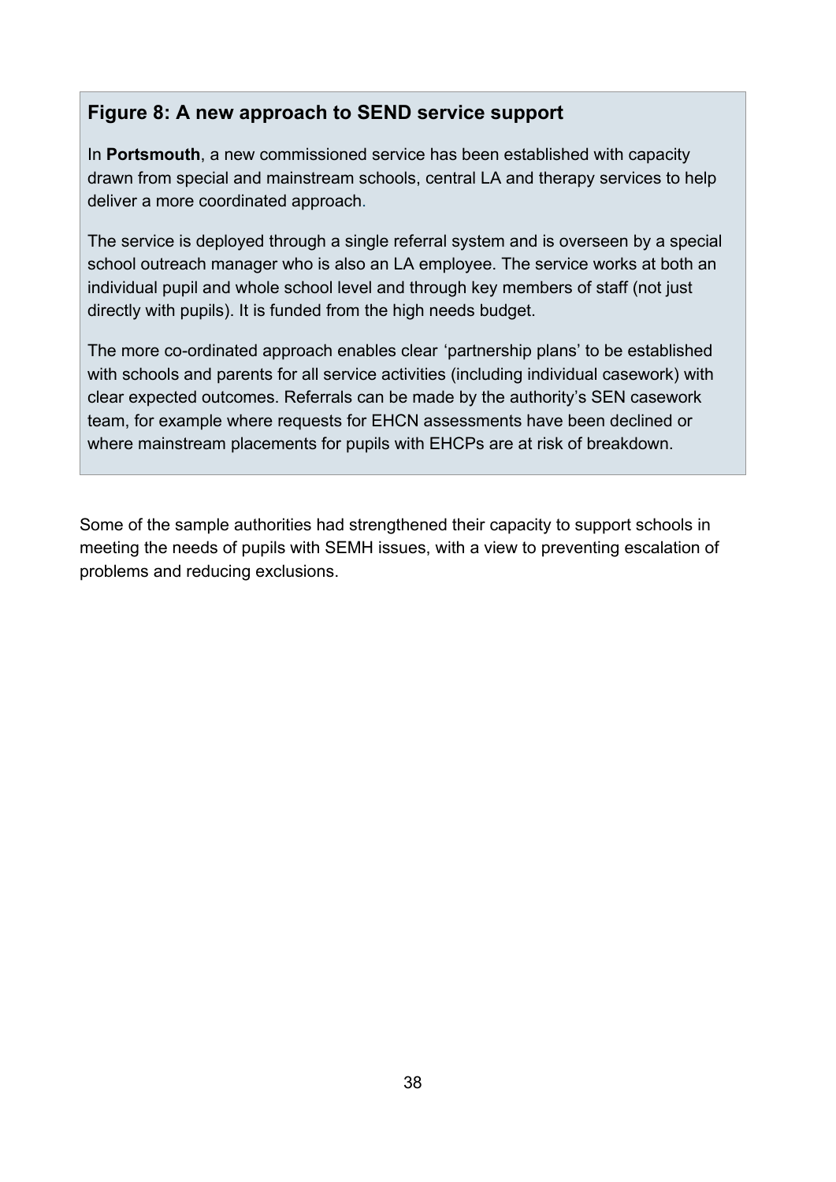### Figure 8: A new approach to SEND service support

In **Portsmouth**, a new commissioned service has been established with capacity drawn from special and mainstream schools, central LA and therapy services to help deliver a more coordinated approach.

The service is deployed through a single referral system and is overseen by a special school outreach manager who is also an LA employee. The service works at both an individual pupil and whole school level and through key members of staff (not just directly with pupils). It is funded from the high needs budget.

The more co-ordinated approach enables clear 'partnership plans' to be established with schools and parents for all service activities (including individual casework) with clear expected outcomes. Referrals can be made by the authority's SEN casework team, for example where requests for EHCN assessments have been declined or where mainstream placements for pupils with EHCPs are at risk of breakdown.

Some of the sample authorities had strengthened their capacity to support schools in meeting the needs of pupils with SEMH issues, with a view to preventing escalation of problems and reducing exclusions.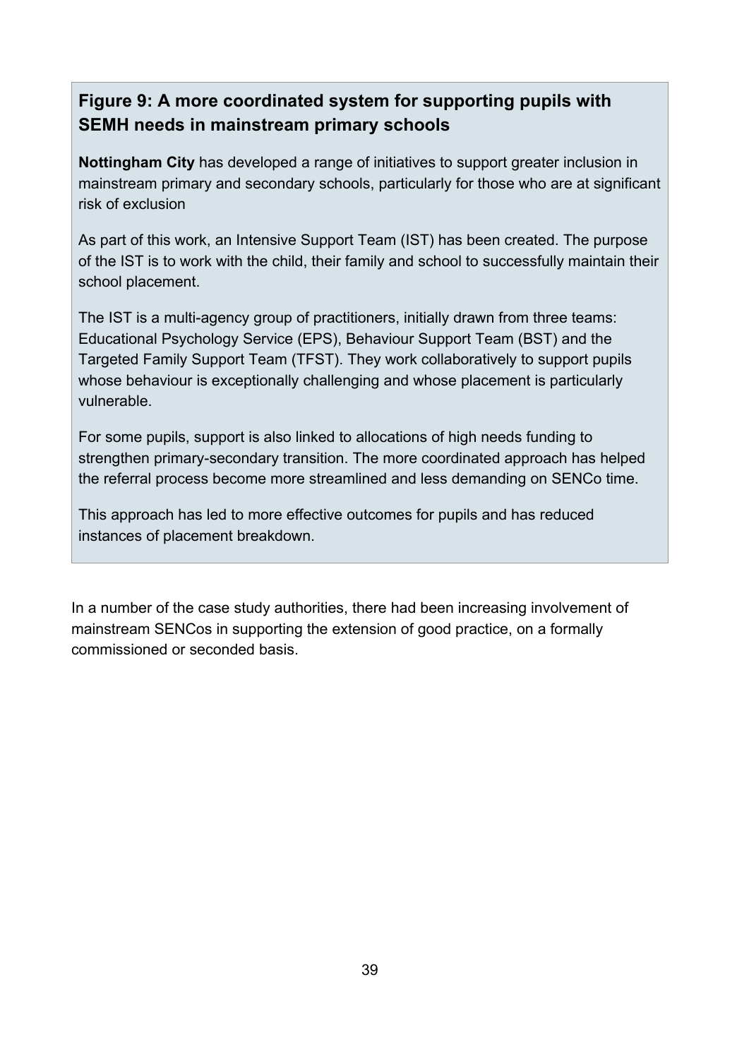**Figure 9: A more coordinated system for supporting pupils with SEMH needs in mainstream primary schools**

**Nottingham City** has developed a range of initiatives to support greater inclusion in mainstream primary and secondary schools, particularly for those who are at significant risk of exclusion

As part of this work, an Intensive Support Team (IST) has been created. The purpose of the IST is to work with the child, their family and school to successfully maintain their school placement.

The IST is a multi-agency group of practitioners, initially drawn from three teams: Educational Psychology Service (EPS), Behaviour Support Team (BST) and the Targeted Family Support Team (TFST). They work collaboratively to support pupils whose behaviour is exceptionally challenging and whose placement is particularly vulnerable.

For some pupils, support is also linked to allocations of high needs funding to strengthen primary-secondary transition. The more coordinated approach has helped the referral process become more streamlined and less demanding on SENCo time.

This approach has led to more effective outcomes for pupils and has reduced instances of placement breakdown.

In a number of the case study authorities, there had been increasing involvement of mainstream SENCos in supporting the extension of good practice, on a formally commissioned or seconded basis.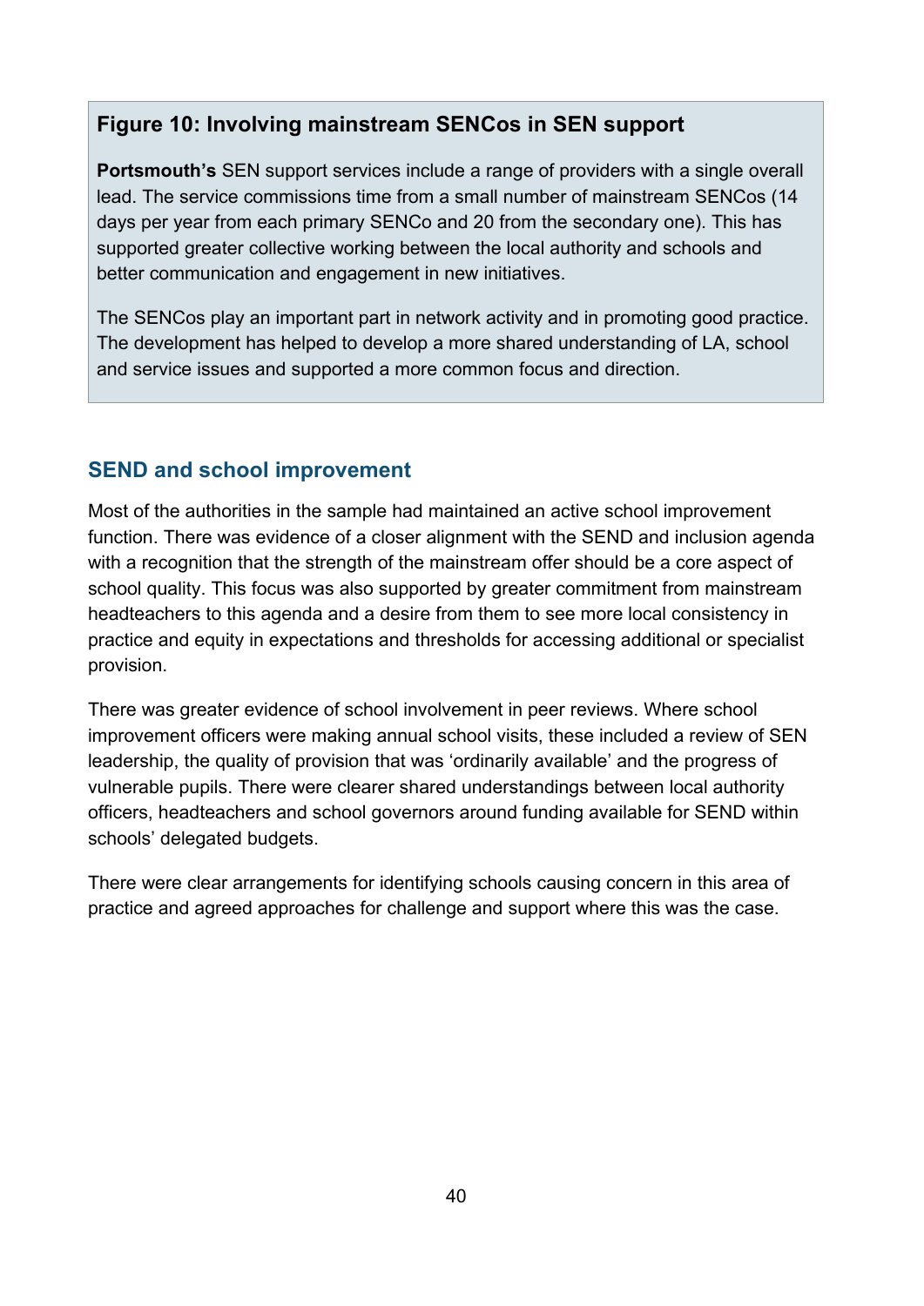**Figure 10: Involving mainstream SENCos in SEN support**

**Portsmouth's** SEN support services include a range of providers with a single overall lead. The service commissions time from a small number of mainstream SENCos (14 days per year from each primary SENCo and 20 from the secondary one). This has supported greater collective working between the local authority and schools and better communication and engagement in new initiatives.

The SENCos play an important part in network activity and in promoting good practice. The development has helped to develop a more shared understanding of LA, school and service issues and supported a more common focus and direction.

### SEND and school improvement

Most of the authorities in the sample had maintained an active school improvement function. There was evidence of a closer alignment with the SEND and inclusion agenda with a recognition that the strength of the mainstream offer should be a core aspect of school quality. This focus was also supported by greater commitment from mainstream headteachers to this agenda and a desire from them to see more local consistency in practice and equity in expectations and thresholds for accessing additional or specialist provision.

There was greater evidence of school involvement in peer reviews. Where school improvement officers were making annual school visits, these included a review of SEN leadership, the quality of provision that was 'ordinarily available' and the progress of vulnerable pupils. There were clearer shared understandings between local authority officers, headteachers and school governors around funding available for SEND within schools' delegated budgets.

There were clear arrangements for identifying schools causing concern in this area of practice and agreed approaches for challenge and support where this was the case.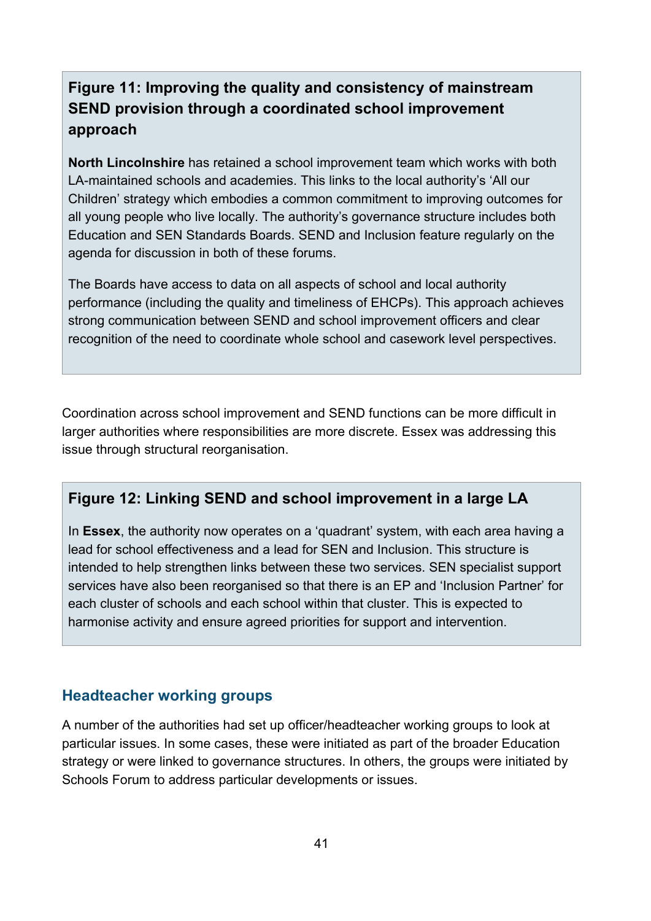### Figure 11: Improving the quality and consistency of mainstream SEND provision through a coordinated school improvement approach

**North Lincolnshire** has retained a school improvement team which works with both LA-maintained schools and academies. This links to the local authority's 'All our Children' strategy which embodies a common commitment to improving outcomes for all young people who live locally. The authority's governance structure includes both Education and SEN Standards Boards. SEND and Inclusion feature regularly on the agenda for discussion in both of these forums.

The Boards have access to data on all aspects of school and local authority performance (including the quality and timeliness of EHCPs). This approach achieves strong communication between SEND and school improvement officers and clear recognition of the need to coordinate whole school and casework level perspectives.

Coordination across school improvement and SEND functions can be more difficult in larger authorities where responsibilities are more discrete. Essex was addressing this issue through structural reorganisation.

### Figure 12: Linking SEND and school improvement in a large LA

In **Essex**, the authority now operates on a 'quadrant' system, with each area having a lead for school effectiveness and a lead for SEN and Inclusion. This structure is intended to help strengthen links between these two services. SEN specialist support services have also been reorganised so that there is an EP and 'Inclusion Partner' for each cluster of schools and each school within that cluster. This is expected to harmonise activity and ensure agreed priorities for support and intervention.

## Headteacher working groups

A number of the authorities had set up officer/headteacher working groups to look at particular issues. In some cases, these were initiated as part of the broader Education strategy or were linked to governance structures. In others, the groups were initiated by Schools Forum to address particular developments or issues.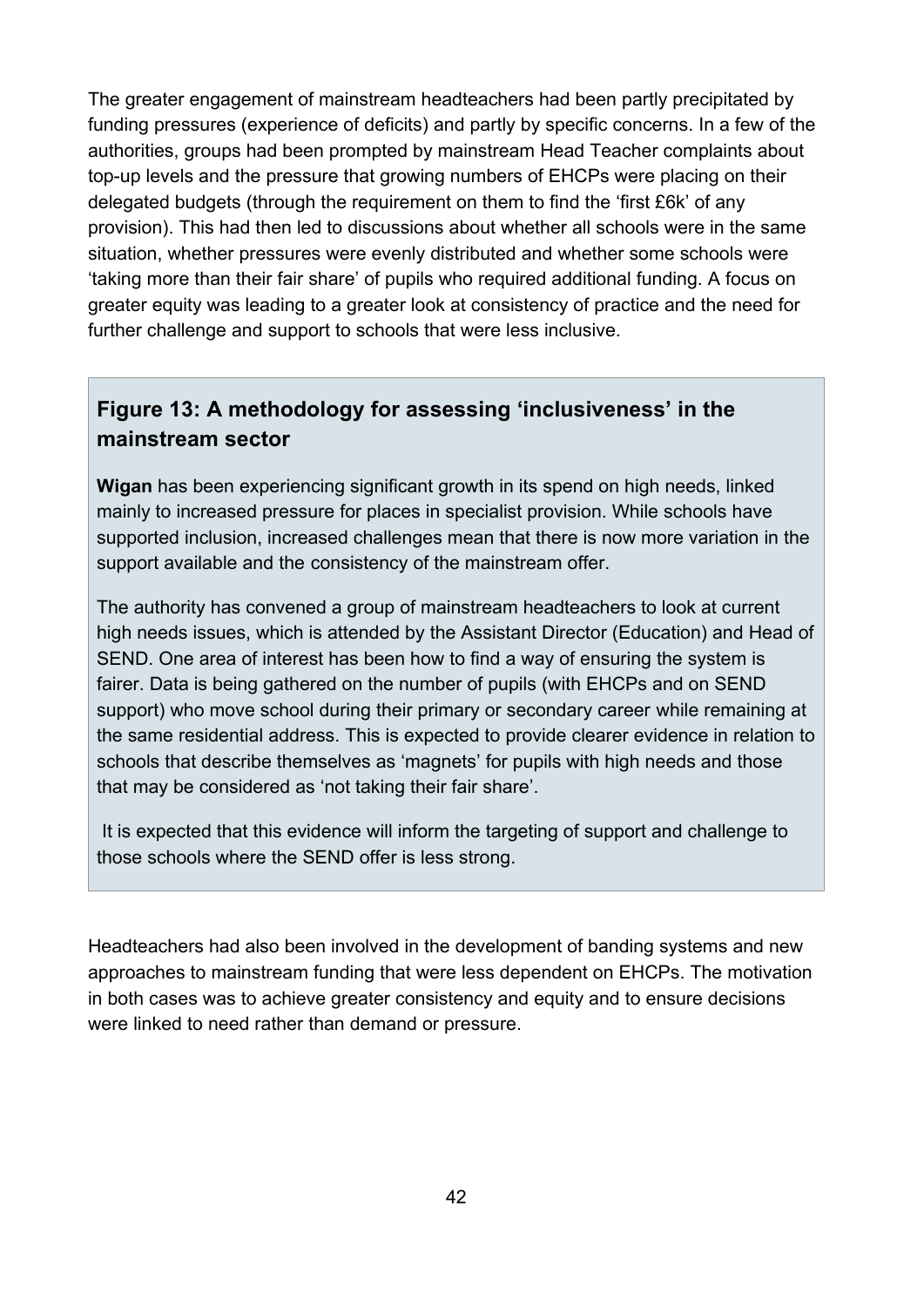The greater engagement of mainstream headteachers had been partly precipitated by funding pressures (experience of deficits) and partly by specific concerns. In a few of the authorities, groups had been prompted by mainstream Head Teacher complaints about top-up levels and the pressure that growing numbers of EHCPs were placing on their delegated budgets (through the requirement on them to find the 'first £6k' of any provision). This had then led to discussions about whether all schools were in the same situation, whether pressures were evenly distributed and whether some schools were 'taking more than their fair share' of pupils who required additional funding. A focus on greater equity was leading to a greater look at consistency of practice and the need for further challenge and support to schools that were less inclusive.

### Figure 13: A methodology for assessing 'inclusiveness' in the mainstream sector

**Wigan** has been experiencing significant growth in its spend on high needs, linked mainly to increased pressure for places in specialist provision. While schools have supported inclusion, increased challenges mean that there is now more variation in the support available and the consistency of the mainstream offer.

The authority has convened a group of mainstream headteachers to look at current high needs issues, which is attended by the Assistant Director (Education) and Head of SEND. One area of interest has been how to find a way of ensuring the system is fairer. Data is being gathered on the number of pupils (with EHCPs and on SEND support) who move school during their primary or secondary career while remaining at the same residential address. This is expected to provide clearer evidence in relation to schools that describe themselves as 'magnets' for pupils with high needs and those that may be considered as 'not taking their fair share'.

It is expected that this evidence will inform the targeting of support and challenge to those schools where the SEND offer is less strong.

Headteachers had also been involved in the development of banding systems and new approaches to mainstream funding that were less dependent on EHCPs. The motivation in both cases was to achieve greater consistency and equity and to ensure decisions were linked to need rather than demand or pressure.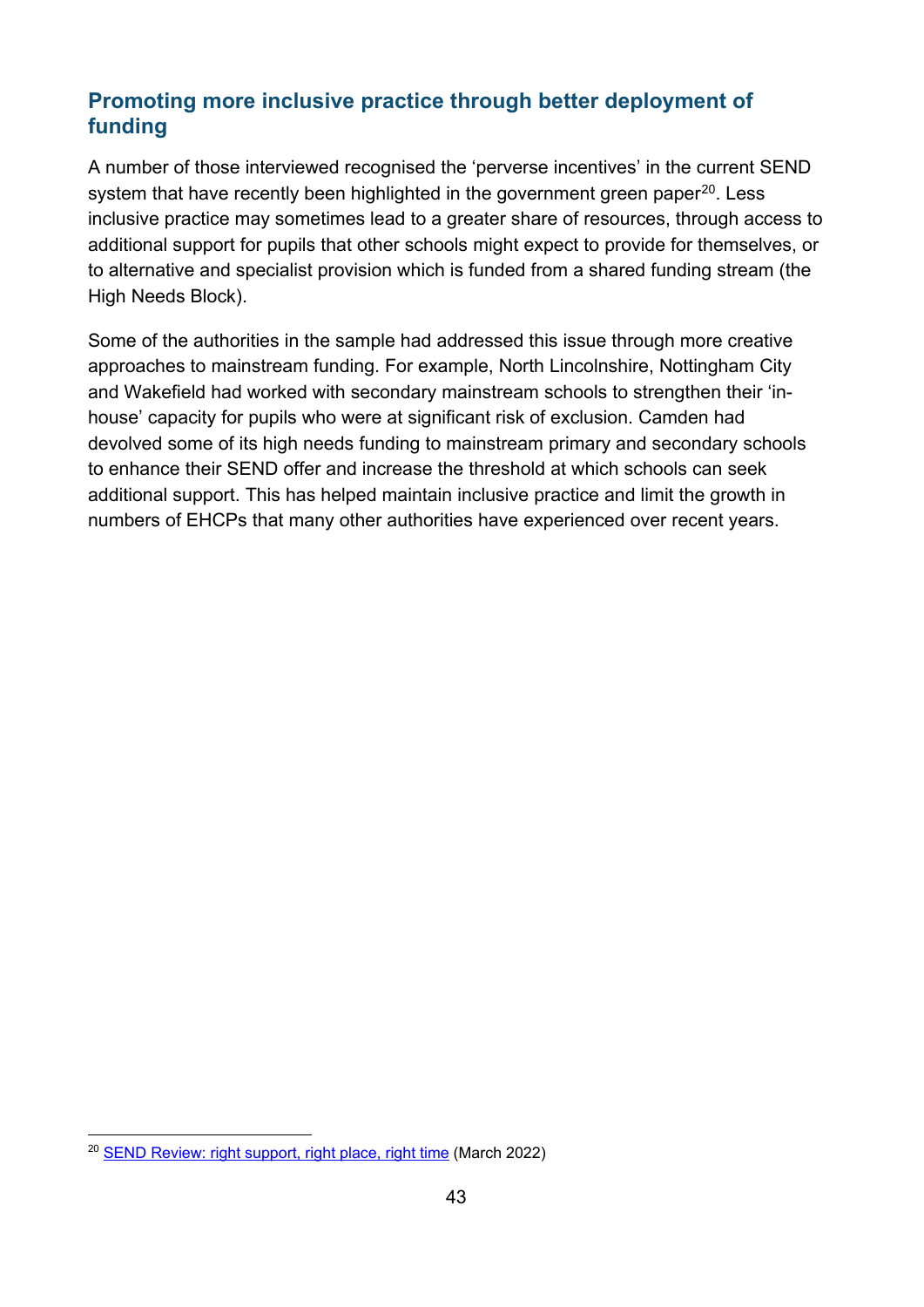## Promoting more inclusive practice through better deployment of funding

A number of those interviewed recognised the 'perverse incentives' in the current SEND system that have recently been highlighted in the government green paper[20]. Less inclusive practice may sometimes lead to a greater share of resources, through access to additional support for pupils that other schools might expect to provide for themselves, or to alternative and specialist provision which is funded from a shared funding stream (the High Needs Block).

Some of the authorities in the sample had addressed this issue through more creative approaches to mainstream funding. For example, North Lincolnshire, Nottingham City and Wakefield had worked with secondary mainstream schools to strengthen their 'in-house' capacity for pupils who were at significant risk of exclusion. Camden had devolved some of its high needs funding to mainstream primary and secondary schools to enhance their SEND offer and increase the threshold at which schools can seek additional support. This has helped maintain inclusive practice and limit the growth in numbers of EHCPs that many other authorities have experienced over recent years.

[20] SEND Review: right support, right place, right time (March 2022)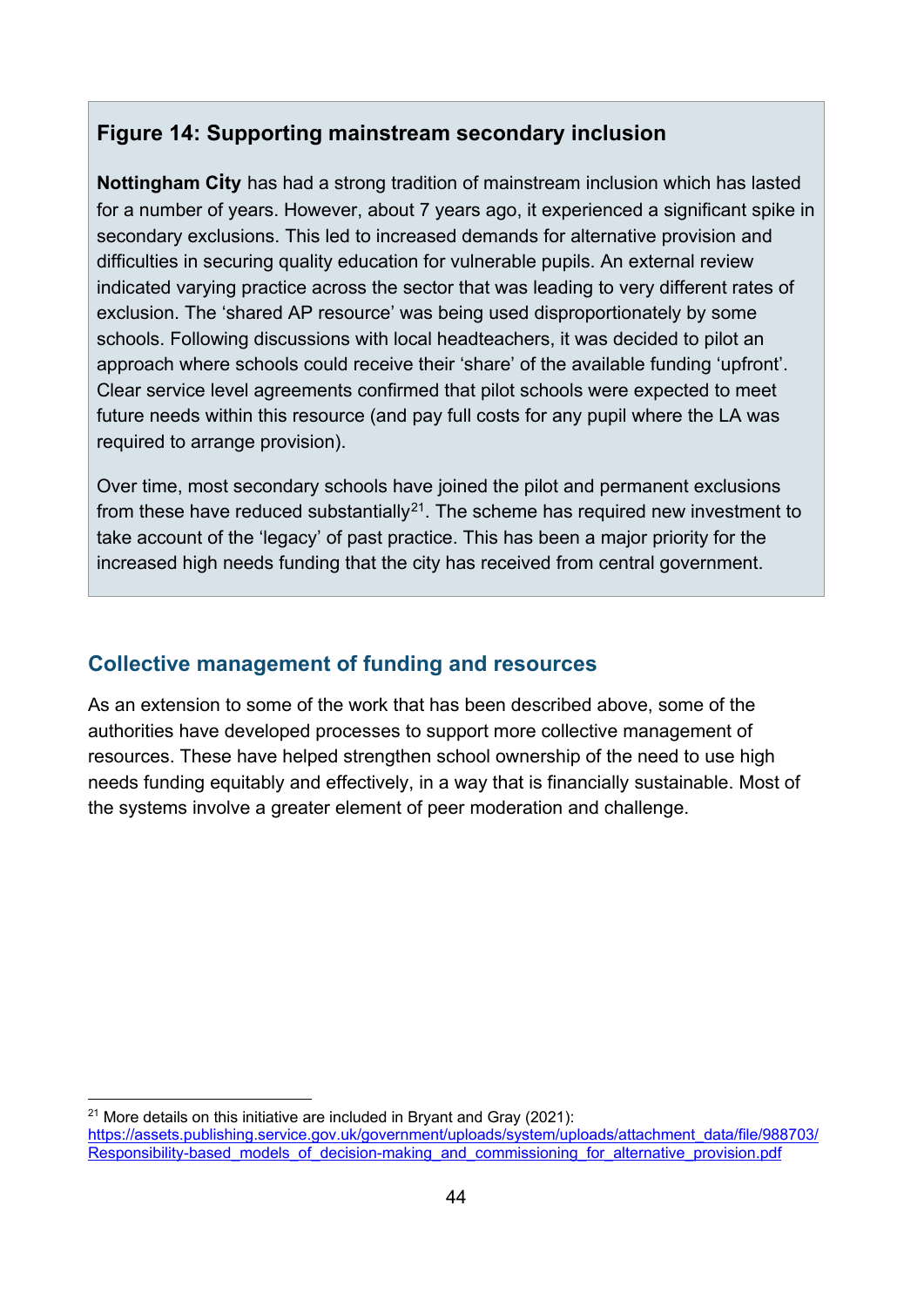### Figure 14: Supporting mainstream secondary inclusion

**Nottingham City** has had a strong tradition of mainstream inclusion which has lasted for a number of years. However, about 7 years ago, it experienced a significant spike in secondary exclusions. This led to increased demands for alternative provision and difficulties in securing quality education for vulnerable pupils. An external review indicated varying practice across the sector that was leading to very different rates of exclusion. The 'shared AP resource' was being used disproportionately by some schools. Following discussions with local headteachers, it was decided to pilot an approach where schools could receive their 'share' of the available funding 'upfront'. Clear service level agreements confirmed that pilot schools were expected to meet future needs within this resource (and pay full costs for any pupil where the LA was required to arrange provision).

Over time, most secondary schools have joined the pilot and permanent exclusions from these have reduced substantially[21]. The scheme has required new investment to take account of the 'legacy' of past practice. This has been a major priority for the increased high needs funding that the city has received from central government.

## Collective management of funding and resources

As an extension to some of the work that has been described above, some of the authorities have developed processes to support more collective management of resources. These have helped strengthen school ownership of the need to use high needs funding equitably and effectively, in a way that is financially sustainable. Most of the systems involve a greater element of peer moderation and challenge.

---

[21] More details on this initiative are included in Bryant and Gray (2021): https://assets.publishing.service.gov.uk/government/uploads/system/uploads/attachment_data/file/988703/Responsibility-based_models_of_decision-making_and_commissioning_for_alternative_provision.pdf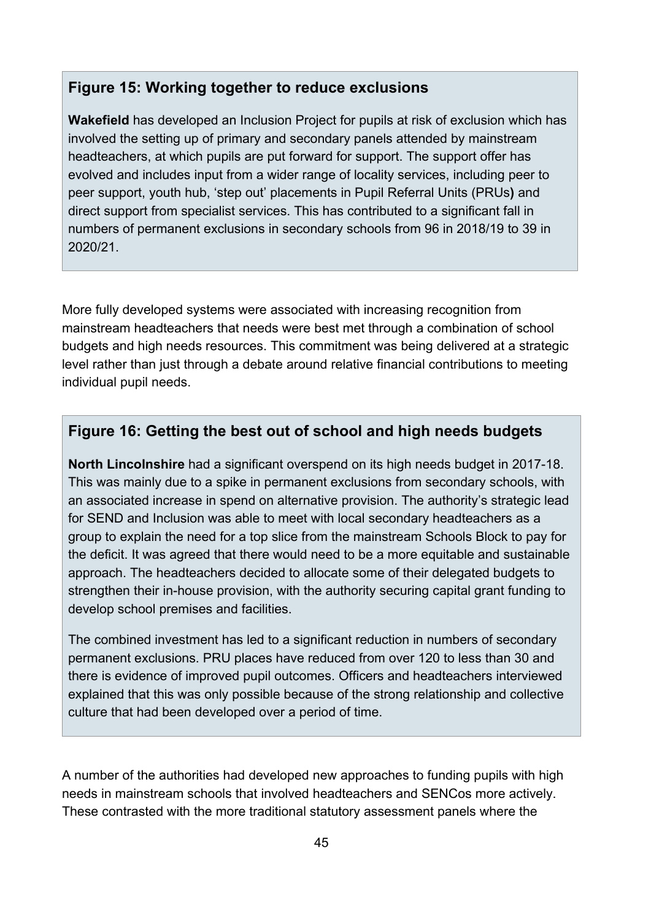### Figure 15: Working together to reduce exclusions

**Wakefield** has developed an Inclusion Project for pupils at risk of exclusion which has involved the setting up of primary and secondary panels attended by mainstream headteachers, at which pupils are put forward for support. The support offer has evolved and includes input from a wider range of locality services, including peer to peer support, youth hub, 'step out' placements in Pupil Referral Units (PRUs**)** and direct support from specialist services. This has contributed to a significant fall in numbers of permanent exclusions in secondary schools from 96 in 2018/19 to 39 in 2020/21.

More fully developed systems were associated with increasing recognition from mainstream headteachers that needs were best met through a combination of school budgets and high needs resources. This commitment was being delivered at a strategic level rather than just through a debate around relative financial contributions to meeting individual pupil needs.

### Figure 16: Getting the best out of school and high needs budgets

**North Lincolnshire** had a significant overspend on its high needs budget in 2017-18. This was mainly due to a spike in permanent exclusions from secondary schools, with an associated increase in spend on alternative provision. The authority's strategic lead for SEND and Inclusion was able to meet with local secondary headteachers as a group to explain the need for a top slice from the mainstream Schools Block to pay for the deficit. It was agreed that there would need to be a more equitable and sustainable approach. The headteachers decided to allocate some of their delegated budgets to strengthen their in-house provision, with the authority securing capital grant funding to develop school premises and facilities.

The combined investment has led to a significant reduction in numbers of secondary permanent exclusions. PRU places have reduced from over 120 to less than 30 and there is evidence of improved pupil outcomes. Officers and headteachers interviewed explained that this was only possible because of the strong relationship and collective culture that had been developed over a period of time.

A number of the authorities had developed new approaches to funding pupils with high needs in mainstream schools that involved headteachers and SENCos more actively. These contrasted with the more traditional statutory assessment panels where the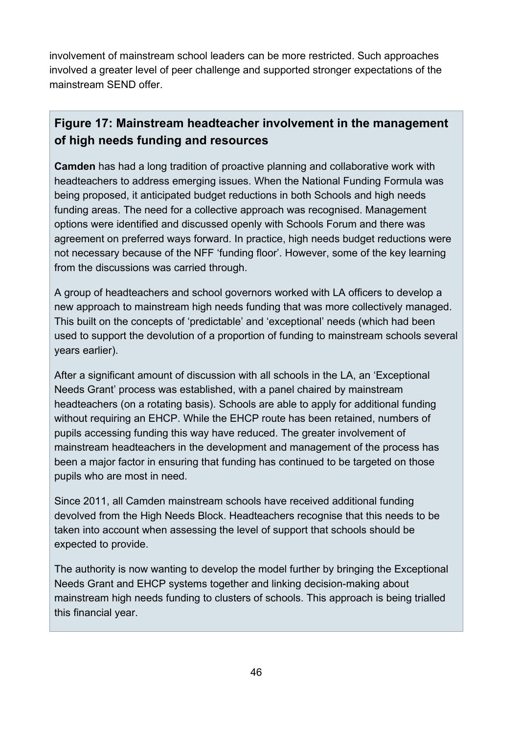involvement of mainstream school leaders can be more restricted. Such approaches involved a greater level of peer challenge and supported stronger expectations of the mainstream SEND offer.

### Figure 17: Mainstream headteacher involvement in the management of high needs funding and resources

**Camden** has had a long tradition of proactive planning and collaborative work with headteachers to address emerging issues. When the National Funding Formula was being proposed, it anticipated budget reductions in both Schools and high needs funding areas. The need for a collective approach was recognised. Management options were identified and discussed openly with Schools Forum and there was agreement on preferred ways forward. In practice, high needs budget reductions were not necessary because of the NFF 'funding floor'. However, some of the key learning from the discussions was carried through.

A group of headteachers and school governors worked with LA officers to develop a new approach to mainstream high needs funding that was more collectively managed. This built on the concepts of 'predictable' and 'exceptional' needs (which had been used to support the devolution of a proportion of funding to mainstream schools several years earlier).

After a significant amount of discussion with all schools in the LA, an 'Exceptional Needs Grant' process was established, with a panel chaired by mainstream headteachers (on a rotating basis). Schools are able to apply for additional funding without requiring an EHCP. While the EHCP route has been retained, numbers of pupils accessing funding this way have reduced. The greater involvement of mainstream headteachers in the development and management of the process has been a major factor in ensuring that funding has continued to be targeted on those pupils who are most in need.

Since 2011, all Camden mainstream schools have received additional funding devolved from the High Needs Block. Headteachers recognise that this needs to be taken into account when assessing the level of support that schools should be expected to provide.

The authority is now wanting to develop the model further by bringing the Exceptional Needs Grant and EHCP systems together and linking decision-making about mainstream high needs funding to clusters of schools. This approach is being trialled this financial year.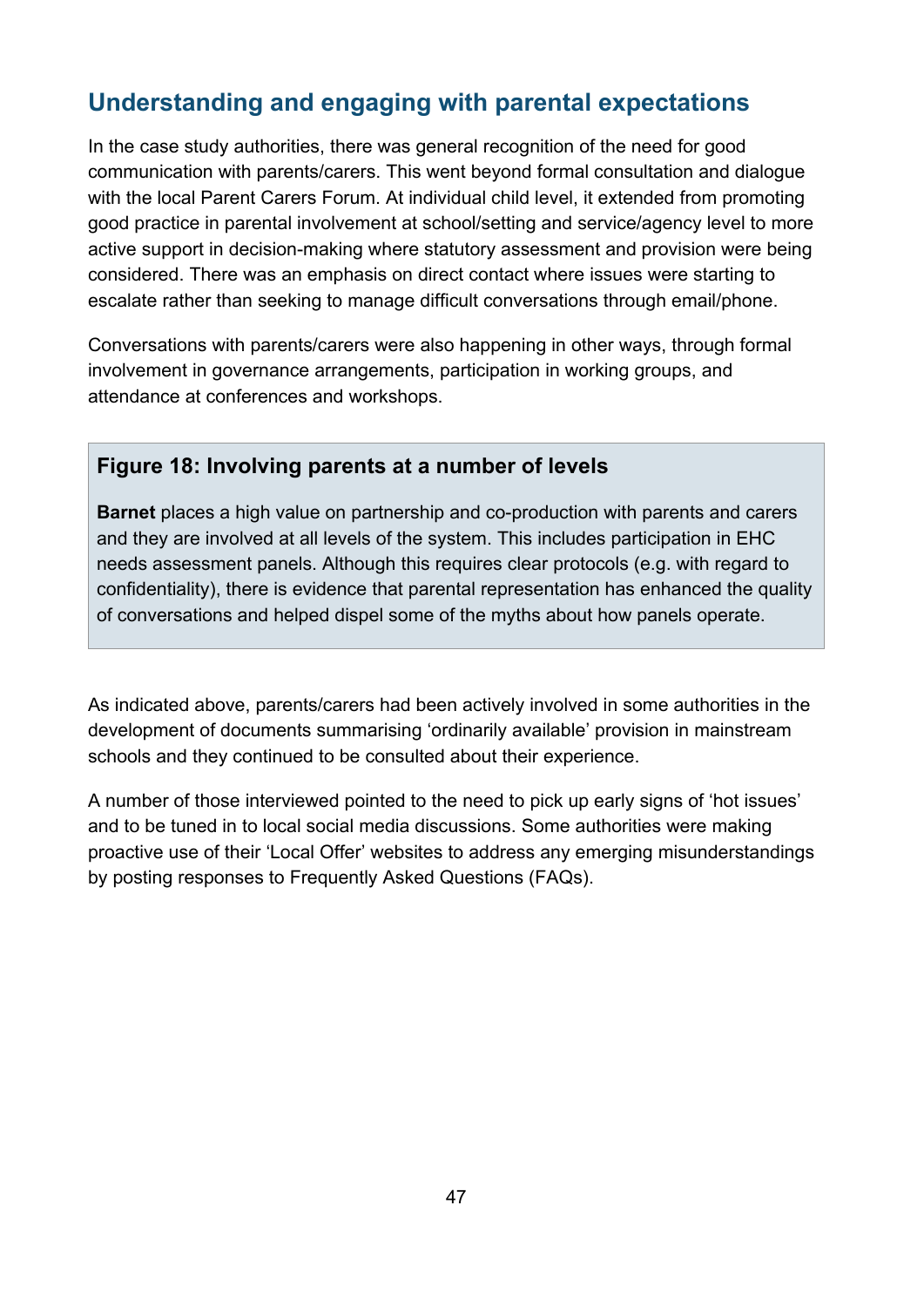## Understanding and engaging with parental expectations

In the case study authorities, there was general recognition of the need for good communication with parents/carers. This went beyond formal consultation and dialogue with the local Parent Carers Forum. At individual child level, it extended from promoting good practice in parental involvement at school/setting and service/agency level to more active support in decision-making where statutory assessment and provision were being considered. There was an emphasis on direct contact where issues were starting to escalate rather than seeking to manage difficult conversations through email/phone.

Conversations with parents/carers were also happening in other ways, through formal involvement in governance arrangements, participation in working groups, and attendance at conferences and workshops.

> **Figure 18: Involving parents at a number of levels**
>
> **Barnet** places a high value on partnership and co-production with parents and carers and they are involved at all levels of the system. This includes participation in EHC needs assessment panels. Although this requires clear protocols (e.g. with regard to confidentiality), there is evidence that parental representation has enhanced the quality of conversations and helped dispel some of the myths about how panels operate.

As indicated above, parents/carers had been actively involved in some authorities in the development of documents summarising 'ordinarily available' provision in mainstream schools and they continued to be consulted about their experience.

A number of those interviewed pointed to the need to pick up early signs of 'hot issues' and to be tuned in to local social media discussions. Some authorities were making proactive use of their 'Local Offer' websites to address any emerging misunderstandings by posting responses to Frequently Asked Questions (FAQs).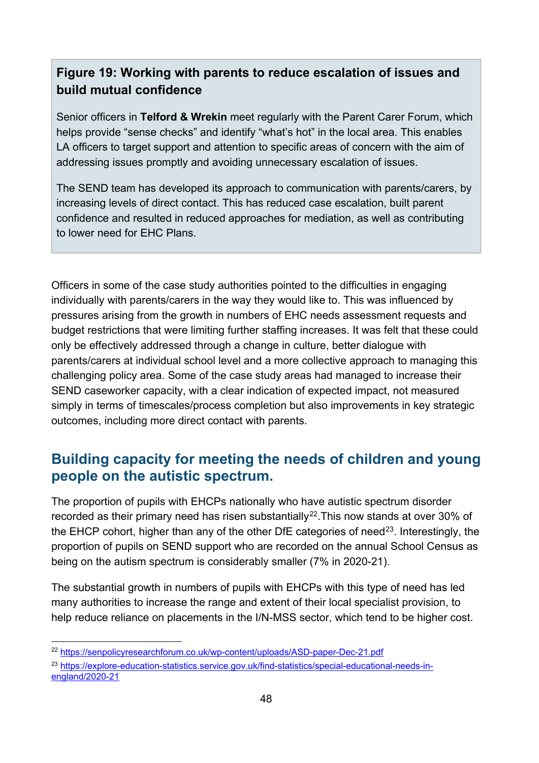**Figure 19: Working with parents to reduce escalation of issues and build mutual confidence**

Senior officers in **Telford & Wrekin** meet regularly with the Parent Carer Forum, which helps provide "sense checks" and identify "what's hot" in the local area. This enables LA officers to target support and attention to specific areas of concern with the aim of addressing issues promptly and avoiding unnecessary escalation of issues.

The SEND team has developed its approach to communication with parents/carers, by increasing levels of direct contact. This has reduced case escalation, built parent confidence and resulted in reduced approaches for mediation, as well as contributing to lower need for EHC Plans.

Officers in some of the case study authorities pointed to the difficulties in engaging individually with parents/carers in the way they would like to. This was influenced by pressures arising from the growth in numbers of EHC needs assessment requests and budget restrictions that were limiting further staffing increases. It was felt that these could only be effectively addressed through a change in culture, better dialogue with parents/carers at individual school level and a more collective approach to managing this challenging policy area. Some of the case study areas had managed to increase their SEND caseworker capacity, with a clear indication of expected impact, not measured simply in terms of timescales/process completion but also improvements in key strategic outcomes, including more direct contact with parents.

## Building capacity for meeting the needs of children and young people on the autistic spectrum.

The proportion of pupils with EHCPs nationally who have autistic spectrum disorder recorded as their primary need has risen substantially[22].This now stands at over 30% of the EHCP cohort, higher than any of the other DfE categories of need[23]. Interestingly, the proportion of pupils on SEND support who are recorded on the annual School Census as being on the autism spectrum is considerably smaller (7% in 2020-21).

The substantial growth in numbers of pupils with EHCPs with this type of need has led many authorities to increase the range and extent of their local specialist provision, to help reduce reliance on placements in the I/N-MSS sector, which tend to be higher cost.

[22] https://senpolicyresearchforum.co.uk/wp-content/uploads/ASD-paper-Dec-21.pdf

[23] https://explore-education-statistics.service.gov.uk/find-statistics/special-educational-needs-in-england/2020-21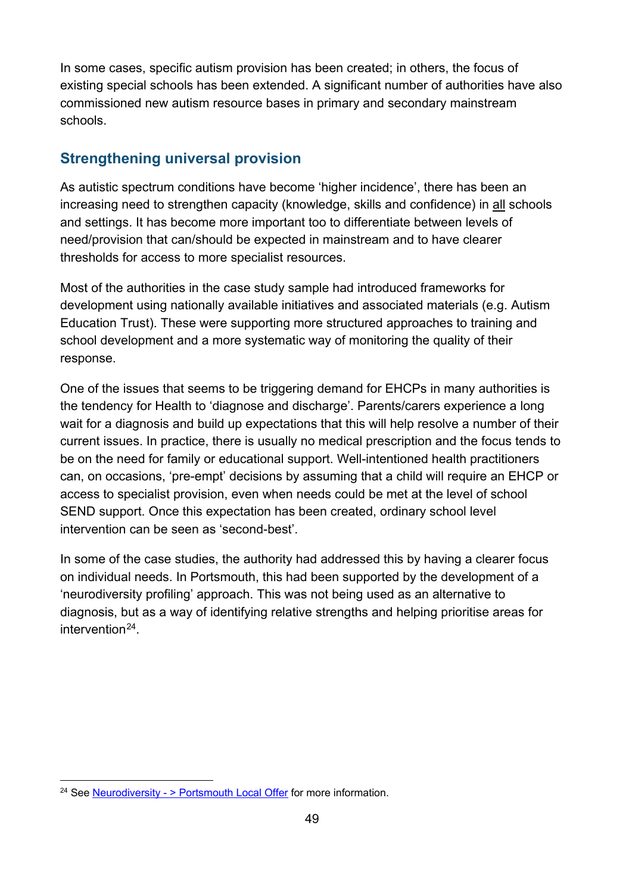In some cases, specific autism provision has been created; in others, the focus of existing special schools has been extended. A significant number of authorities have also commissioned new autism resource bases in primary and secondary mainstream schools.

## Strengthening universal provision

As autistic spectrum conditions have become 'higher incidence', there has been an increasing need to strengthen capacity (knowledge, skills and confidence) in all schools and settings. It has become more important too to differentiate between levels of need/provision that can/should be expected in mainstream and to have clearer thresholds for access to more specialist resources.

Most of the authorities in the case study sample had introduced frameworks for development using nationally available initiatives and associated materials (e.g. Autism Education Trust). These were supporting more structured approaches to training and school development and a more systematic way of monitoring the quality of their response.

One of the issues that seems to be triggering demand for EHCPs in many authorities is the tendency for Health to 'diagnose and discharge'. Parents/carers experience a long wait for a diagnosis and build up expectations that this will help resolve a number of their current issues. In practice, there is usually no medical prescription and the focus tends to be on the need for family or educational support. Well-intentioned health practitioners can, on occasions, 'pre-empt' decisions by assuming that a child will require an EHCP or access to specialist provision, even when needs could be met at the level of school SEND support. Once this expectation has been created, ordinary school level intervention can be seen as 'second-best'.

In some of the case studies, the authority had addressed this by having a clearer focus on individual needs. In Portsmouth, this had been supported by the development of a 'neurodiversity profiling' approach. This was not being used as an alternative to diagnosis, but as a way of identifying relative strengths and helping prioritise areas for intervention[24].

[24] See Neurodiversity - > Portsmouth Local Offer for more information.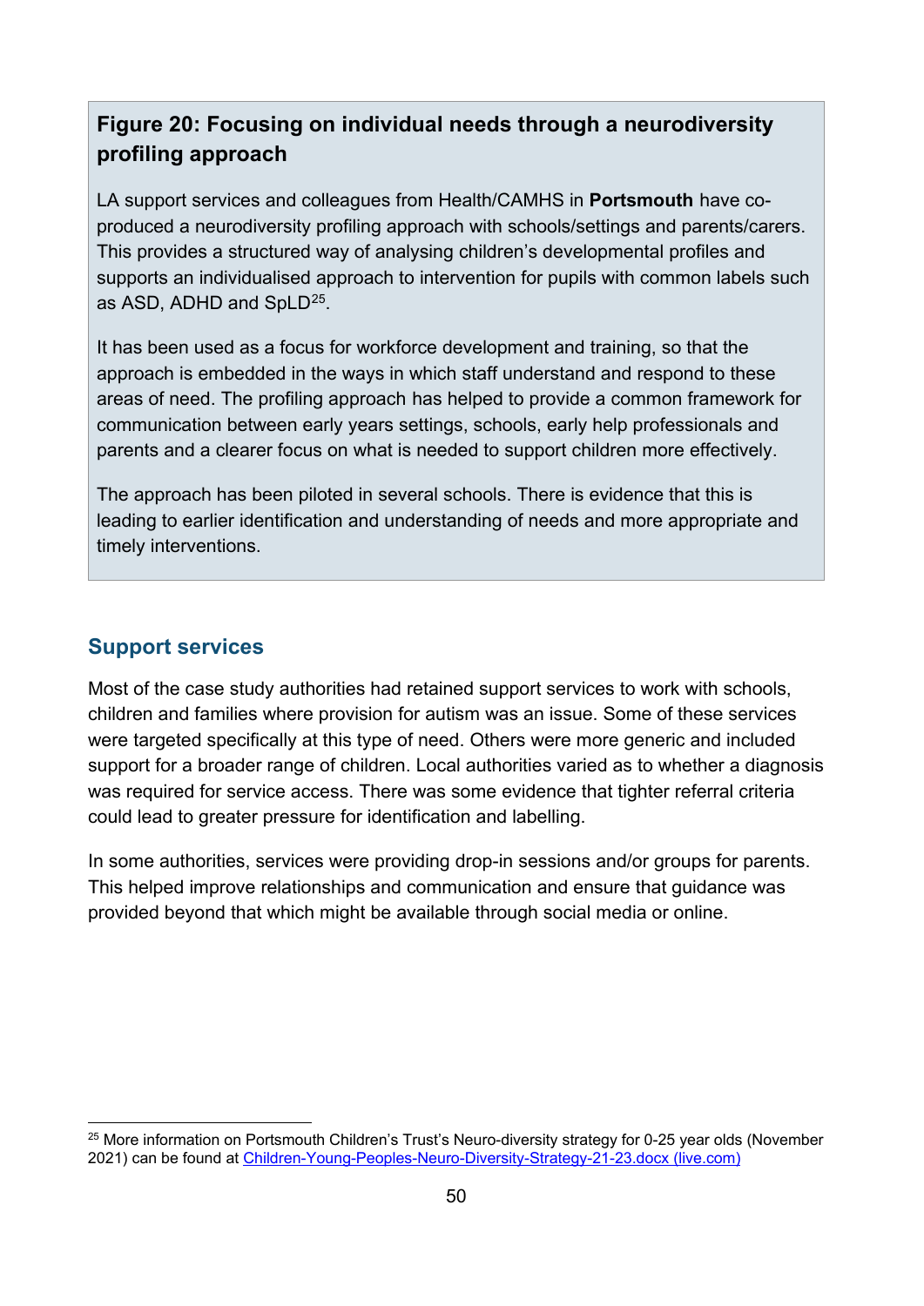**Figure 20: Focusing on individual needs through a neurodiversity profiling approach**

LA support services and colleagues from Health/CAMHS in **Portsmouth** have co-produced a neurodiversity profiling approach with schools/settings and parents/carers. This provides a structured way of analysing children's developmental profiles and supports an individualised approach to intervention for pupils with common labels such as ASD, ADHD and SpLD[25].

It has been used as a focus for workforce development and training, so that the approach is embedded in the ways in which staff understand and respond to these areas of need. The profiling approach has helped to provide a common framework for communication between early years settings, schools, early help professionals and parents and a clearer focus on what is needed to support children more effectively.

The approach has been piloted in several schools. There is evidence that this is leading to earlier identification and understanding of needs and more appropriate and timely interventions.

## Support services

Most of the case study authorities had retained support services to work with schools, children and families where provision for autism was an issue. Some of these services were targeted specifically at this type of need. Others were more generic and included support for a broader range of children. Local authorities varied as to whether a diagnosis was required for service access. There was some evidence that tighter referral criteria could lead to greater pressure for identification and labelling.

In some authorities, services were providing drop-in sessions and/or groups for parents. This helped improve relationships and communication and ensure that guidance was provided beyond that which might be available through social media or online.

[25] More information on Portsmouth Children's Trust's Neuro-diversity strategy for 0-25 year olds (November 2021) can be found at Children-Young-Peoples-Neuro-Diversity-Strategy-21-23.docx (live.com)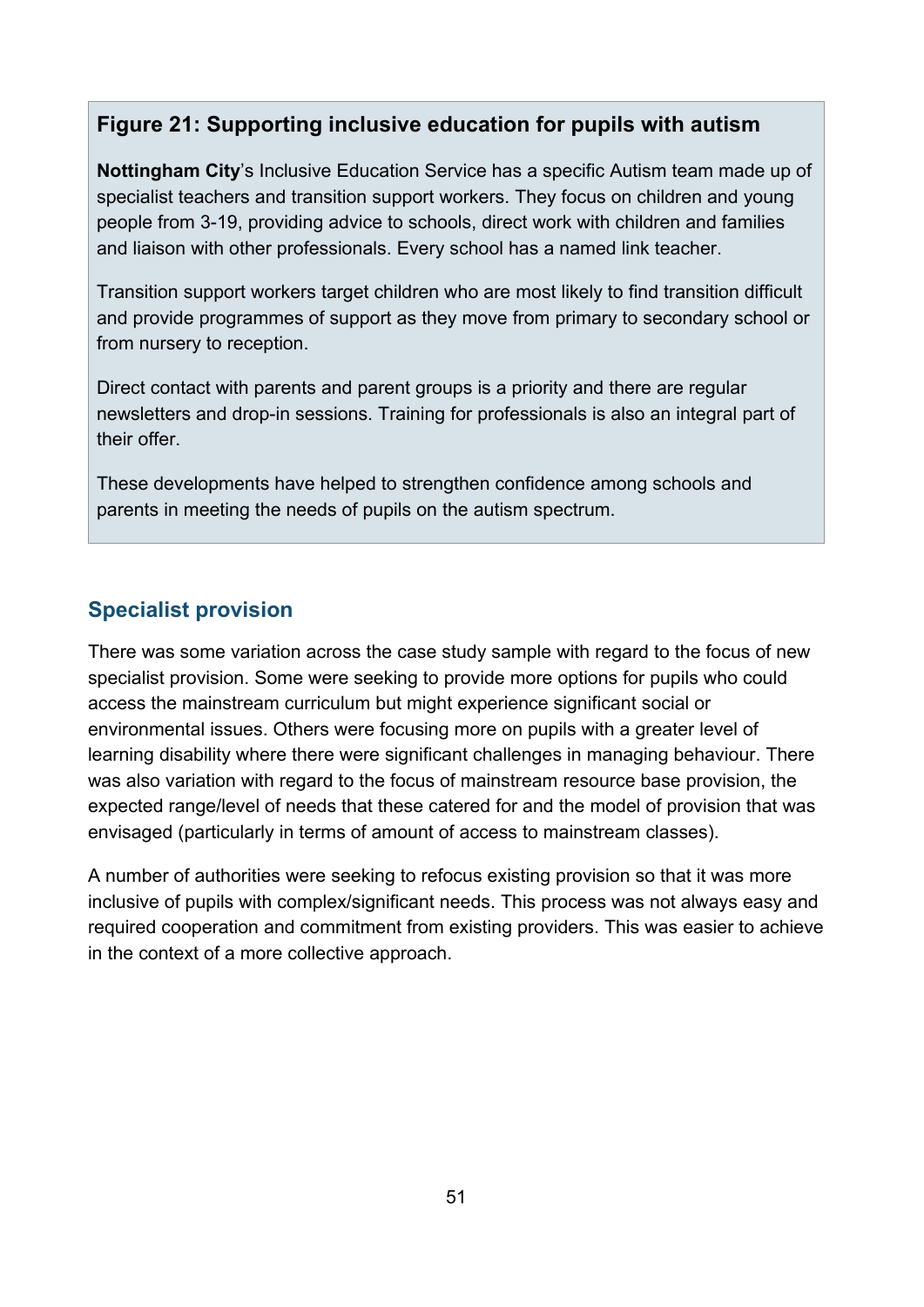**Figure 21: Supporting inclusive education for pupils with autism**

**Nottingham City**'s Inclusive Education Service has a specific Autism team made up of specialist teachers and transition support workers. They focus on children and young people from 3-19, providing advice to schools, direct work with children and families and liaison with other professionals. Every school has a named link teacher.

Transition support workers target children who are most likely to find transition difficult and provide programmes of support as they move from primary to secondary school or from nursery to reception.

Direct contact with parents and parent groups is a priority and there are regular newsletters and drop-in sessions. Training for professionals is also an integral part of their offer.

These developments have helped to strengthen confidence among schools and parents in meeting the needs of pupils on the autism spectrum.

## Specialist provision

There was some variation across the case study sample with regard to the focus of new specialist provision. Some were seeking to provide more options for pupils who could access the mainstream curriculum but might experience significant social or environmental issues. Others were focusing more on pupils with a greater level of learning disability where there were significant challenges in managing behaviour. There was also variation with regard to the focus of mainstream resource base provision, the expected range/level of needs that these catered for and the model of provision that was envisaged (particularly in terms of amount of access to mainstream classes).

A number of authorities were seeking to refocus existing provision so that it was more inclusive of pupils with complex/significant needs. This process was not always easy and required cooperation and commitment from existing providers. This was easier to achieve in the context of a more collective approach.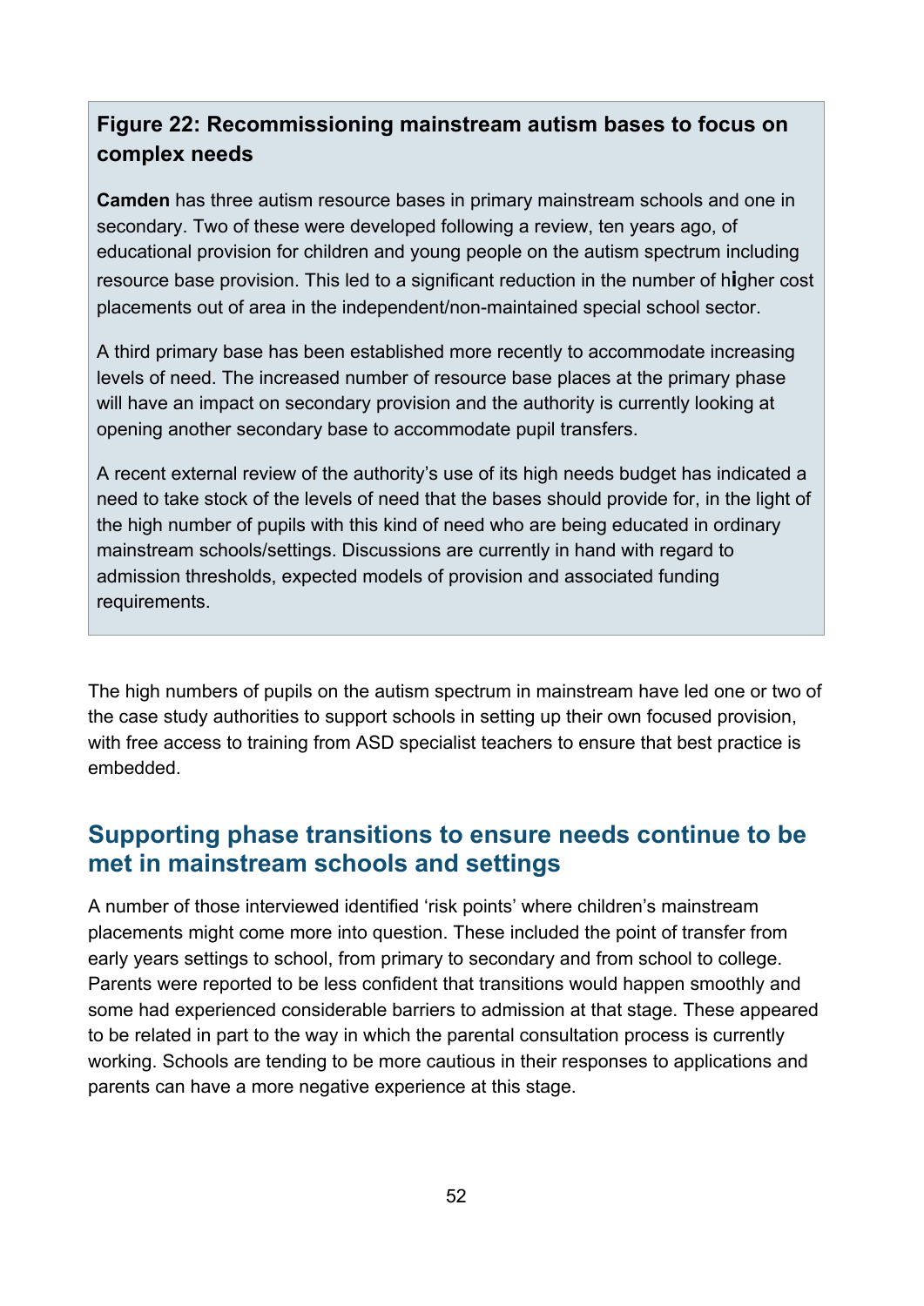**Figure 22: Recommissioning mainstream autism bases to focus on complex needs**

**Camden** has three autism resource bases in primary mainstream schools and one in secondary. Two of these were developed following a review, ten years ago, of educational provision for children and young people on the autism spectrum including resource base provision. This led to a significant reduction in the number of higher cost placements out of area in the independent/non-maintained special school sector.

A third primary base has been established more recently to accommodate increasing levels of need. The increased number of resource base places at the primary phase will have an impact on secondary provision and the authority is currently looking at opening another secondary base to accommodate pupil transfers.

A recent external review of the authority's use of its high needs budget has indicated a need to take stock of the levels of need that the bases should provide for, in the light of the high number of pupils with this kind of need who are being educated in ordinary mainstream schools/settings. Discussions are currently in hand with regard to admission thresholds, expected models of provision and associated funding requirements.

The high numbers of pupils on the autism spectrum in mainstream have led one or two of the case study authorities to support schools in setting up their own focused provision, with free access to training from ASD specialist teachers to ensure that best practice is embedded.

## Supporting phase transitions to ensure needs continue to be met in mainstream schools and settings

A number of those interviewed identified 'risk points' where children's mainstream placements might come more into question. These included the point of transfer from early years settings to school, from primary to secondary and from school to college. Parents were reported to be less confident that transitions would happen smoothly and some had experienced considerable barriers to admission at that stage. These appeared to be related in part to the way in which the parental consultation process is currently working. Schools are tending to be more cautious in their responses to applications and parents can have a more negative experience at this stage.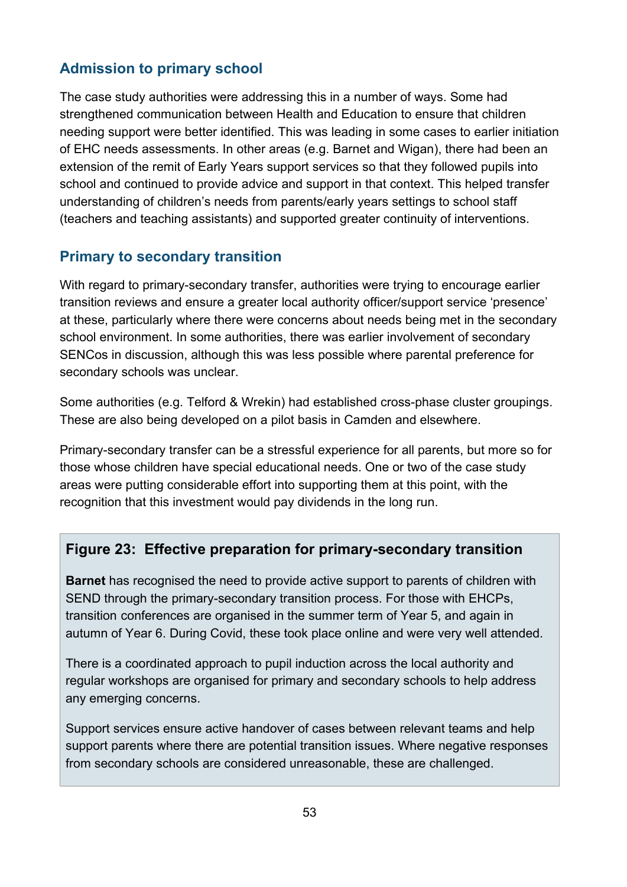## Admission to primary school

The case study authorities were addressing this in a number of ways. Some had strengthened communication between Health and Education to ensure that children needing support were better identified. This was leading in some cases to earlier initiation of EHC needs assessments. In other areas (e.g. Barnet and Wigan), there had been an extension of the remit of Early Years support services so that they followed pupils into school and continued to provide advice and support in that context. This helped transfer understanding of children's needs from parents/early years settings to school staff (teachers and teaching assistants) and supported greater continuity of interventions.

## Primary to secondary transition

With regard to primary-secondary transfer, authorities were trying to encourage earlier transition reviews and ensure a greater local authority officer/support service 'presence' at these, particularly where there were concerns about needs being met in the secondary school environment. In some authorities, there was earlier involvement of secondary SENCos in discussion, although this was less possible where parental preference for secondary schools was unclear.

Some authorities (e.g. Telford & Wrekin) had established cross-phase cluster groupings. These are also being developed on a pilot basis in Camden and elsewhere.

Primary-secondary transfer can be a stressful experience for all parents, but more so for those whose children have special educational needs. One or two of the case study areas were putting considerable effort into supporting them at this point, with the recognition that this investment would pay dividends in the long run.

### Figure 23: Effective preparation for primary-secondary transition

**Barnet** has recognised the need to provide active support to parents of children with SEND through the primary-secondary transition process. For those with EHCPs, transition conferences are organised in the summer term of Year 5, and again in autumn of Year 6. During Covid, these took place online and were very well attended.

There is a coordinated approach to pupil induction across the local authority and regular workshops are organised for primary and secondary schools to help address any emerging concerns.

Support services ensure active handover of cases between relevant teams and help support parents where there are potential transition issues. Where negative responses from secondary schools are considered unreasonable, these are challenged.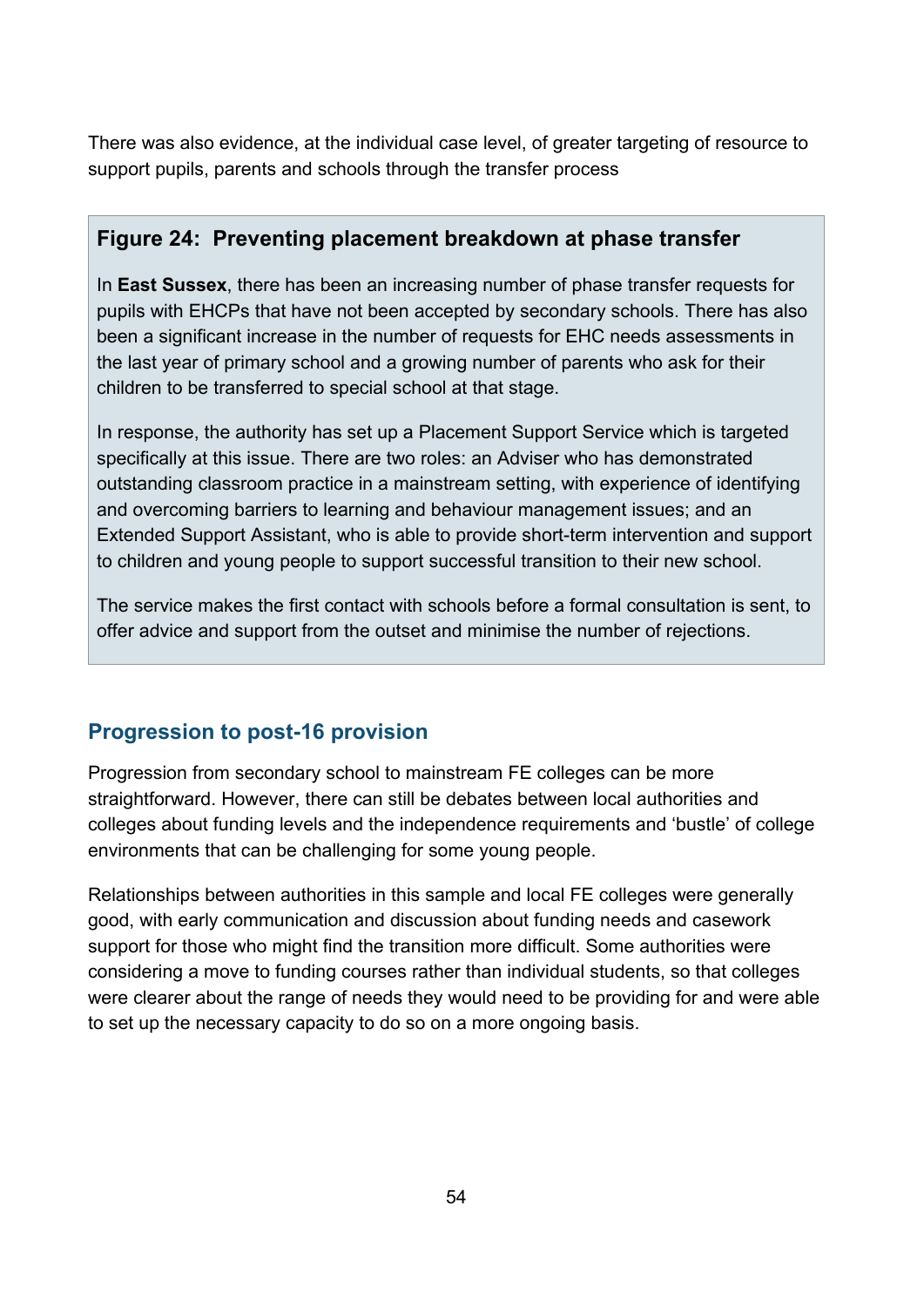There was also evidence, at the individual case level, of greater targeting of resource to support pupils, parents and schools through the transfer process

### Figure 24: Preventing placement breakdown at phase transfer

In **East Sussex**, there has been an increasing number of phase transfer requests for pupils with EHCPs that have not been accepted by secondary schools. There has also been a significant increase in the number of requests for EHC needs assessments in the last year of primary school and a growing number of parents who ask for their children to be transferred to special school at that stage.

In response, the authority has set up a Placement Support Service which is targeted specifically at this issue. There are two roles: an Adviser who has demonstrated outstanding classroom practice in a mainstream setting, with experience of identifying and overcoming barriers to learning and behaviour management issues; and an Extended Support Assistant, who is able to provide short-term intervention and support to children and young people to support successful transition to their new school.

The service makes the first contact with schools before a formal consultation is sent, to offer advice and support from the outset and minimise the number of rejections.

## Progression to post-16 provision

Progression from secondary school to mainstream FE colleges can be more straightforward. However, there can still be debates between local authorities and colleges about funding levels and the independence requirements and 'bustle' of college environments that can be challenging for some young people.

Relationships between authorities in this sample and local FE colleges were generally good, with early communication and discussion about funding needs and casework support for those who might find the transition more difficult. Some authorities were considering a move to funding courses rather than individual students, so that colleges were clearer about the range of needs they would need to be providing for and were able to set up the necessary capacity to do so on a more ongoing basis.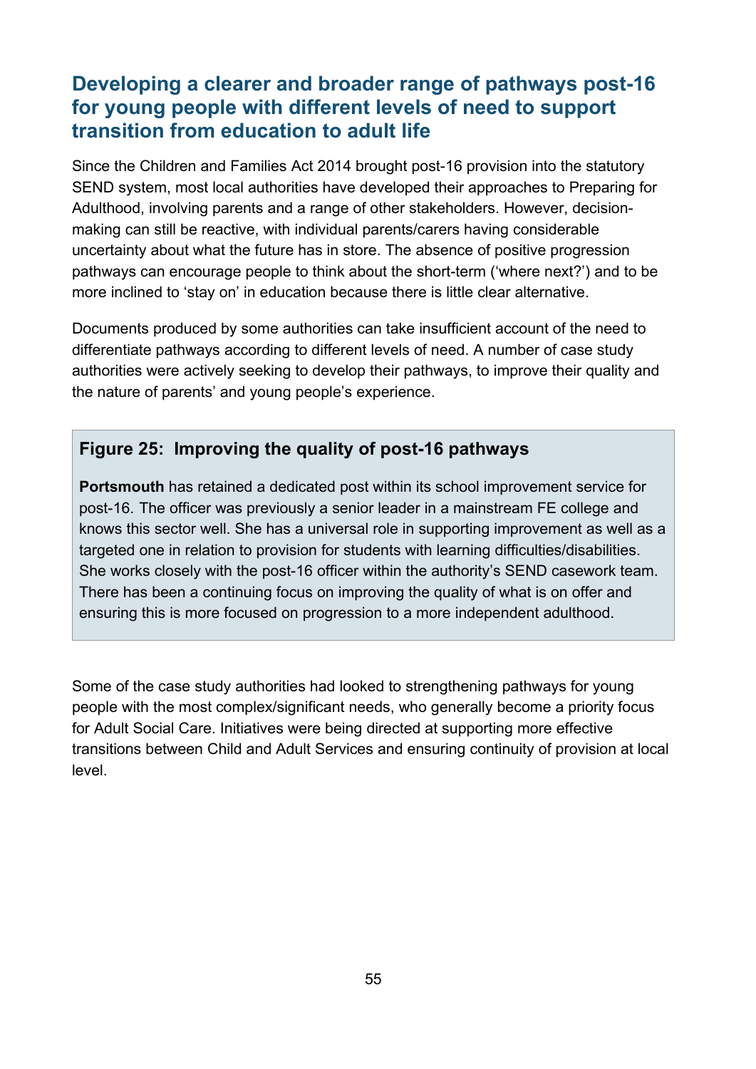## Developing a clearer and broader range of pathways post-16 for young people with different levels of need to support transition from education to adult life

Since the Children and Families Act 2014 brought post-16 provision into the statutory SEND system, most local authorities have developed their approaches to Preparing for Adulthood, involving parents and a range of other stakeholders. However, decision-making can still be reactive, with individual parents/carers having considerable uncertainty about what the future has in store. The absence of positive progression pathways can encourage people to think about the short-term ('where next?') and to be more inclined to 'stay on' in education because there is little clear alternative.

Documents produced by some authorities can take insufficient account of the need to differentiate pathways according to different levels of need. A number of case study authorities were actively seeking to develop their pathways, to improve their quality and the nature of parents' and young people's experience.

> **Figure 25: Improving the quality of post-16 pathways**
>
> **Portsmouth** has retained a dedicated post within its school improvement service for post-16. The officer was previously a senior leader in a mainstream FE college and knows this sector well. She has a universal role in supporting improvement as well as a targeted one in relation to provision for students with learning difficulties/disabilities. She works closely with the post-16 officer within the authority's SEND casework team. There has been a continuing focus on improving the quality of what is on offer and ensuring this is more focused on progression to a more independent adulthood.

Some of the case study authorities had looked to strengthening pathways for young people with the most complex/significant needs, who generally become a priority focus for Adult Social Care. Initiatives were being directed at supporting more effective transitions between Child and Adult Services and ensuring continuity of provision at local level.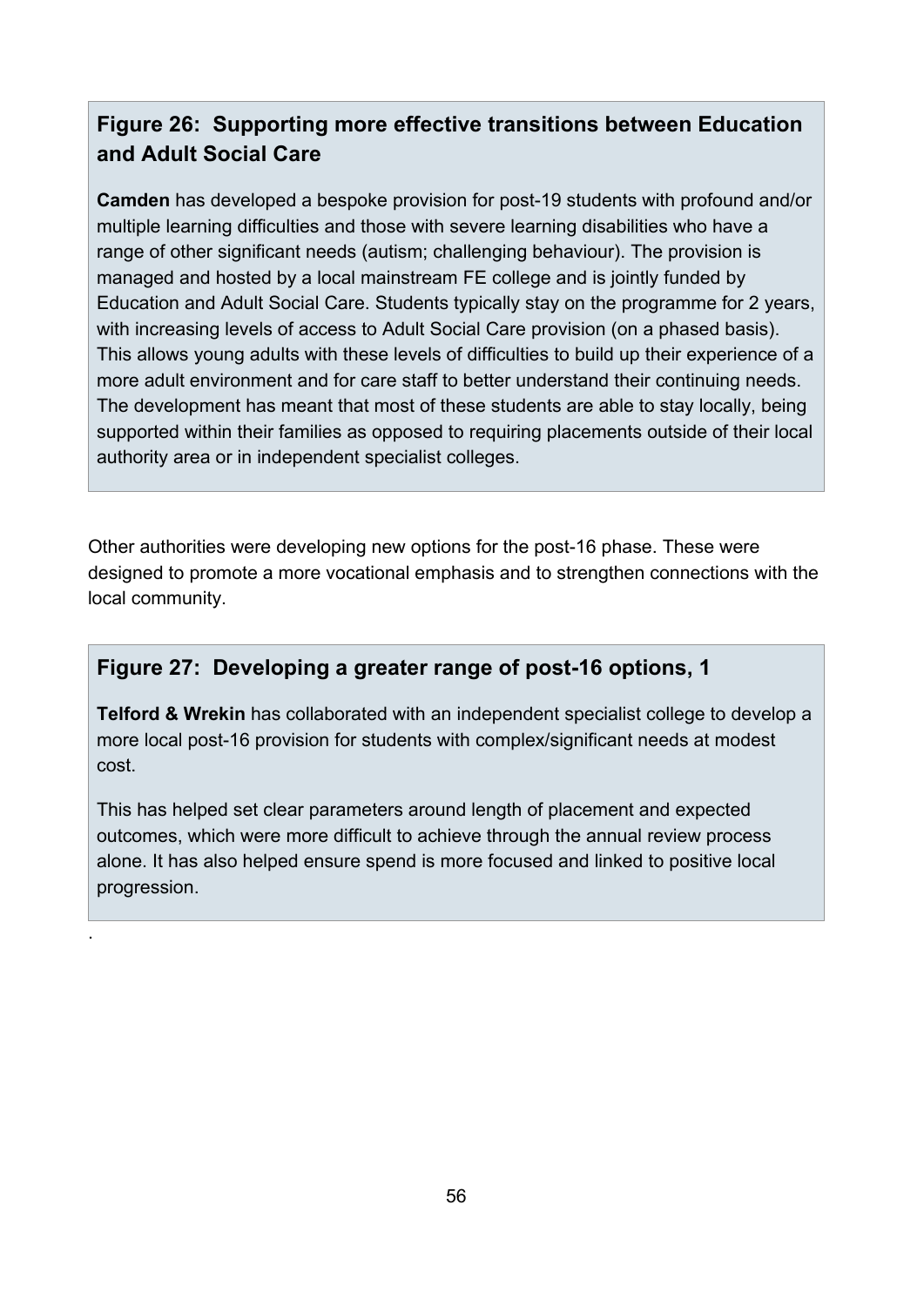### Figure 26: Supporting more effective transitions between Education and Adult Social Care

**Camden** has developed a bespoke provision for post-19 students with profound and/or multiple learning difficulties and those with severe learning disabilities who have a range of other significant needs (autism; challenging behaviour). The provision is managed and hosted by a local mainstream FE college and is jointly funded by Education and Adult Social Care. Students typically stay on the programme for 2 years, with increasing levels of access to Adult Social Care provision (on a phased basis). This allows young adults with these levels of difficulties to build up their experience of a more adult environment and for care staff to better understand their continuing needs. The development has meant that most of these students are able to stay locally, being supported within their families as opposed to requiring placements outside of their local authority area or in independent specialist colleges.

Other authorities were developing new options for the post-16 phase. These were designed to promote a more vocational emphasis and to strengthen connections with the local community.

### Figure 27: Developing a greater range of post-16 options, 1

**Telford & Wrekin** has collaborated with an independent specialist college to develop a more local post-16 provision for students with complex/significant needs at modest cost.

This has helped set clear parameters around length of placement and expected outcomes, which were more difficult to achieve through the annual review process alone. It has also helped ensure spend is more focused and linked to positive local progression.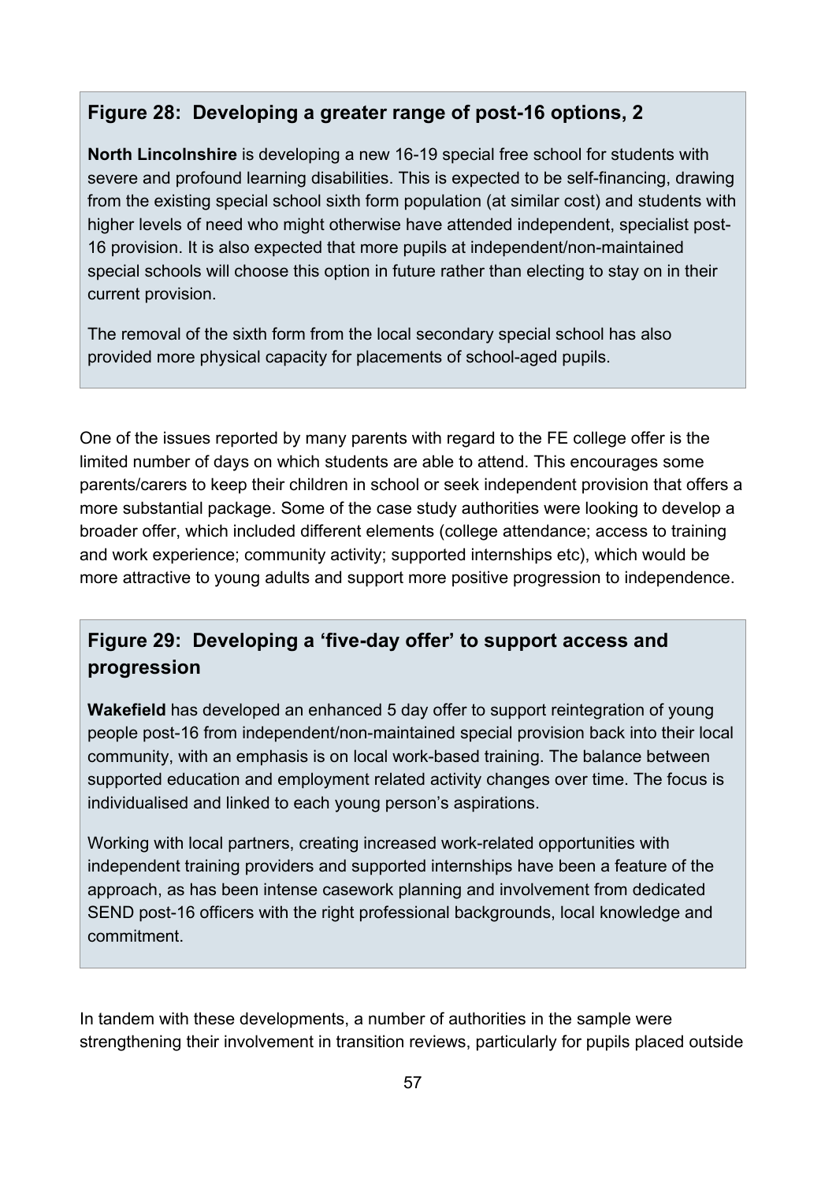### Figure 28: Developing a greater range of post-16 options, 2

**North Lincolnshire** is developing a new 16-19 special free school for students with severe and profound learning disabilities. This is expected to be self-financing, drawing from the existing special school sixth form population (at similar cost) and students with higher levels of need who might otherwise have attended independent, specialist post-16 provision. It is also expected that more pupils at independent/non-maintained special schools will choose this option in future rather than electing to stay on in their current provision.

The removal of the sixth form from the local secondary special school has also provided more physical capacity for placements of school-aged pupils.

One of the issues reported by many parents with regard to the FE college offer is the limited number of days on which students are able to attend. This encourages some parents/carers to keep their children in school or seek independent provision that offers a more substantial package. Some of the case study authorities were looking to develop a broader offer, which included different elements (college attendance; access to training and work experience; community activity; supported internships etc), which would be more attractive to young adults and support more positive progression to independence.

### Figure 29: Developing a 'five-day offer' to support access and progression

**Wakefield** has developed an enhanced 5 day offer to support reintegration of young people post-16 from independent/non-maintained special provision back into their local community, with an emphasis is on local work-based training. The balance between supported education and employment related activity changes over time. The focus is individualised and linked to each young person's aspirations.

Working with local partners, creating increased work-related opportunities with independent training providers and supported internships have been a feature of the approach, as has been intense casework planning and involvement from dedicated SEND post-16 officers with the right professional backgrounds, local knowledge and commitment.

In tandem with these developments, a number of authorities in the sample were strengthening their involvement in transition reviews, particularly for pupils placed outside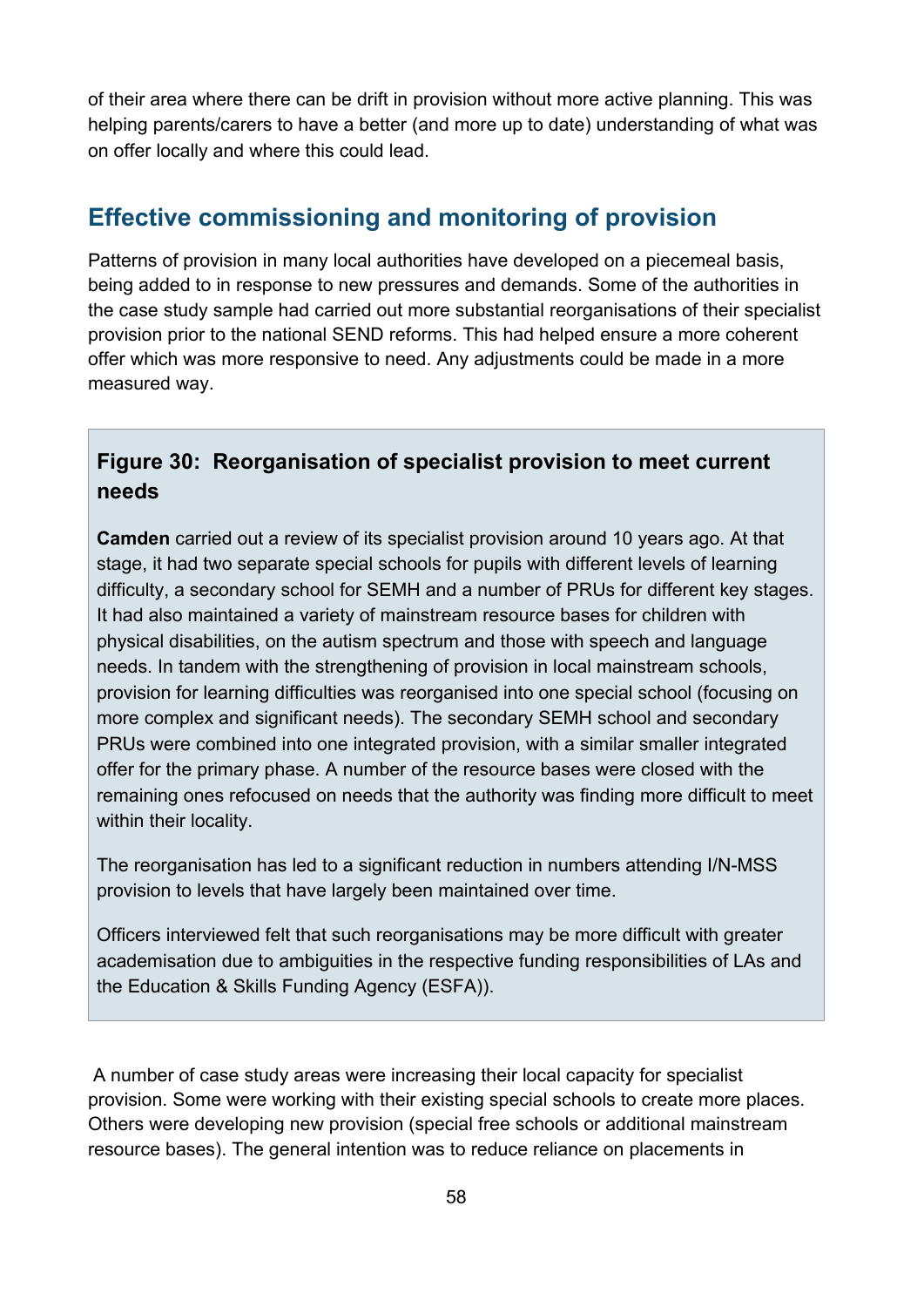of their area where there can be drift in provision without more active planning. This was helping parents/carers to have a better (and more up to date) understanding of what was on offer locally and where this could lead.

## Effective commissioning and monitoring of provision

Patterns of provision in many local authorities have developed on a piecemeal basis, being added to in response to new pressures and demands. Some of the authorities in the case study sample had carried out more substantial reorganisations of their specialist provision prior to the national SEND reforms. This had helped ensure a more coherent offer which was more responsive to need. Any adjustments could be made in a more measured way.

### Figure 30: Reorganisation of specialist provision to meet current needs

**Camden** carried out a review of its specialist provision around 10 years ago. At that stage, it had two separate special schools for pupils with different levels of learning difficulty, a secondary school for SEMH and a number of PRUs for different key stages. It had also maintained a variety of mainstream resource bases for children with physical disabilities, on the autism spectrum and those with speech and language needs. In tandem with the strengthening of provision in local mainstream schools, provision for learning difficulties was reorganised into one special school (focusing on more complex and significant needs). The secondary SEMH school and secondary PRUs were combined into one integrated provision, with a similar smaller integrated offer for the primary phase. A number of the resource bases were closed with the remaining ones refocused on needs that the authority was finding more difficult to meet within their locality.

The reorganisation has led to a significant reduction in numbers attending I/N-MSS provision to levels that have largely been maintained over time.

Officers interviewed felt that such reorganisations may be more difficult with greater academisation due to ambiguities in the respective funding responsibilities of LAs and the Education & Skills Funding Agency (ESFA)).

A number of case study areas were increasing their local capacity for specialist provision. Some were working with their existing special schools to create more places. Others were developing new provision (special free schools or additional mainstream resource bases). The general intention was to reduce reliance on placements in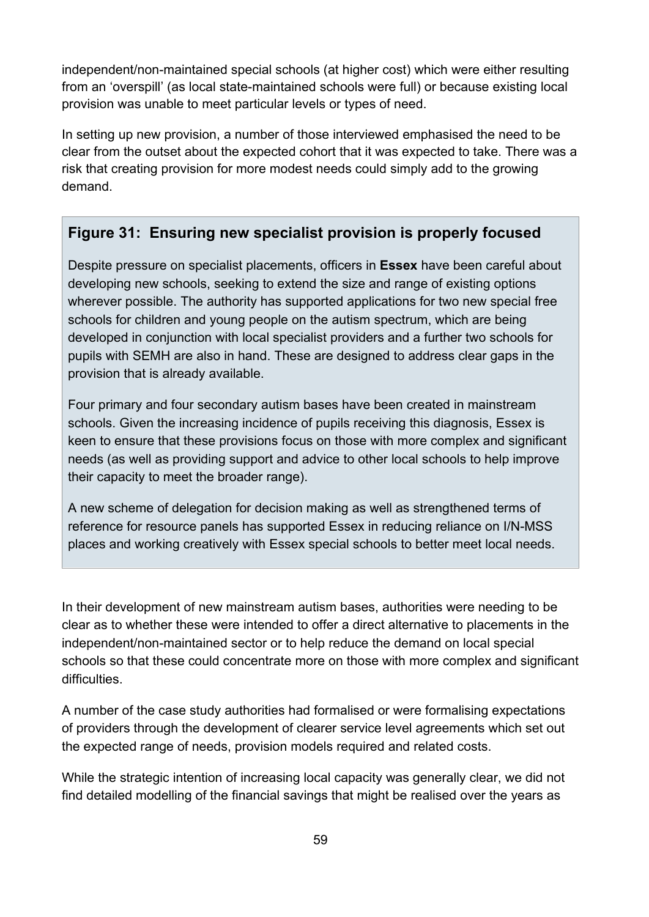independent/non-maintained special schools (at higher cost) which were either resulting from an 'overspill' (as local state-maintained schools were full) or because existing local provision was unable to meet particular levels or types of need.

In setting up new provision, a number of those interviewed emphasised the need to be clear from the outset about the expected cohort that it was expected to take. There was a risk that creating provision for more modest needs could simply add to the growing demand.

### Figure 31: Ensuring new specialist provision is properly focused

Despite pressure on specialist placements, officers in **Essex** have been careful about developing new schools, seeking to extend the size and range of existing options wherever possible. The authority has supported applications for two new special free schools for children and young people on the autism spectrum, which are being developed in conjunction with local specialist providers and a further two schools for pupils with SEMH are also in hand. These are designed to address clear gaps in the provision that is already available.

Four primary and four secondary autism bases have been created in mainstream schools. Given the increasing incidence of pupils receiving this diagnosis, Essex is keen to ensure that these provisions focus on those with more complex and significant needs (as well as providing support and advice to other local schools to help improve their capacity to meet the broader range).

A new scheme of delegation for decision making as well as strengthened terms of reference for resource panels has supported Essex in reducing reliance on I/N-MSS places and working creatively with Essex special schools to better meet local needs.

In their development of new mainstream autism bases, authorities were needing to be clear as to whether these were intended to offer a direct alternative to placements in the independent/non-maintained sector or to help reduce the demand on local special schools so that these could concentrate more on those with more complex and significant difficulties.

A number of the case study authorities had formalised or were formalising expectations of providers through the development of clearer service level agreements which set out the expected range of needs, provision models required and related costs.

While the strategic intention of increasing local capacity was generally clear, we did not find detailed modelling of the financial savings that might be realised over the years as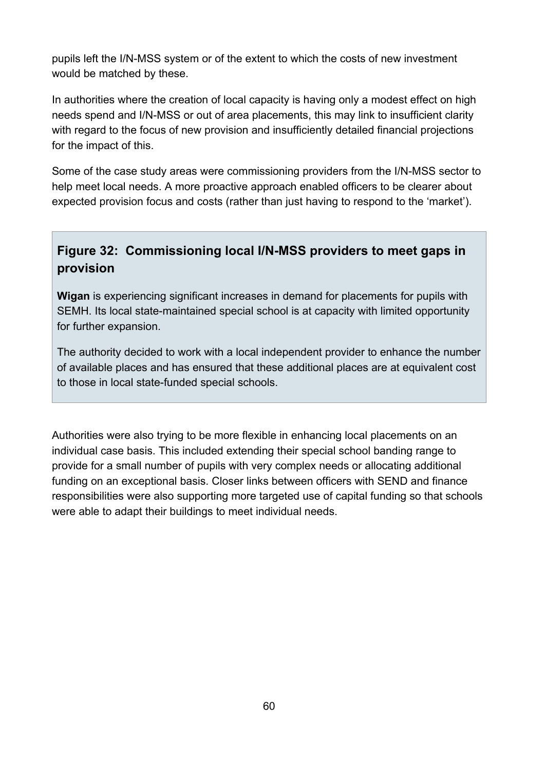pupils left the I/N-MSS system or of the extent to which the costs of new investment would be matched by these.

In authorities where the creation of local capacity is having only a modest effect on high needs spend and I/N-MSS or out of area placements, this may link to insufficient clarity with regard to the focus of new provision and insufficiently detailed financial projections for the impact of this.

Some of the case study areas were commissioning providers from the I/N-MSS sector to help meet local needs. A more proactive approach enabled officers to be clearer about expected provision focus and costs (rather than just having to respond to the 'market').

### Figure 32: Commissioning local I/N-MSS providers to meet gaps in provision

**Wigan** is experiencing significant increases in demand for placements for pupils with SEMH. Its local state-maintained special school is at capacity with limited opportunity for further expansion.

The authority decided to work with a local independent provider to enhance the number of available places and has ensured that these additional places are at equivalent cost to those in local state-funded special schools.

Authorities were also trying to be more flexible in enhancing local placements on an individual case basis. This included extending their special school banding range to provide for a small number of pupils with very complex needs or allocating additional funding on an exceptional basis. Closer links between officers with SEND and finance responsibilities were also supporting more targeted use of capital funding so that schools were able to adapt their buildings to meet individual needs.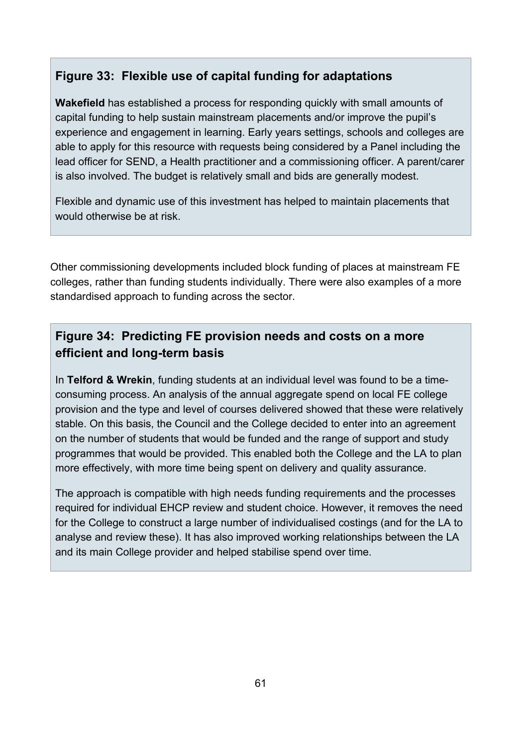### Figure 33: Flexible use of capital funding for adaptations

**Wakefield** has established a process for responding quickly with small amounts of capital funding to help sustain mainstream placements and/or improve the pupil's experience and engagement in learning. Early years settings, schools and colleges are able to apply for this resource with requests being considered by a Panel including the lead officer for SEND, a Health practitioner and a commissioning officer. A parent/carer is also involved. The budget is relatively small and bids are generally modest.

Flexible and dynamic use of this investment has helped to maintain placements that would otherwise be at risk.

Other commissioning developments included block funding of places at mainstream FE colleges, rather than funding students individually. There were also examples of a more standardised approach to funding across the sector.

### Figure 34: Predicting FE provision needs and costs on a more efficient and long-term basis

In **Telford & Wrekin**, funding students at an individual level was found to be a time-consuming process. An analysis of the annual aggregate spend on local FE college provision and the type and level of courses delivered showed that these were relatively stable. On this basis, the Council and the College decided to enter into an agreement on the number of students that would be funded and the range of support and study programmes that would be provided. This enabled both the College and the LA to plan more effectively, with more time being spent on delivery and quality assurance.

The approach is compatible with high needs funding requirements and the processes required for individual EHCP review and student choice. However, it removes the need for the College to construct a large number of individualised costings (and for the LA to analyse and review these). It has also improved working relationships between the LA and its main College provider and helped stabilise spend over time.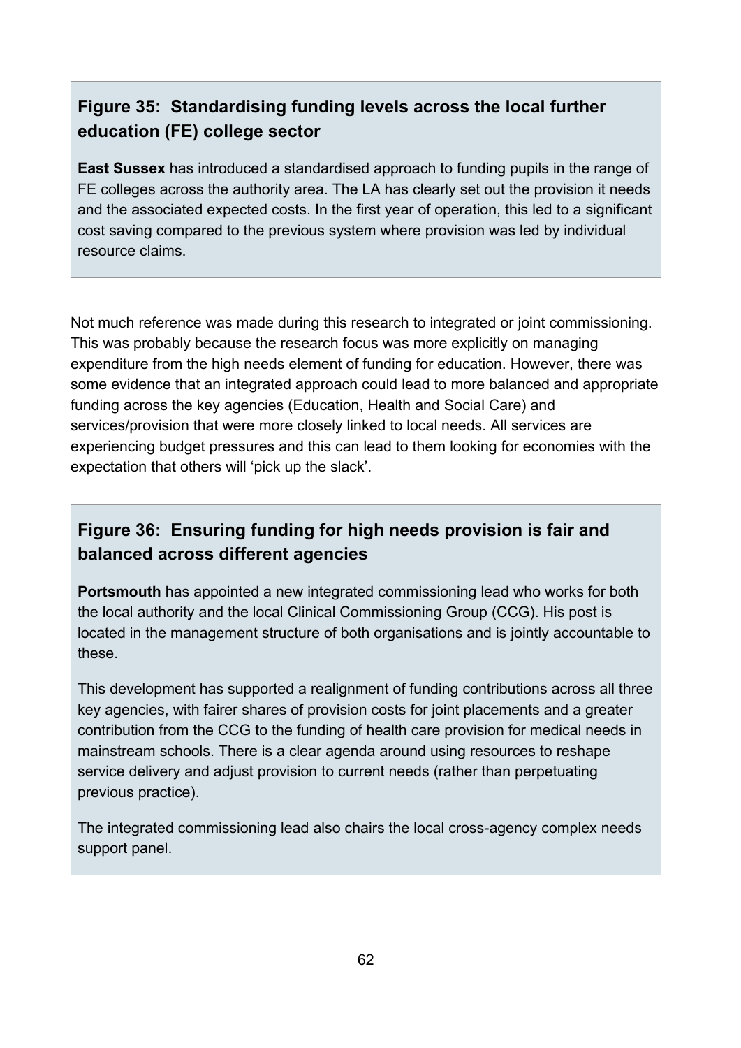### Figure 35: Standardising funding levels across the local further education (FE) college sector

**East Sussex** has introduced a standardised approach to funding pupils in the range of FE colleges across the authority area. The LA has clearly set out the provision it needs and the associated expected costs. In the first year of operation, this led to a significant cost saving compared to the previous system where provision was led by individual resource claims.

Not much reference was made during this research to integrated or joint commissioning. This was probably because the research focus was more explicitly on managing expenditure from the high needs element of funding for education. However, there was some evidence that an integrated approach could lead to more balanced and appropriate funding across the key agencies (Education, Health and Social Care) and services/provision that were more closely linked to local needs. All services are experiencing budget pressures and this can lead to them looking for economies with the expectation that others will 'pick up the slack'.

### Figure 36: Ensuring funding for high needs provision is fair and balanced across different agencies

**Portsmouth** has appointed a new integrated commissioning lead who works for both the local authority and the local Clinical Commissioning Group (CCG). His post is located in the management structure of both organisations and is jointly accountable to these.

This development has supported a realignment of funding contributions across all three key agencies, with fairer shares of provision costs for joint placements and a greater contribution from the CCG to the funding of health care provision for medical needs in mainstream schools. There is a clear agenda around using resources to reshape service delivery and adjust provision to current needs (rather than perpetuating previous practice).

The integrated commissioning lead also chairs the local cross-agency complex needs support panel.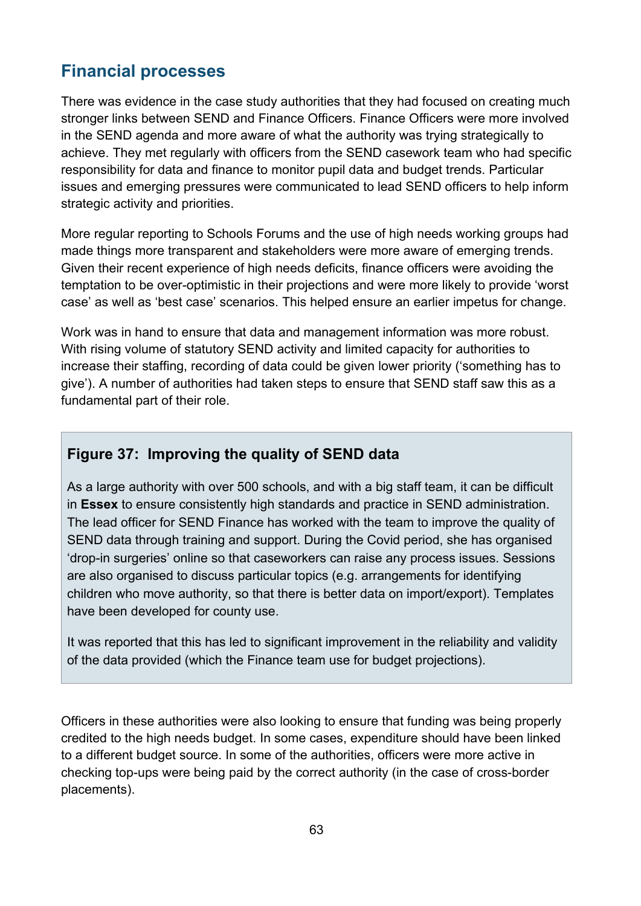## Financial processes

There was evidence in the case study authorities that they had focused on creating much stronger links between SEND and Finance Officers. Finance Officers were more involved in the SEND agenda and more aware of what the authority was trying strategically to achieve. They met regularly with officers from the SEND casework team who had specific responsibility for data and finance to monitor pupil data and budget trends. Particular issues and emerging pressures were communicated to lead SEND officers to help inform strategic activity and priorities.

More regular reporting to Schools Forums and the use of high needs working groups had made things more transparent and stakeholders were more aware of emerging trends. Given their recent experience of high needs deficits, finance officers were avoiding the temptation to be over-optimistic in their projections and were more likely to provide 'worst case' as well as 'best case' scenarios. This helped ensure an earlier impetus for change.

Work was in hand to ensure that data and management information was more robust. With rising volume of statutory SEND activity and limited capacity for authorities to increase their staffing, recording of data could be given lower priority ('something has to give'). A number of authorities had taken steps to ensure that SEND staff saw this as a fundamental part of their role.

### Figure 37: Improving the quality of SEND data

As a large authority with over 500 schools, and with a big staff team, it can be difficult in **Essex** to ensure consistently high standards and practice in SEND administration. The lead officer for SEND Finance has worked with the team to improve the quality of SEND data through training and support. During the Covid period, she has organised 'drop-in surgeries' online so that caseworkers can raise any process issues. Sessions are also organised to discuss particular topics (e.g. arrangements for identifying children who move authority, so that there is better data on import/export). Templates have been developed for county use.

It was reported that this has led to significant improvement in the reliability and validity of the data provided (which the Finance team use for budget projections).

Officers in these authorities were also looking to ensure that funding was being properly credited to the high needs budget. In some cases, expenditure should have been linked to a different budget source. In some of the authorities, officers were more active in checking top-ups were being paid by the correct authority (in the case of cross-border placements).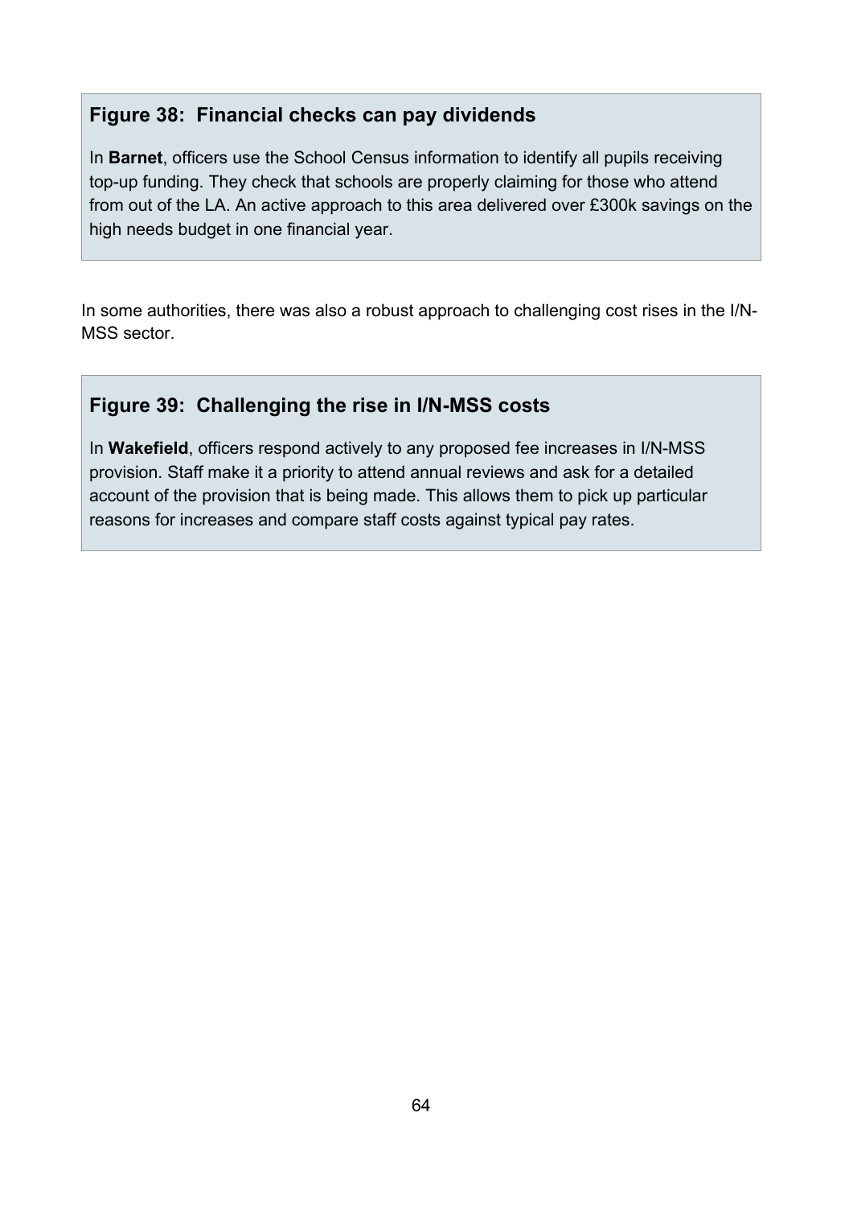### Figure 38: Financial checks can pay dividends

In **Barnet**, officers use the School Census information to identify all pupils receiving top-up funding. They check that schools are properly claiming for those who attend from out of the LA. An active approach to this area delivered over £300k savings on the high needs budget in one financial year.

In some authorities, there was also a robust approach to challenging cost rises in the I/N-MSS sector.

### Figure 39: Challenging the rise in I/N-MSS costs

In **Wakefield**, officers respond actively to any proposed fee increases in I/N-MSS provision. Staff make it a priority to attend annual reviews and ask for a detailed account of the provision that is being made. This allows them to pick up particular reasons for increases and compare staff costs against typical pay rates.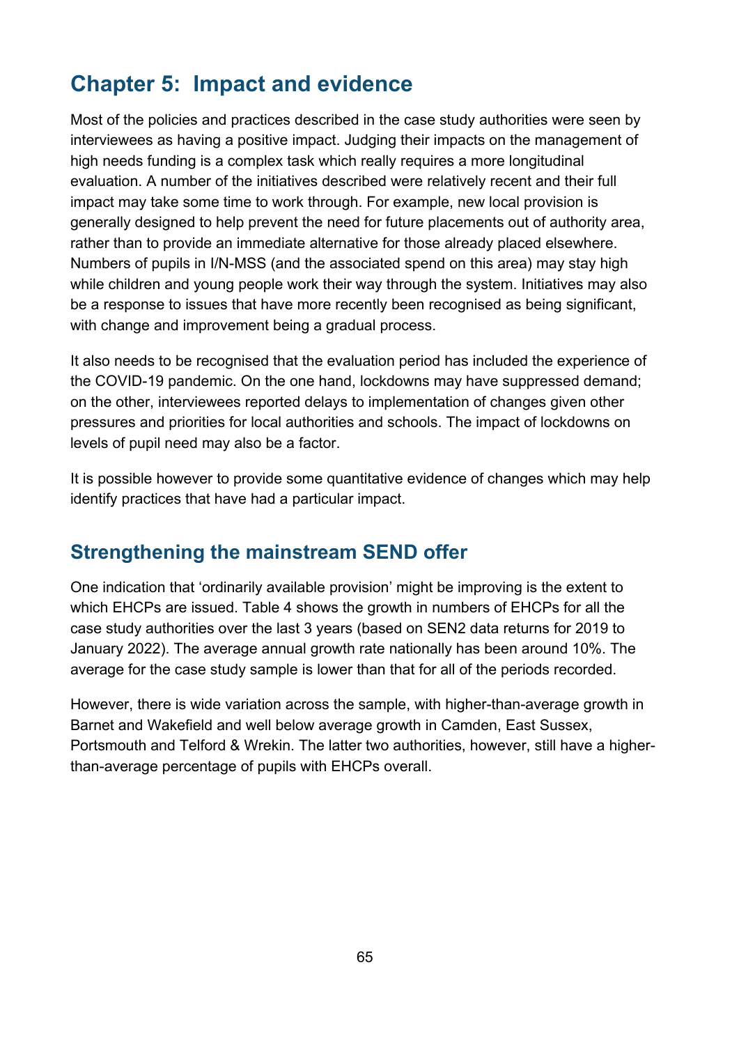# Chapter 5: Impact and evidence

Most of the policies and practices described in the case study authorities were seen by interviewees as having a positive impact. Judging their impacts on the management of high needs funding is a complex task which really requires a more longitudinal evaluation. A number of the initiatives described were relatively recent and their full impact may take some time to work through. For example, new local provision is generally designed to help prevent the need for future placements out of authority area, rather than to provide an immediate alternative for those already placed elsewhere. Numbers of pupils in I/N-MSS (and the associated spend on this area) may stay high while children and young people work their way through the system. Initiatives may also be a response to issues that have more recently been recognised as being significant, with change and improvement being a gradual process.

It also needs to be recognised that the evaluation period has included the experience of the COVID-19 pandemic. On the one hand, lockdowns may have suppressed demand; on the other, interviewees reported delays to implementation of changes given other pressures and priorities for local authorities and schools. The impact of lockdowns on levels of pupil need may also be a factor.

It is possible however to provide some quantitative evidence of changes which may help identify practices that have had a particular impact.

## Strengthening the mainstream SEND offer

One indication that 'ordinarily available provision' might be improving is the extent to which EHCPs are issued. Table 4 shows the growth in numbers of EHCPs for all the case study authorities over the last 3 years (based on SEN2 data returns for 2019 to January 2022). The average annual growth rate nationally has been around 10%. The average for the case study sample is lower than that for all of the periods recorded.

However, there is wide variation across the sample, with higher-than-average growth in Barnet and Wakefield and well below average growth in Camden, East Sussex, Portsmouth and Telford & Wrekin. The latter two authorities, however, still have a higher-than-average percentage of pupils with EHCPs overall.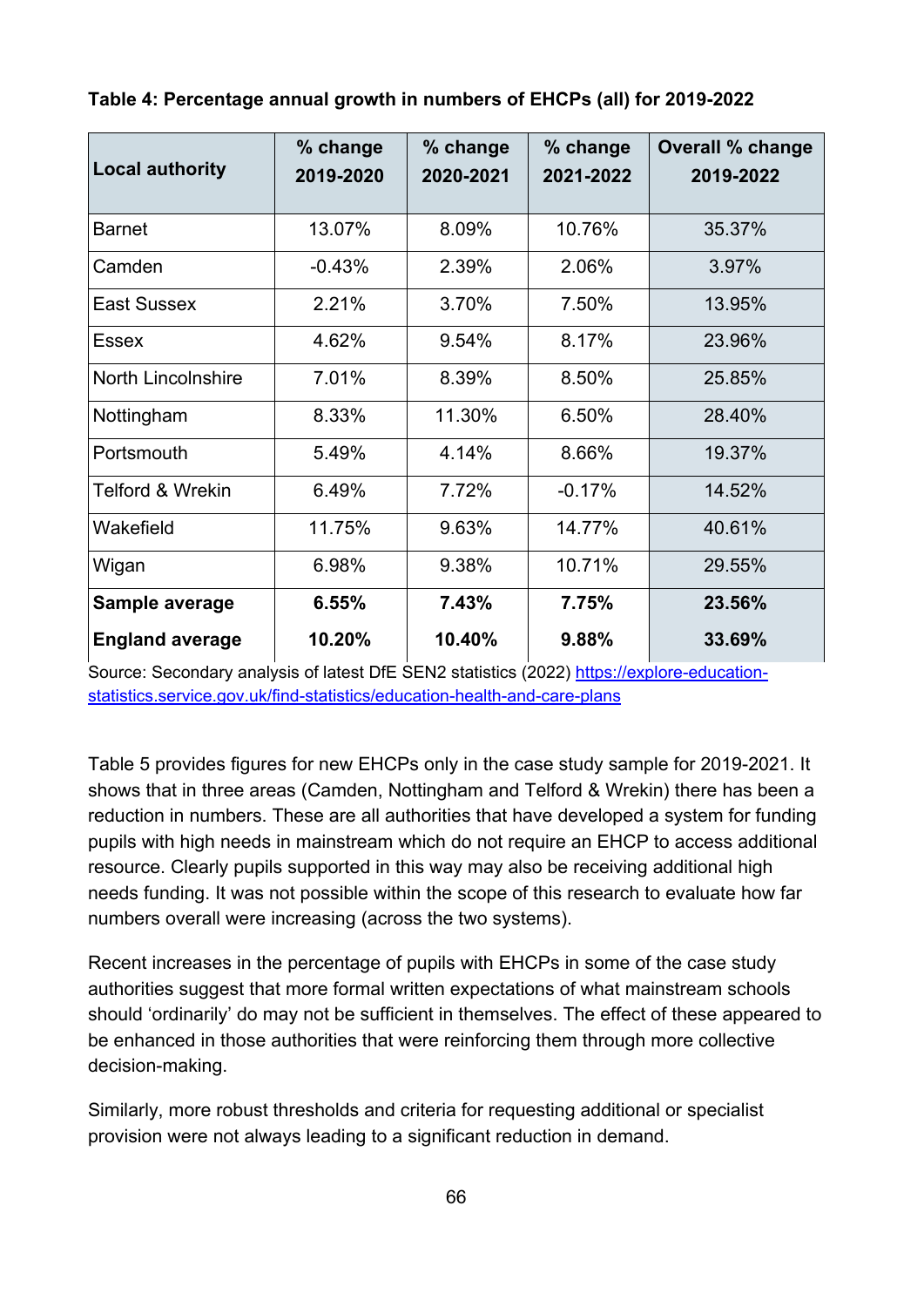**Table 4: Percentage annual growth in numbers of EHCPs (all) for 2019-2022**

| Local authority | % change 2019-2020 | % change 2020-2021 | % change 2021-2022 | Overall % change 2019-2022 |
|---|---|---|---|---|
| Barnet | 13.07% | 8.09% | 10.76% | 35.37% |
| Camden | -0.43% | 2.39% | 2.06% | 3.97% |
| East Sussex | 2.21% | 3.70% | 7.50% | 13.95% |
| Essex | 4.62% | 9.54% | 8.17% | 23.96% |
| North Lincolnshire | 7.01% | 8.39% | 8.50% | 25.85% |
| Nottingham | 8.33% | 11.30% | 6.50% | 28.40% |
| Portsmouth | 5.49% | 4.14% | 8.66% | 19.37% |
| Telford & Wrekin | 6.49% | 7.72% | -0.17% | 14.52% |
| Wakefield | 11.75% | 9.63% | 14.77% | 40.61% |
| Wigan | 6.98% | 9.38% | 10.71% | 29.55% |
| **Sample average** | **6.55%** | **7.43%** | **7.75%** | **23.56%** |
| **England average** | **10.20%** | **10.40%** | **9.88%** | **33.69%** |

Source: Secondary analysis of latest DfE SEN2 statistics (2022) [https://explore-education-statistics.service.gov.uk/find-statistics/education-health-and-care-plans](https://explore-education-statistics.service.gov.uk/find-statistics/education-health-and-care-plans)

Table 5 provides figures for new EHCPs only in the case study sample for 2019-2021. It shows that in three areas (Camden, Nottingham and Telford & Wrekin) there has been a reduction in numbers. These are all authorities that have developed a system for funding pupils with high needs in mainstream which do not require an EHCP to access additional resource. Clearly pupils supported in this way may also be receiving additional high needs funding. It was not possible within the scope of this research to evaluate how far numbers overall were increasing (across the two systems).

Recent increases in the percentage of pupils with EHCPs in some of the case study authorities suggest that more formal written expectations of what mainstream schools should 'ordinarily' do may not be sufficient in themselves. The effect of these appeared to be enhanced in those authorities that were reinforcing them through more collective decision-making.

Similarly, more robust thresholds and criteria for requesting additional or specialist provision were not always leading to a significant reduction in demand.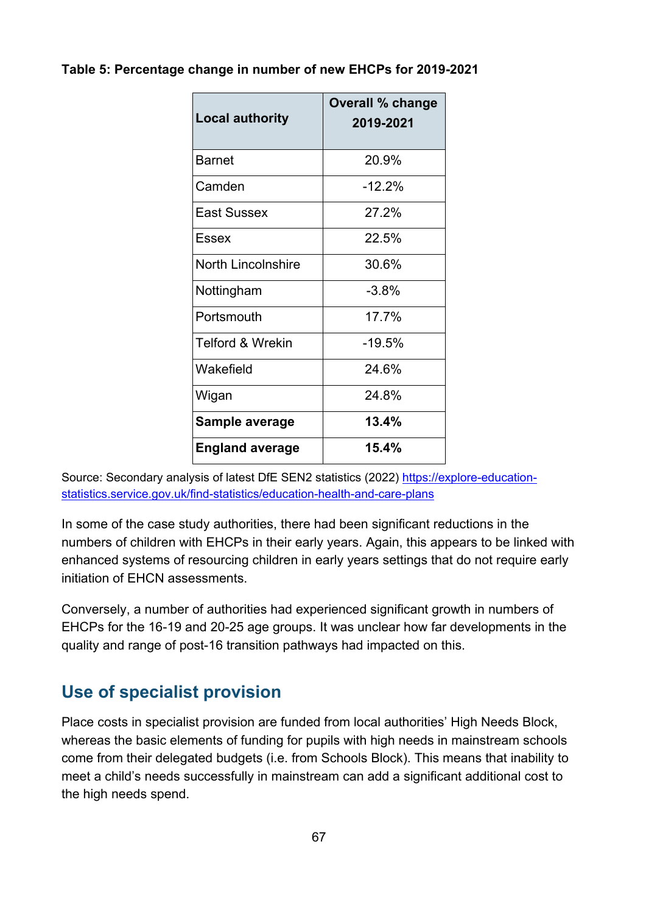**Table 5: Percentage change in number of new EHCPs for 2019-2021**

| Local authority | Overall % change 2019-2021 |
|---|---|
| Barnet | 20.9% |
| Camden | -12.2% |
| East Sussex | 27.2% |
| Essex | 22.5% |
| North Lincolnshire | 30.6% |
| Nottingham | -3.8% |
| Portsmouth | 17.7% |
| Telford & Wrekin | -19.5% |
| Wakefield | 24.6% |
| Wigan | 24.8% |
| **Sample average** | **13.4%** |
| **England average** | **15.4%** |

Source: Secondary analysis of latest DfE SEN2 statistics (2022) [https://explore-education-statistics.service.gov.uk/find-statistics/education-health-and-care-plans](https://explore-education-statistics.service.gov.uk/find-statistics/education-health-and-care-plans)

In some of the case study authorities, there had been significant reductions in the numbers of children with EHCPs in their early years. Again, this appears to be linked with enhanced systems of resourcing children in early years settings that do not require early initiation of EHCN assessments.

Conversely, a number of authorities had experienced significant growth in numbers of EHCPs for the 16-19 and 20-25 age groups. It was unclear how far developments in the quality and range of post-16 transition pathways had impacted on this.

## Use of specialist provision

Place costs in specialist provision are funded from local authorities' High Needs Block, whereas the basic elements of funding for pupils with high needs in mainstream schools come from their delegated budgets (i.e. from Schools Block). This means that inability to meet a child's needs successfully in mainstream can add a significant additional cost to the high needs spend.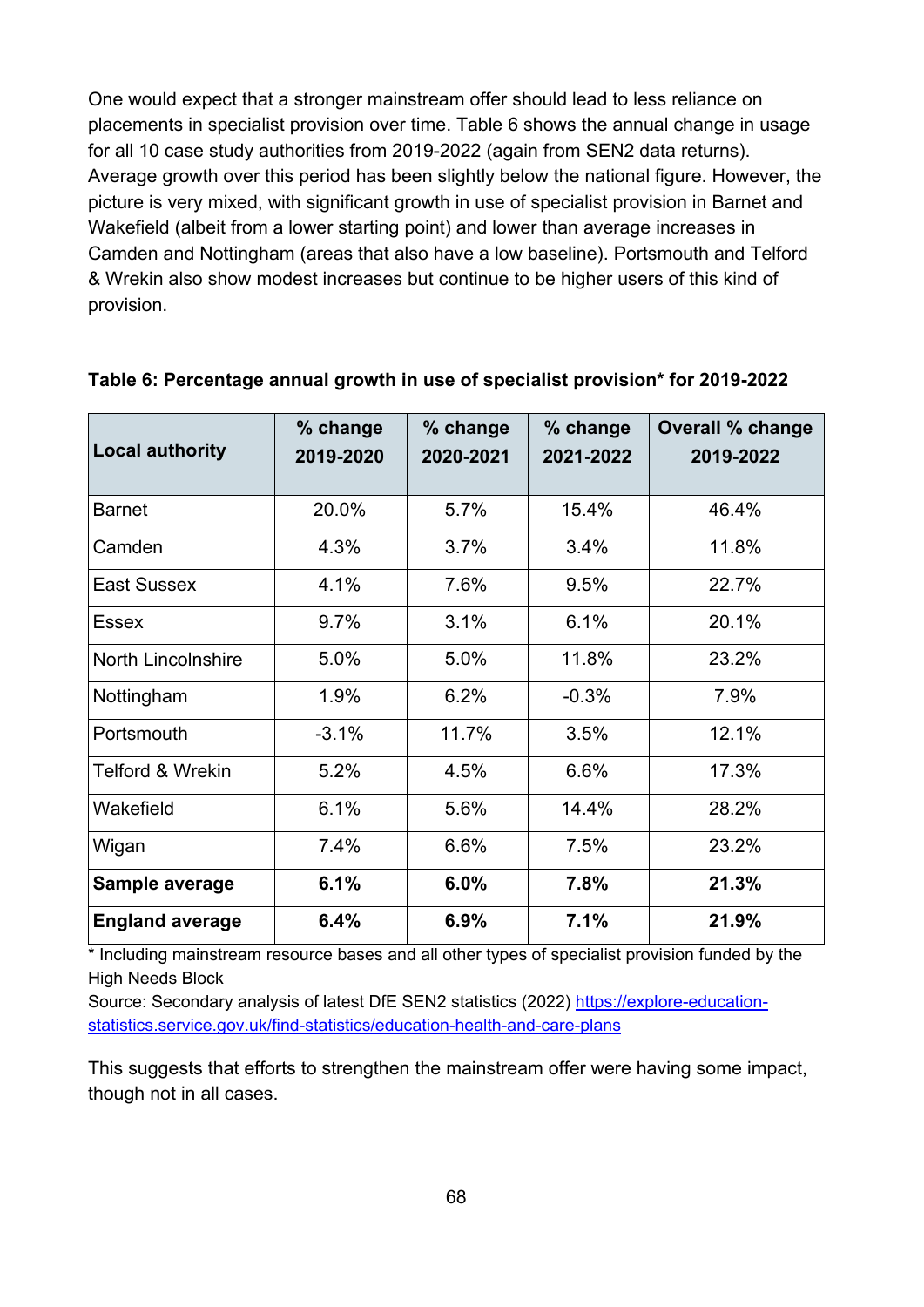One would expect that a stronger mainstream offer should lead to less reliance on placements in specialist provision over time. Table 6 shows the annual change in usage for all 10 case study authorities from 2019-2022 (again from SEN2 data returns). Average growth over this period has been slightly below the national figure. However, the picture is very mixed, with significant growth in use of specialist provision in Barnet and Wakefield (albeit from a lower starting point) and lower than average increases in Camden and Nottingham (areas that also have a low baseline). Portsmouth and Telford & Wrekin also show modest increases but continue to be higher users of this kind of provision.

**Table 6: Percentage annual growth in use of specialist provision* for 2019-2022**

| Local authority | % change 2019-2020 | % change 2020-2021 | % change 2021-2022 | Overall % change 2019-2022 |
|---|---|---|---|---|
| Barnet | 20.0% | 5.7% | 15.4% | 46.4% |
| Camden | 4.3% | 3.7% | 3.4% | 11.8% |
| East Sussex | 4.1% | 7.6% | 9.5% | 22.7% |
| Essex | 9.7% | 3.1% | 6.1% | 20.1% |
| North Lincolnshire | 5.0% | 5.0% | 11.8% | 23.2% |
| Nottingham | 1.9% | 6.2% | -0.3% | 7.9% |
| Portsmouth | -3.1% | 11.7% | 3.5% | 12.1% |
| Telford & Wrekin | 5.2% | 4.5% | 6.6% | 17.3% |
| Wakefield | 6.1% | 5.6% | 14.4% | 28.2% |
| Wigan | 7.4% | 6.6% | 7.5% | 23.2% |
| **Sample average** | **6.1%** | **6.0%** | **7.8%** | **21.3%** |
| **England average** | **6.4%** | **6.9%** | **7.1%** | **21.9%** |

* Including mainstream resource bases and all other types of specialist provision funded by the High Needs Block

Source: Secondary analysis of latest DfE SEN2 statistics (2022) https://explore-education-statistics.service.gov.uk/find-statistics/education-health-and-care-plans

This suggests that efforts to strengthen the mainstream offer were having some impact, though not in all cases.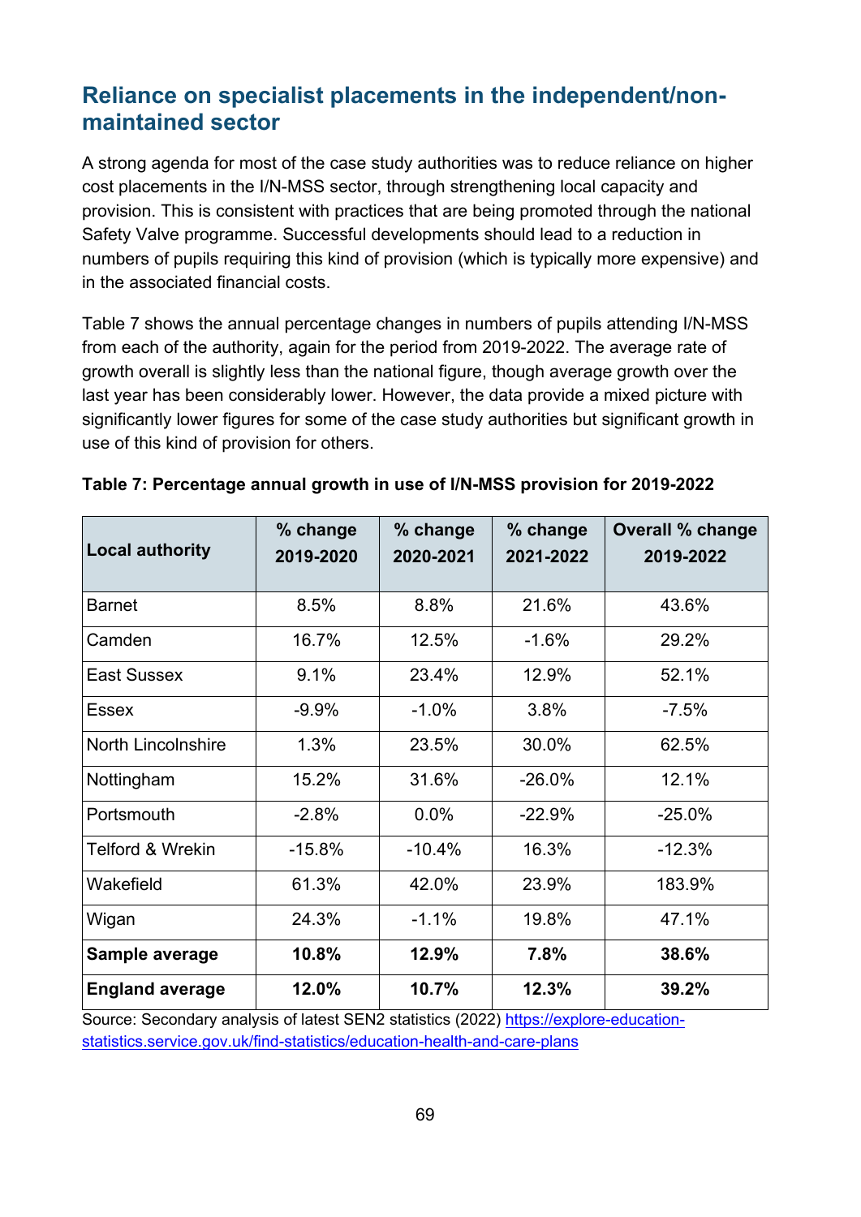## Reliance on specialist placements in the independent/non-maintained sector

A strong agenda for most of the case study authorities was to reduce reliance on higher cost placements in the I/N-MSS sector, through strengthening local capacity and provision. This is consistent with practices that are being promoted through the national Safety Valve programme. Successful developments should lead to a reduction in numbers of pupils requiring this kind of provision (which is typically more expensive) and in the associated financial costs.

Table 7 shows the annual percentage changes in numbers of pupils attending I/N-MSS from each of the authority, again for the period from 2019-2022. The average rate of growth overall is slightly less than the national figure, though average growth over the last year has been considerably lower. However, the data provide a mixed picture with significantly lower figures for some of the case study authorities but significant growth in use of this kind of provision for others.

**Table 7: Percentage annual growth in use of I/N-MSS provision for 2019-2022**

| Local authority | % change 2019-2020 | % change 2020-2021 | % change 2021-2022 | Overall % change 2019-2022 |
|---|---|---|---|---|
| Barnet | 8.5% | 8.8% | 21.6% | 43.6% |
| Camden | 16.7% | 12.5% | -1.6% | 29.2% |
| East Sussex | 9.1% | 23.4% | 12.9% | 52.1% |
| Essex | -9.9% | -1.0% | 3.8% | -7.5% |
| North Lincolnshire | 1.3% | 23.5% | 30.0% | 62.5% |
| Nottingham | 15.2% | 31.6% | -26.0% | 12.1% |
| Portsmouth | -2.8% | 0.0% | -22.9% | -25.0% |
| Telford & Wrekin | -15.8% | -10.4% | 16.3% | -12.3% |
| Wakefield | 61.3% | 42.0% | 23.9% | 183.9% |
| Wigan | 24.3% | -1.1% | 19.8% | 47.1% |
| **Sample average** | **10.8%** | **12.9%** | **7.8%** | **38.6%** |
| **England average** | **12.0%** | **10.7%** | **12.3%** | **39.2%** |

Source: Secondary analysis of latest SEN2 statistics (2022) https://explore-education-statistics.service.gov.uk/find-statistics/education-health-and-care-plans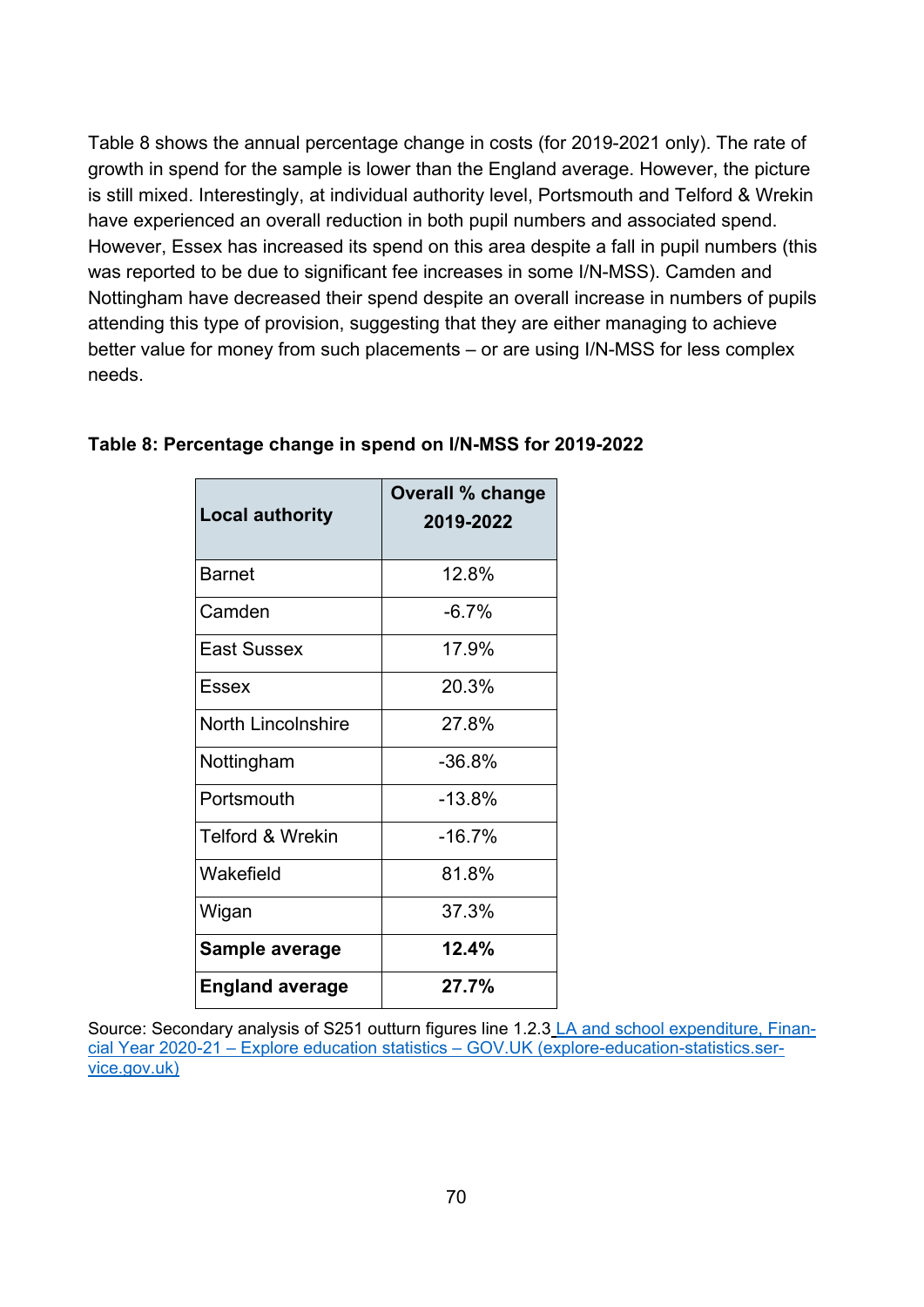Table 8 shows the annual percentage change in costs (for 2019-2021 only). The rate of growth in spend for the sample is lower than the England average. However, the picture is still mixed. Interestingly, at individual authority level, Portsmouth and Telford & Wrekin have experienced an overall reduction in both pupil numbers and associated spend. However, Essex has increased its spend on this area despite a fall in pupil numbers (this was reported to be due to significant fee increases in some I/N-MSS). Camden and Nottingham have decreased their spend despite an overall increase in numbers of pupils attending this type of provision, suggesting that they are either managing to achieve better value for money from such placements – or are using I/N-MSS for less complex needs.

**Table 8: Percentage change in spend on I/N-MSS for 2019-2022**

| Local authority | Overall % change 2019-2022 |
| --- | --- |
| Barnet | 12.8% |
| Camden | -6.7% |
| East Sussex | 17.9% |
| Essex | 20.3% |
| North Lincolnshire | 27.8% |
| Nottingham | -36.8% |
| Portsmouth | -13.8% |
| Telford & Wrekin | -16.7% |
| Wakefield | 81.8% |
| Wigan | 37.3% |
| **Sample average** | **12.4%** |
| **England average** | **27.7%** |

Source: Secondary analysis of S251 outturn figures line 1.2.3 [LA and school expenditure, Financial Year 2020-21 – Explore education statistics – GOV.UK (explore-education-statistics.service.gov.uk)]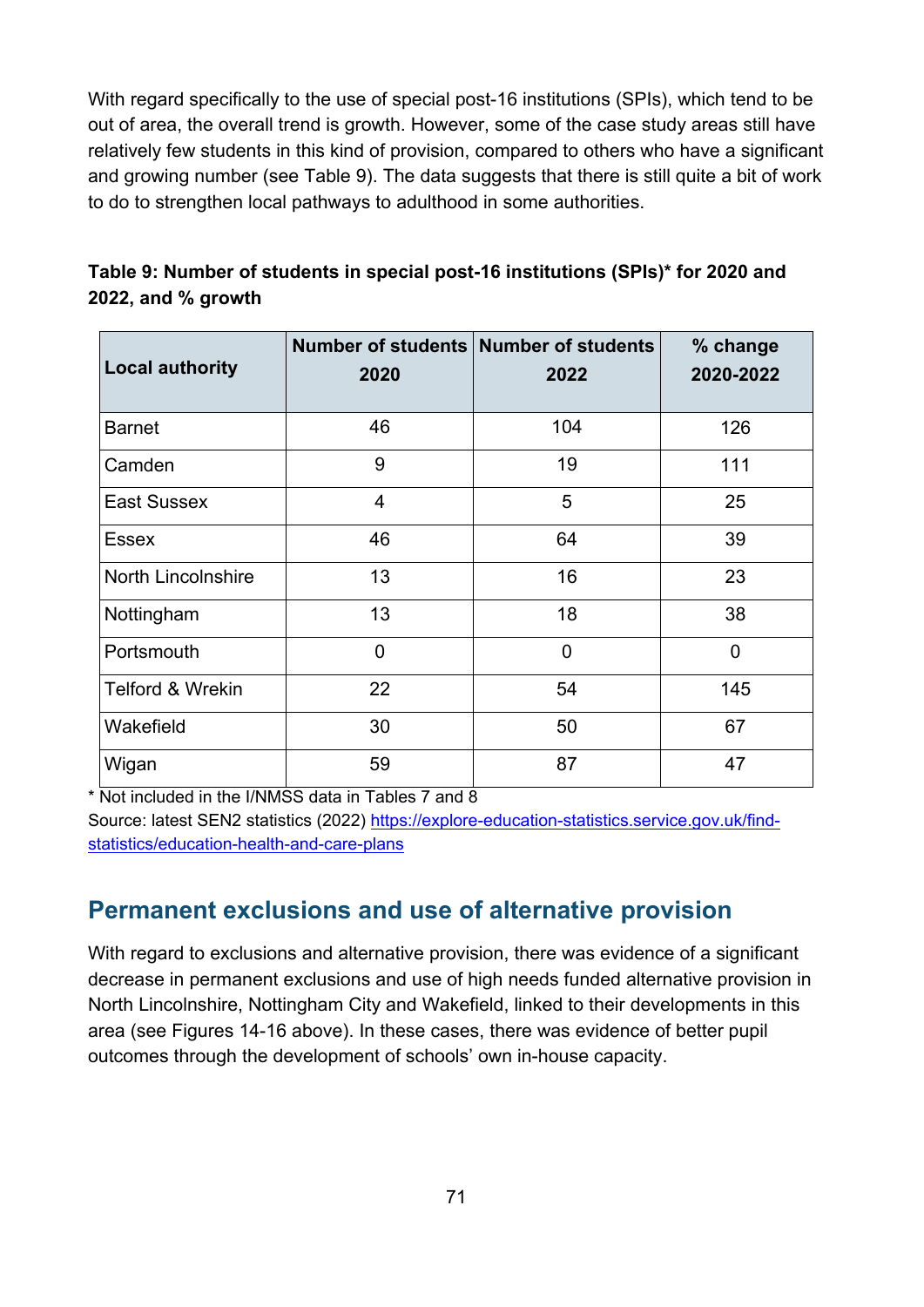With regard specifically to the use of special post-16 institutions (SPIs), which tend to be out of area, the overall trend is growth. However, some of the case study areas still have relatively few students in this kind of provision, compared to others who have a significant and growing number (see Table 9). The data suggests that there is still quite a bit of work to do to strengthen local pathways to adulthood in some authorities.

**Table 9: Number of students in special post-16 institutions (SPIs)* for 2020 and 2022, and % growth**

| Local authority | Number of students 2020 | Number of students 2022 | % change 2020-2022 |
|---|---|---|---|
| Barnet | 46 | 104 | 126 |
| Camden | 9 | 19 | 111 |
| East Sussex | 4 | 5 | 25 |
| Essex | 46 | 64 | 39 |
| North Lincolnshire | 13 | 16 | 23 |
| Nottingham | 13 | 18 | 38 |
| Portsmouth | 0 | 0 | 0 |
| Telford & Wrekin | 22 | 54 | 145 |
| Wakefield | 30 | 50 | 67 |
| Wigan | 59 | 87 | 47 |

* Not included in the I/NMSS data in Tables 7 and 8

Source: latest SEN2 statistics (2022) https://explore-education-statistics.service.gov.uk/find-statistics/education-health-and-care-plans

## Permanent exclusions and use of alternative provision

With regard to exclusions and alternative provision, there was evidence of a significant decrease in permanent exclusions and use of high needs funded alternative provision in North Lincolnshire, Nottingham City and Wakefield, linked to their developments in this area (see Figures 14-16 above). In these cases, there was evidence of better pupil outcomes through the development of schools' own in-house capacity.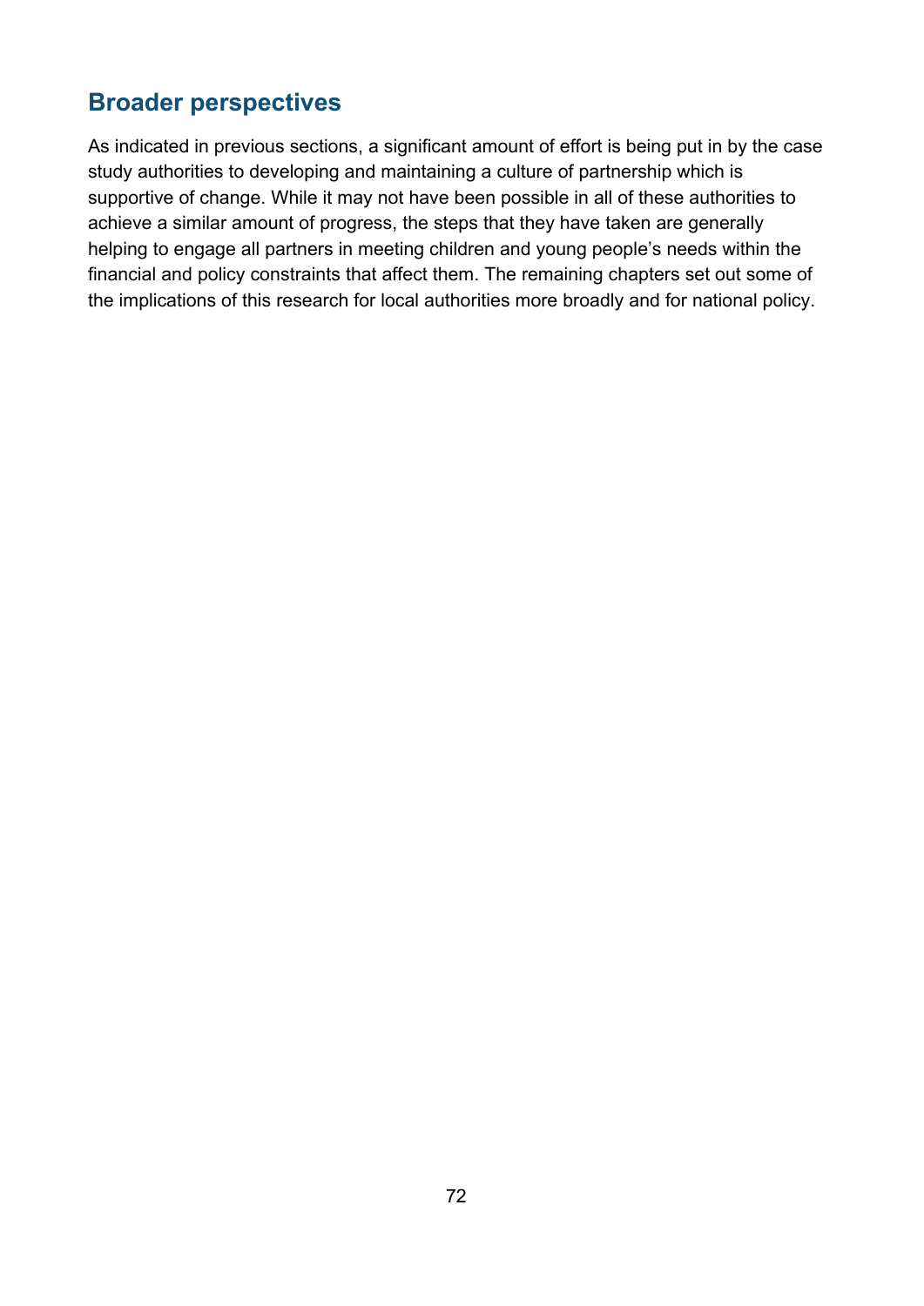## Broader perspectives

As indicated in previous sections, a significant amount of effort is being put in by the case study authorities to developing and maintaining a culture of partnership which is supportive of change. While it may not have been possible in all of these authorities to achieve a similar amount of progress, the steps that they have taken are generally helping to engage all partners in meeting children and young people's needs within the financial and policy constraints that affect them. The remaining chapters set out some of the implications of this research for local authorities more broadly and for national policy.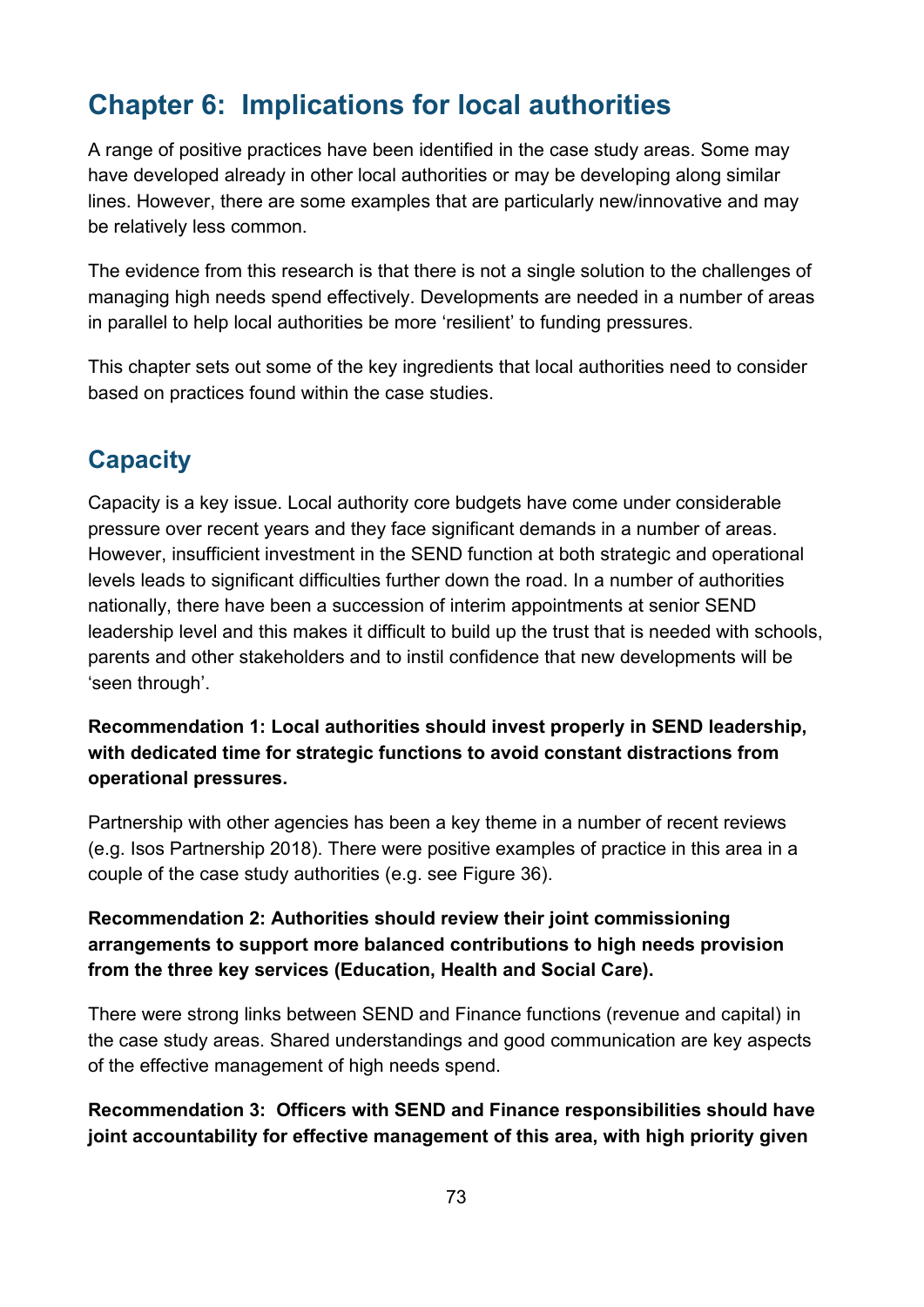# Chapter 6: Implications for local authorities

A range of positive practices have been identified in the case study areas. Some may have developed already in other local authorities or may be developing along similar lines. However, there are some examples that are particularly new/innovative and may be relatively less common.

The evidence from this research is that there is not a single solution to the challenges of managing high needs spend effectively. Developments are needed in a number of areas in parallel to help local authorities be more 'resilient' to funding pressures.

This chapter sets out some of the key ingredients that local authorities need to consider based on practices found within the case studies.

## Capacity

Capacity is a key issue. Local authority core budgets have come under considerable pressure over recent years and they face significant demands in a number of areas. However, insufficient investment in the SEND function at both strategic and operational levels leads to significant difficulties further down the road. In a number of authorities nationally, there have been a succession of interim appointments at senior SEND leadership level and this makes it difficult to build up the trust that is needed with schools, parents and other stakeholders and to instil confidence that new developments will be 'seen through'.

**Recommendation 1: Local authorities should invest properly in SEND leadership, with dedicated time for strategic functions to avoid constant distractions from operational pressures.**

Partnership with other agencies has been a key theme in a number of recent reviews (e.g. Isos Partnership 2018). There were positive examples of practice in this area in a couple of the case study authorities (e.g. see Figure 36).

**Recommendation 2: Authorities should review their joint commissioning arrangements to support more balanced contributions to high needs provision from the three key services (Education, Health and Social Care).**

There were strong links between SEND and Finance functions (revenue and capital) in the case study areas. Shared understandings and good communication are key aspects of the effective management of high needs spend.

**Recommendation 3: Officers with SEND and Finance responsibilities should have joint accountability for effective management of this area, with high priority given**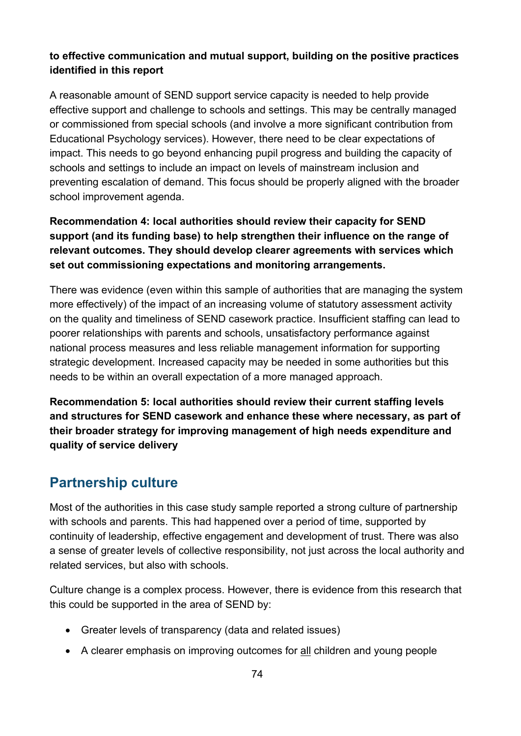**to effective communication and mutual support, building on the positive practices identified in this report**

A reasonable amount of SEND support service capacity is needed to help provide effective support and challenge to schools and settings. This may be centrally managed or commissioned from special schools (and involve a more significant contribution from Educational Psychology services). However, there need to be clear expectations of impact. This needs to go beyond enhancing pupil progress and building the capacity of schools and settings to include an impact on levels of mainstream inclusion and preventing escalation of demand. This focus should be properly aligned with the broader school improvement agenda.

**Recommendation 4: local authorities should review their capacity for SEND support (and its funding base) to help strengthen their influence on the range of relevant outcomes. They should develop clearer agreements with services which set out commissioning expectations and monitoring arrangements.**

There was evidence (even within this sample of authorities that are managing the system more effectively) of the impact of an increasing volume of statutory assessment activity on the quality and timeliness of SEND casework practice. Insufficient staffing can lead to poorer relationships with parents and schools, unsatisfactory performance against national process measures and less reliable management information for supporting strategic development. Increased capacity may be needed in some authorities but this needs to be within an overall expectation of a more managed approach.

**Recommendation 5: local authorities should review their current staffing levels and structures for SEND casework and enhance these where necessary, as part of their broader strategy for improving management of high needs expenditure and quality of service delivery**

## Partnership culture

Most of the authorities in this case study sample reported a strong culture of partnership with schools and parents. This had happened over a period of time, supported by continuity of leadership, effective engagement and development of trust. There was also a sense of greater levels of collective responsibility, not just across the local authority and related services, but also with schools.

Culture change is a complex process. However, there is evidence from this research that this could be supported in the area of SEND by:

- Greater levels of transparency (data and related issues)
- A clearer emphasis on improving outcomes for <u>all</u> children and young people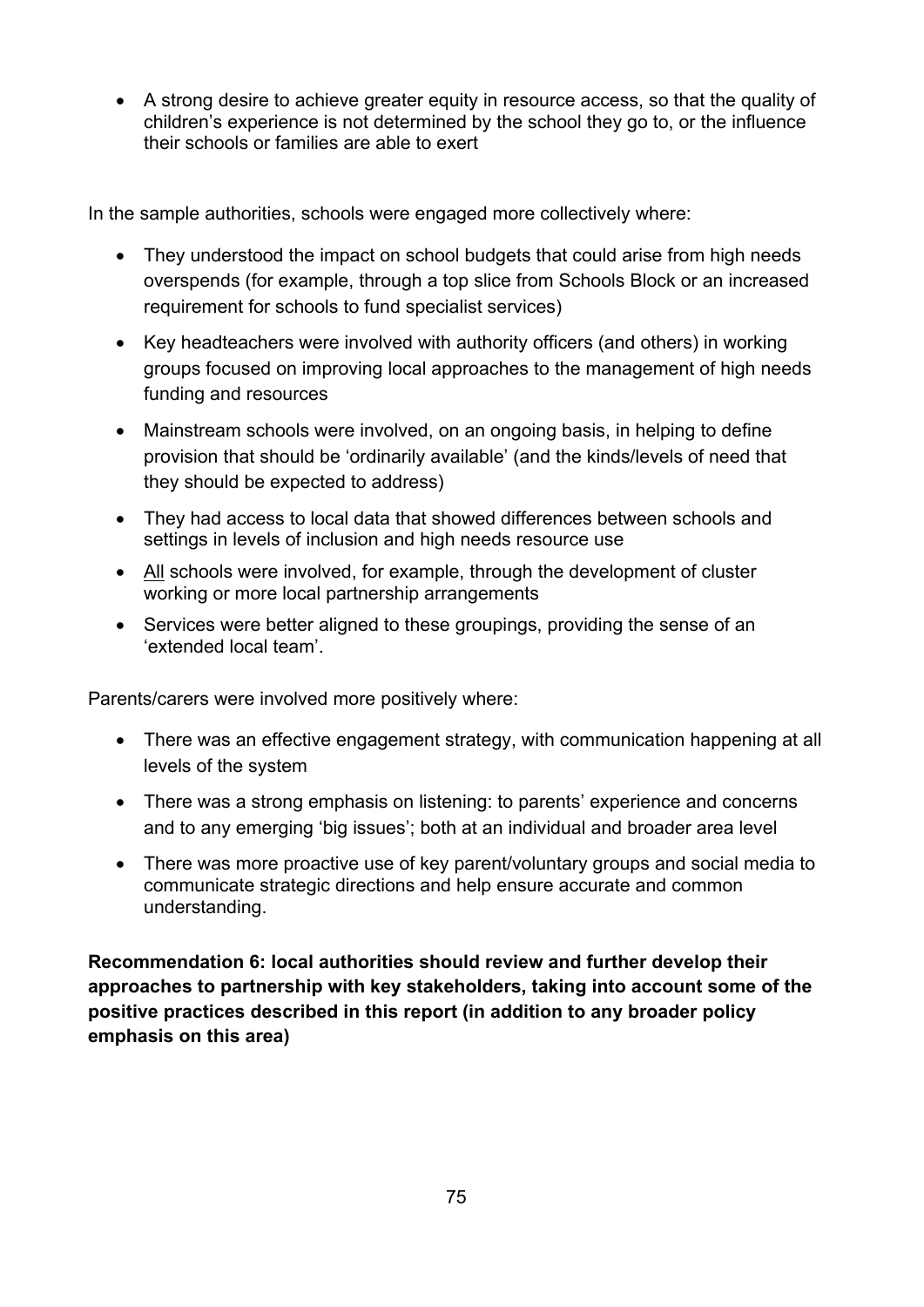- A strong desire to achieve greater equity in resource access, so that the quality of children's experience is not determined by the school they go to, or the influence their schools or families are able to exert

In the sample authorities, schools were engaged more collectively where:

- They understood the impact on school budgets that could arise from high needs overspends (for example, through a top slice from Schools Block or an increased requirement for schools to fund specialist services)
- Key headteachers were involved with authority officers (and others) in working groups focused on improving local approaches to the management of high needs funding and resources
- Mainstream schools were involved, on an ongoing basis, in helping to define provision that should be 'ordinarily available' (and the kinds/levels of need that they should be expected to address)
- They had access to local data that showed differences between schools and settings in levels of inclusion and high needs resource use
- <u>All</u> schools were involved, for example, through the development of cluster working or more local partnership arrangements
- Services were better aligned to these groupings, providing the sense of an 'extended local team'.

Parents/carers were involved more positively where:

- There was an effective engagement strategy, with communication happening at all levels of the system
- There was a strong emphasis on listening: to parents' experience and concerns and to any emerging 'big issues'; both at an individual and broader area level
- There was more proactive use of key parent/voluntary groups and social media to communicate strategic directions and help ensure accurate and common understanding.

**Recommendation 6: local authorities should review and further develop their approaches to partnership with key stakeholders, taking into account some of the positive practices described in this report (in addition to any broader policy emphasis on this area)**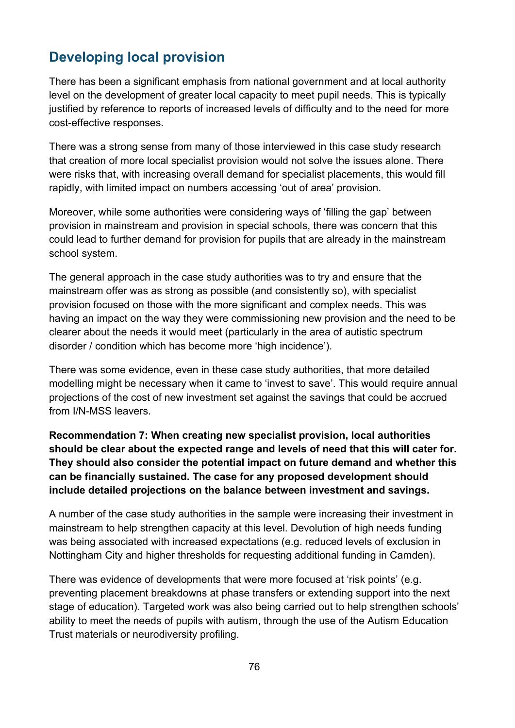## Developing local provision

There has been a significant emphasis from national government and at local authority level on the development of greater local capacity to meet pupil needs. This is typically justified by reference to reports of increased levels of difficulty and to the need for more cost-effective responses.

There was a strong sense from many of those interviewed in this case study research that creation of more local specialist provision would not solve the issues alone. There were risks that, with increasing overall demand for specialist placements, this would fill rapidly, with limited impact on numbers accessing 'out of area' provision.

Moreover, while some authorities were considering ways of 'filling the gap' between provision in mainstream and provision in special schools, there was concern that this could lead to further demand for provision for pupils that are already in the mainstream school system.

The general approach in the case study authorities was to try and ensure that the mainstream offer was as strong as possible (and consistently so), with specialist provision focused on those with the more significant and complex needs. This was having an impact on the way they were commissioning new provision and the need to be clearer about the needs it would meet (particularly in the area of autistic spectrum disorder / condition which has become more 'high incidence').

There was some evidence, even in these case study authorities, that more detailed modelling might be necessary when it came to 'invest to save'. This would require annual projections of the cost of new investment set against the savings that could be accrued from I/N-MSS leavers.

**Recommendation 7: When creating new specialist provision, local authorities should be clear about the expected range and levels of need that this will cater for. They should also consider the potential impact on future demand and whether this can be financially sustained. The case for any proposed development should include detailed projections on the balance between investment and savings.**

A number of the case study authorities in the sample were increasing their investment in mainstream to help strengthen capacity at this level. Devolution of high needs funding was being associated with increased expectations (e.g. reduced levels of exclusion in Nottingham City and higher thresholds for requesting additional funding in Camden).

There was evidence of developments that were more focused at 'risk points' (e.g. preventing placement breakdowns at phase transfers or extending support into the next stage of education). Targeted work was also being carried out to help strengthen schools' ability to meet the needs of pupils with autism, through the use of the Autism Education Trust materials or neurodiversity profiling.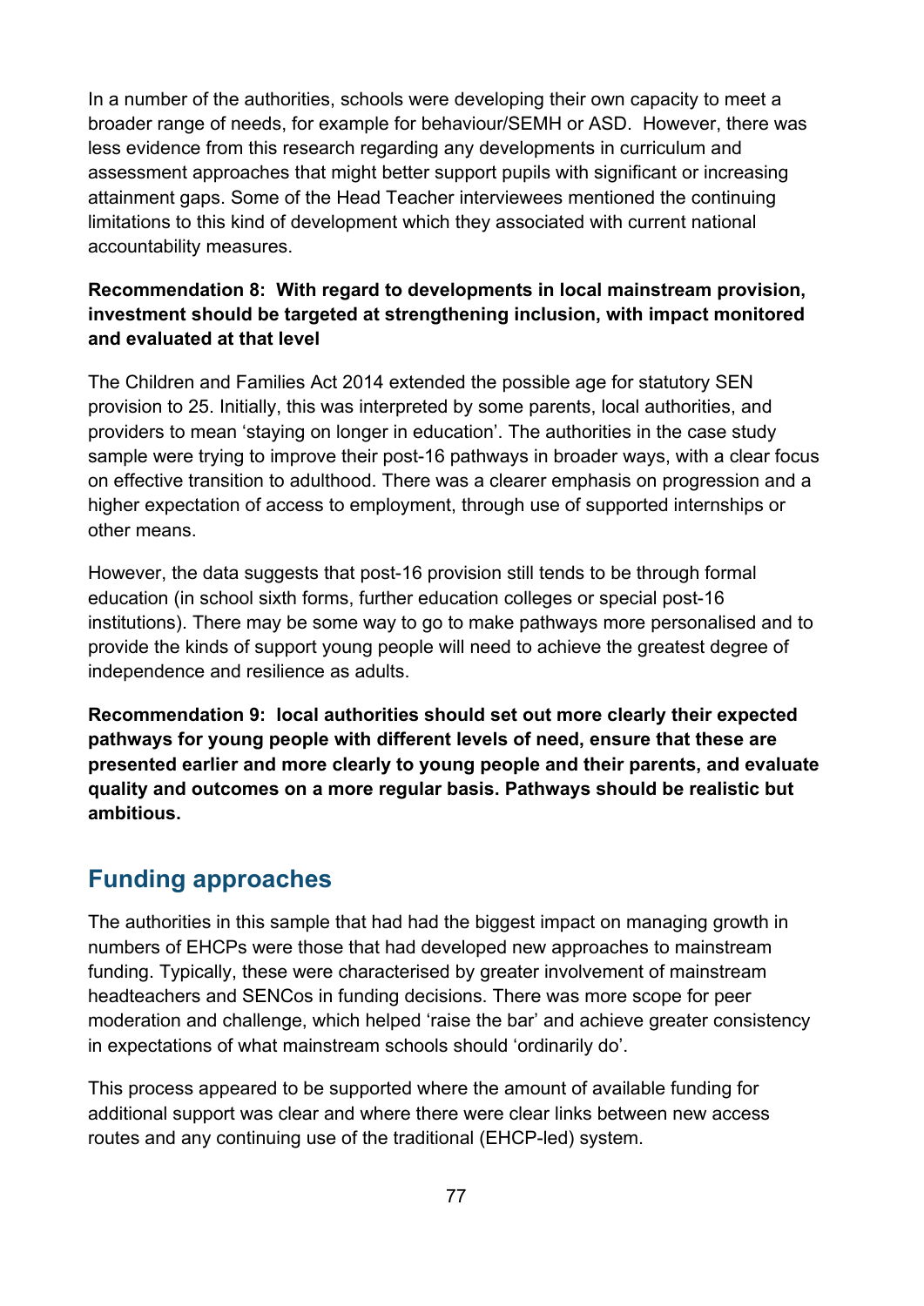In a number of the authorities, schools were developing their own capacity to meet a broader range of needs, for example for behaviour/SEMH or ASD. However, there was less evidence from this research regarding any developments in curriculum and assessment approaches that might better support pupils with significant or increasing attainment gaps. Some of the Head Teacher interviewees mentioned the continuing limitations to this kind of development which they associated with current national accountability measures.

**Recommendation 8: With regard to developments in local mainstream provision, investment should be targeted at strengthening inclusion, with impact monitored and evaluated at that level**

The Children and Families Act 2014 extended the possible age for statutory SEN provision to 25. Initially, this was interpreted by some parents, local authorities, and providers to mean 'staying on longer in education'. The authorities in the case study sample were trying to improve their post-16 pathways in broader ways, with a clear focus on effective transition to adulthood. There was a clearer emphasis on progression and a higher expectation of access to employment, through use of supported internships or other means.

However, the data suggests that post-16 provision still tends to be through formal education (in school sixth forms, further education colleges or special post-16 institutions). There may be some way to go to make pathways more personalised and to provide the kinds of support young people will need to achieve the greatest degree of independence and resilience as adults.

**Recommendation 9: local authorities should set out more clearly their expected pathways for young people with different levels of need, ensure that these are presented earlier and more clearly to young people and their parents, and evaluate quality and outcomes on a more regular basis. Pathways should be realistic but ambitious.**

## Funding approaches

The authorities in this sample that had had the biggest impact on managing growth in numbers of EHCPs were those that had developed new approaches to mainstream funding. Typically, these were characterised by greater involvement of mainstream headteachers and SENCos in funding decisions. There was more scope for peer moderation and challenge, which helped 'raise the bar' and achieve greater consistency in expectations of what mainstream schools should 'ordinarily do'.

This process appeared to be supported where the amount of available funding for additional support was clear and where there were clear links between new access routes and any continuing use of the traditional (EHCP-led) system.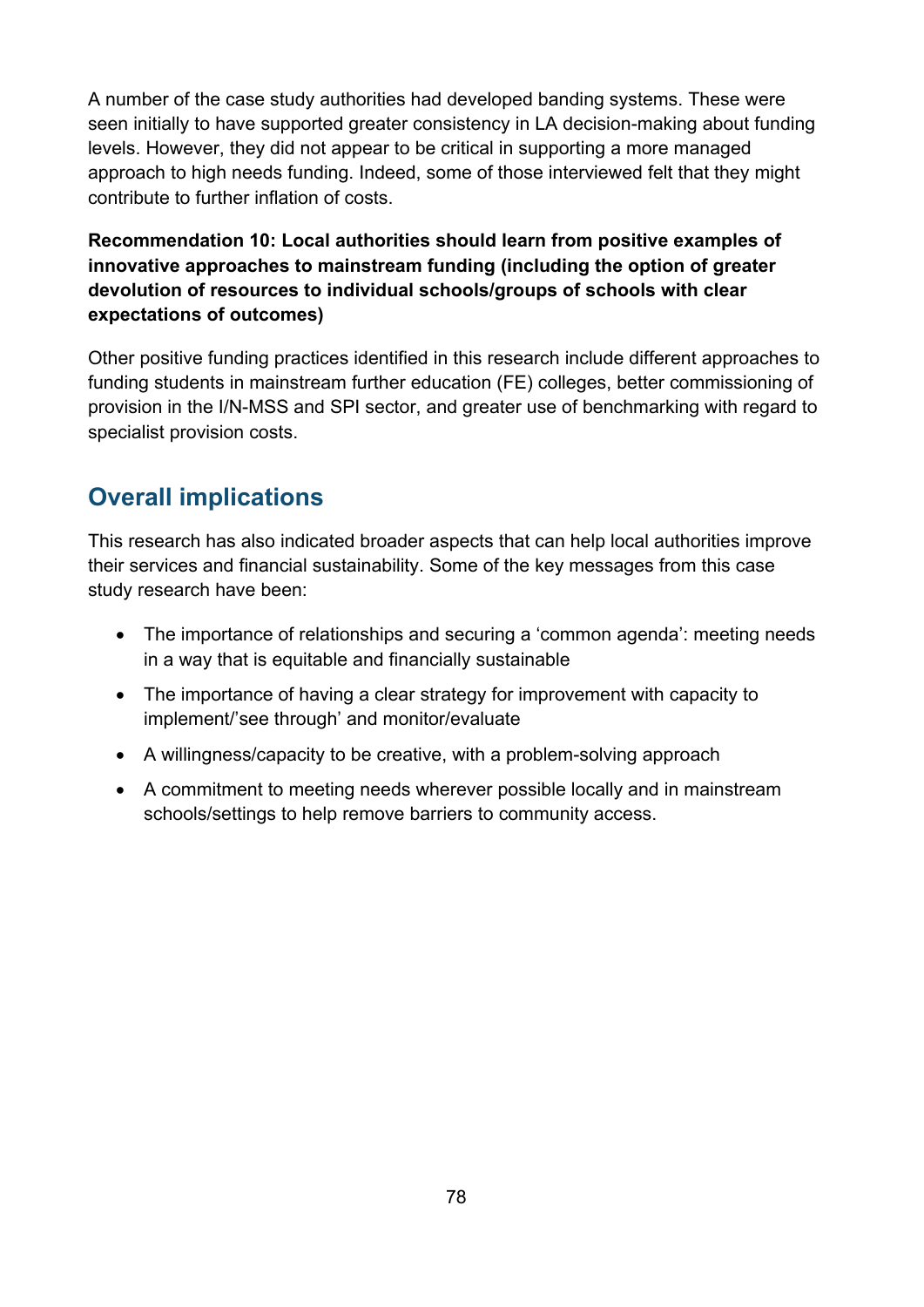A number of the case study authorities had developed banding systems. These were seen initially to have supported greater consistency in LA decision-making about funding levels. However, they did not appear to be critical in supporting a more managed approach to high needs funding. Indeed, some of those interviewed felt that they might contribute to further inflation of costs.

**Recommendation 10: Local authorities should learn from positive examples of innovative approaches to mainstream funding (including the option of greater devolution of resources to individual schools/groups of schools with clear expectations of outcomes)**

Other positive funding practices identified in this research include different approaches to funding students in mainstream further education (FE) colleges, better commissioning of provision in the I/N-MSS and SPI sector, and greater use of benchmarking with regard to specialist provision costs.

## Overall implications

This research has also indicated broader aspects that can help local authorities improve their services and financial sustainability. Some of the key messages from this case study research have been:

- The importance of relationships and securing a 'common agenda': meeting needs in a way that is equitable and financially sustainable
- The importance of having a clear strategy for improvement with capacity to implement/'see through' and monitor/evaluate
- A willingness/capacity to be creative, with a problem-solving approach
- A commitment to meeting needs wherever possible locally and in mainstream schools/settings to help remove barriers to community access.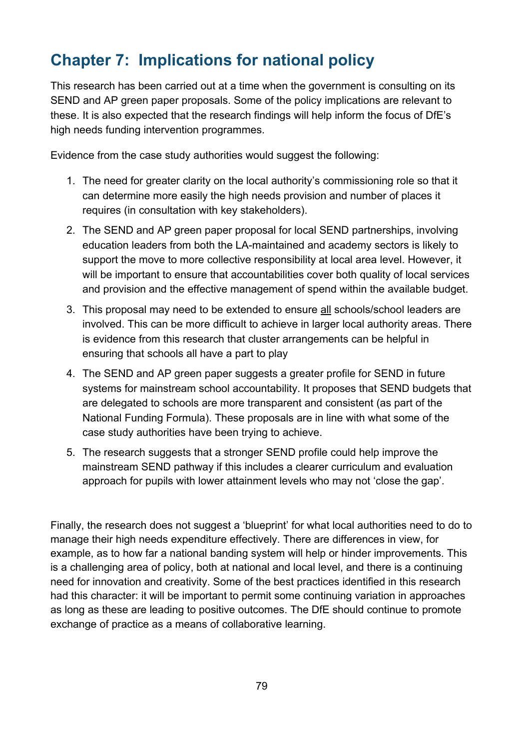# Chapter 7: Implications for national policy

This research has been carried out at a time when the government is consulting on its SEND and AP green paper proposals. Some of the policy implications are relevant to these. It is also expected that the research findings will help inform the focus of DfE's high needs funding intervention programmes.

Evidence from the case study authorities would suggest the following:

1. The need for greater clarity on the local authority's commissioning role so that it can determine more easily the high needs provision and number of places it requires (in consultation with key stakeholders).
2. The SEND and AP green paper proposal for local SEND partnerships, involving education leaders from both the LA-maintained and academy sectors is likely to support the move to more collective responsibility at local area level. However, it will be important to ensure that accountabilities cover both quality of local services and provision and the effective management of spend within the available budget.
3. This proposal may need to be extended to ensure <u>all</u> schools/school leaders are involved. This can be more difficult to achieve in larger local authority areas. There is evidence from this research that cluster arrangements can be helpful in ensuring that schools all have a part to play
4. The SEND and AP green paper suggests a greater profile for SEND in future systems for mainstream school accountability. It proposes that SEND budgets that are delegated to schools are more transparent and consistent (as part of the National Funding Formula). These proposals are in line with what some of the case study authorities have been trying to achieve.
5. The research suggests that a stronger SEND profile could help improve the mainstream SEND pathway if this includes a clearer curriculum and evaluation approach for pupils with lower attainment levels who may not 'close the gap'.

Finally, the research does not suggest a 'blueprint' for what local authorities need to do to manage their high needs expenditure effectively. There are differences in view, for example, as to how far a national banding system will help or hinder improvements. This is a challenging area of policy, both at national and local level, and there is a continuing need for innovation and creativity. Some of the best practices identified in this research had this character: it will be important to permit some continuing variation in approaches as long as these are leading to positive outcomes. The DfE should continue to promote exchange of practice as a means of collaborative learning.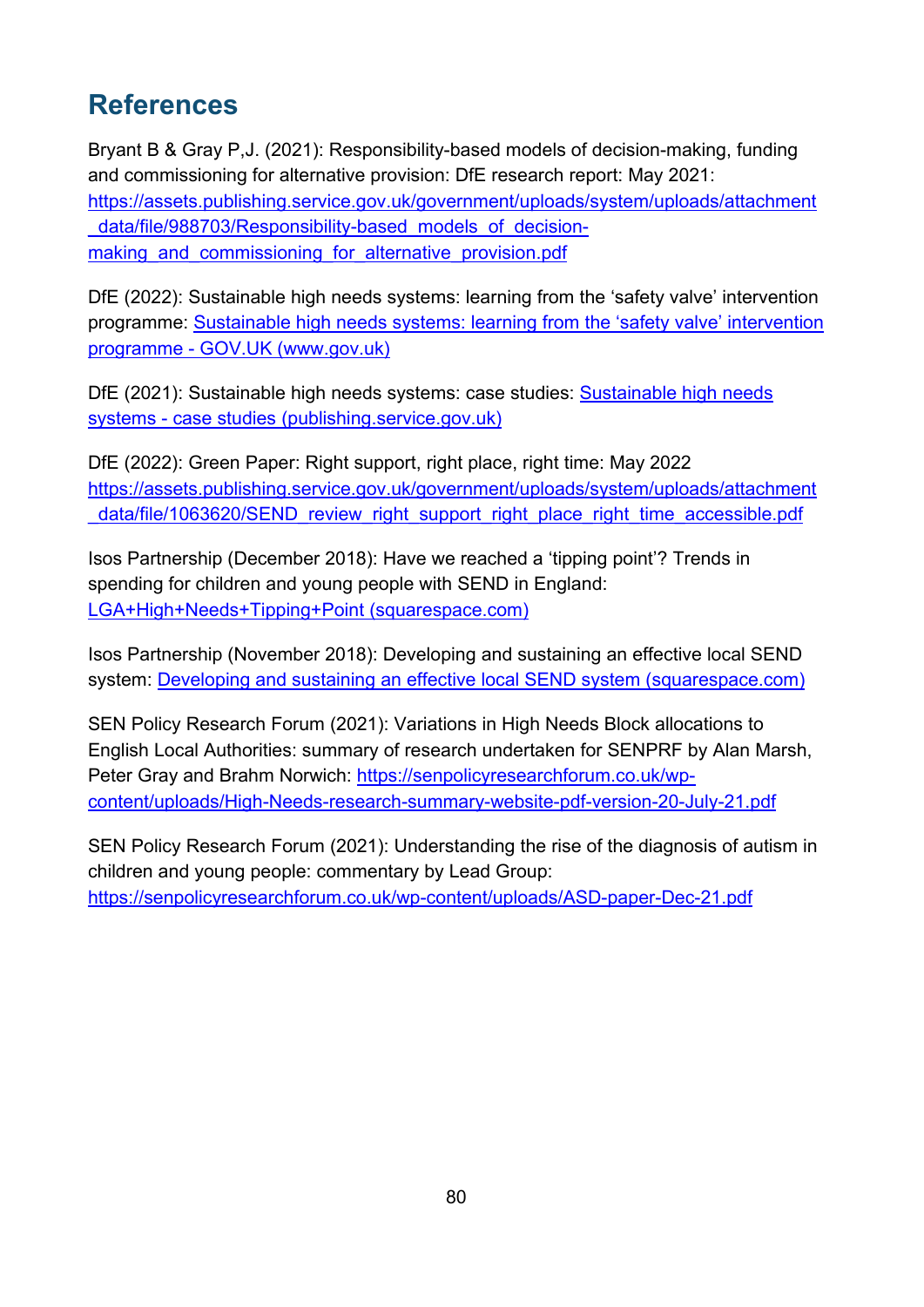## References

Bryant B & Gray P,J. (2021): Responsibility-based models of decision-making, funding and commissioning for alternative provision: DfE research report: May 2021: https://assets.publishing.service.gov.uk/government/uploads/system/uploads/attachment_data/file/988703/Responsibility-based_models_of_decision-making_and_commissioning_for_alternative_provision.pdf

DfE (2022): Sustainable high needs systems: learning from the 'safety valve' intervention programme: Sustainable high needs systems: learning from the 'safety valve' intervention programme - GOV.UK (www.gov.uk)

DfE (2021): Sustainable high needs systems: case studies: Sustainable high needs systems - case studies (publishing.service.gov.uk)

DfE (2022): Green Paper: Right support, right place, right time: May 2022 https://assets.publishing.service.gov.uk/government/uploads/system/uploads/attachment_data/file/1063620/SEND_review_right_support_right_place_right_time_accessible.pdf

Isos Partnership (December 2018): Have we reached a 'tipping point'? Trends in spending for children and young people with SEND in England: LGA+High+Needs+Tipping+Point (squarespace.com)

Isos Partnership (November 2018): Developing and sustaining an effective local SEND system: Developing and sustaining an effective local SEND system (squarespace.com)

SEN Policy Research Forum (2021): Variations in High Needs Block allocations to English Local Authorities: summary of research undertaken for SENPRF by Alan Marsh, Peter Gray and Brahm Norwich: https://senpolicyresearchforum.co.uk/wp-content/uploads/High-Needs-research-summary-website-pdf-version-20-July-21.pdf

SEN Policy Research Forum (2021): Understanding the rise of the diagnosis of autism in children and young people: commentary by Lead Group: https://senpolicyresearchforum.co.uk/wp-content/uploads/ASD-paper-Dec-21.pdf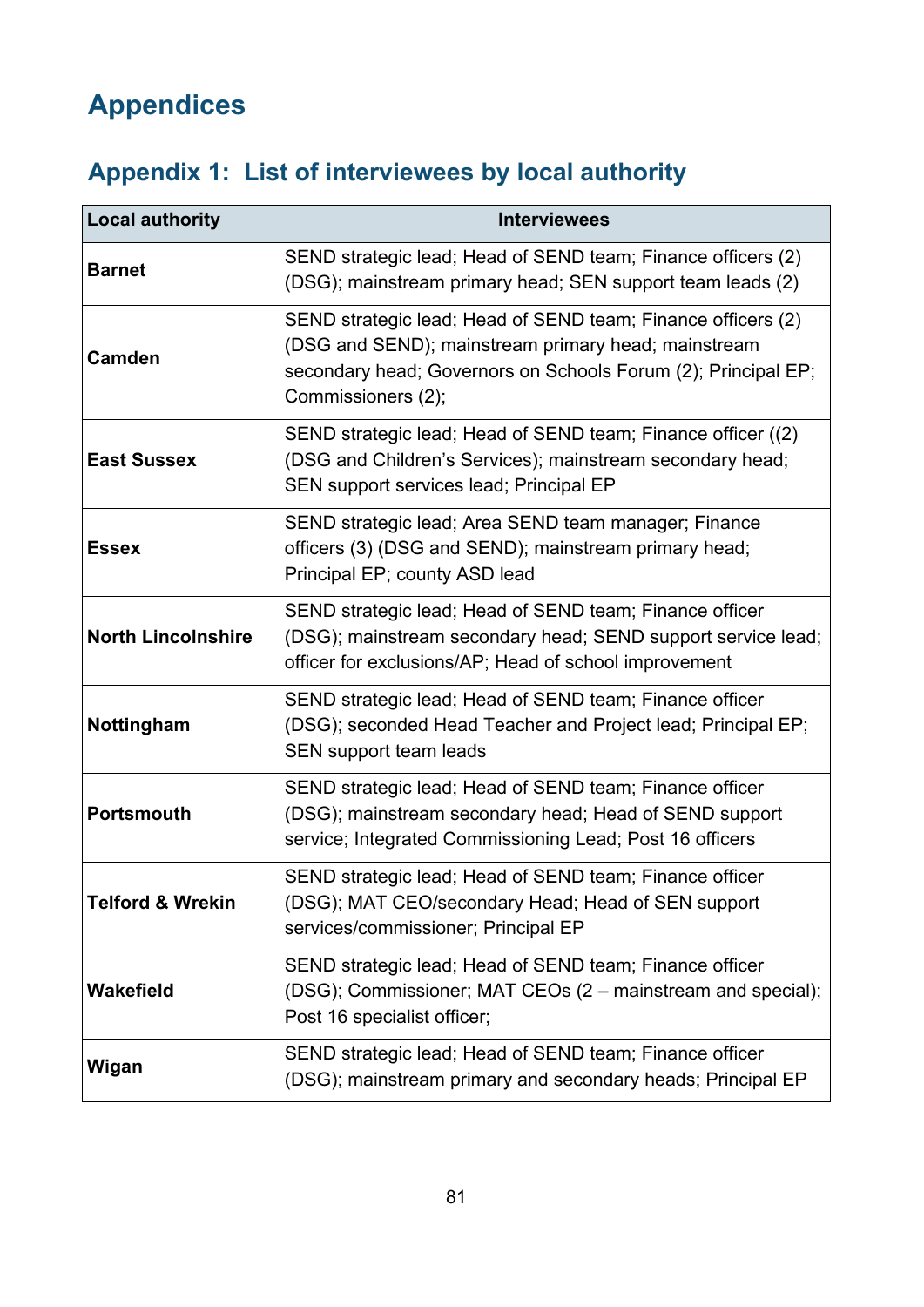# Appendices

## Appendix 1: List of interviewees by local authority

| Local authority | Interviewees |
|---|---|
| **Barnet** | SEND strategic lead; Head of SEND team; Finance officers (2) (DSG); mainstream primary head; SEN support team leads (2) |
| **Camden** | SEND strategic lead; Head of SEND team; Finance officers (2) (DSG and SEND); mainstream primary head; mainstream secondary head; Governors on Schools Forum (2); Principal EP; Commissioners (2); |
| **East Sussex** | SEND strategic lead; Head of SEND team; Finance officer ((2) (DSG and Children's Services); mainstream secondary head; SEN support services lead; Principal EP |
| **Essex** | SEND strategic lead; Area SEND team manager; Finance officers (3) (DSG and SEND); mainstream primary head; Principal EP; county ASD lead |
| **North Lincolnshire** | SEND strategic lead; Head of SEND team; Finance officer (DSG); mainstream secondary head; SEND support service lead; officer for exclusions/AP; Head of school improvement |
| **Nottingham** | SEND strategic lead; Head of SEND team; Finance officer (DSG); seconded Head Teacher and Project lead; Principal EP; SEN support team leads |
| **Portsmouth** | SEND strategic lead; Head of SEND team; Finance officer (DSG); mainstream secondary head; Head of SEND support service; Integrated Commissioning Lead; Post 16 officers |
| **Telford & Wrekin** | SEND strategic lead; Head of SEND team; Finance officer (DSG); MAT CEO/secondary Head; Head of SEN support services/commissioner; Principal EP |
| **Wakefield** | SEND strategic lead; Head of SEND team; Finance officer (DSG); Commissioner; MAT CEOs (2 – mainstream and special); Post 16 specialist officer; |
| **Wigan** | SEND strategic lead; Head of SEND team; Finance officer (DSG); mainstream primary and secondary heads; Principal EP |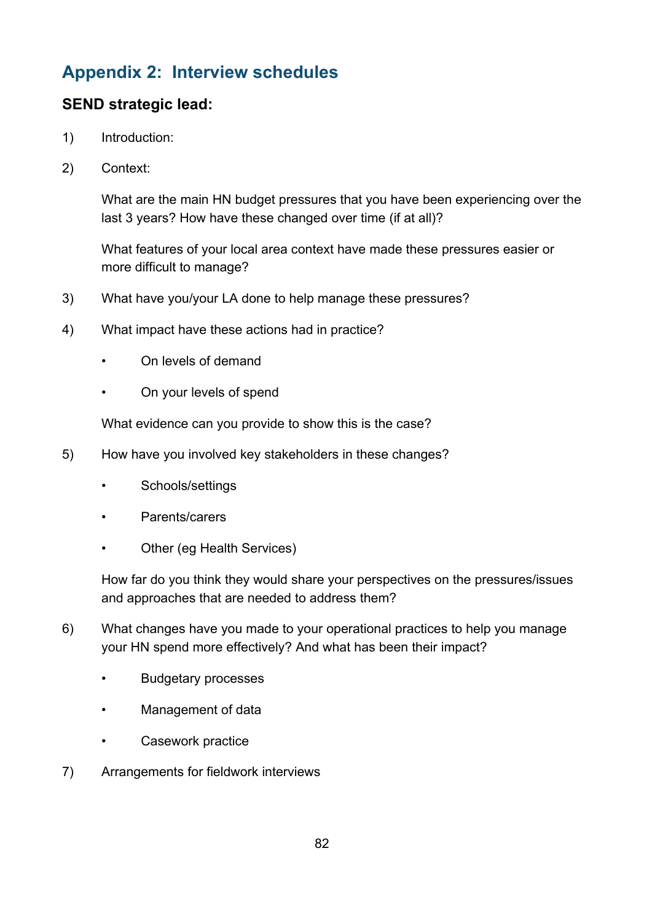## Appendix 2: Interview schedules

### SEND strategic lead:

1) Introduction:

2) Context:

   What are the main HN budget pressures that you have been experiencing over the last 3 years? How have these changed over time (if at all)?

   What features of your local area context have made these pressures easier or more difficult to manage?

3) What have you/your LA done to help manage these pressures?

4) What impact have these actions had in practice?

   - On levels of demand
   - On your levels of spend

   What evidence can you provide to show this is the case?

5) How have you involved key stakeholders in these changes?

   - Schools/settings
   - Parents/carers
   - Other (eg Health Services)

   How far do you think they would share your perspectives on the pressures/issues and approaches that are needed to address them?

6) What changes have you made to your operational practices to help you manage your HN spend more effectively? And what has been their impact?

   - Budgetary processes
   - Management of data
   - Casework practice

7) Arrangements for fieldwork interviews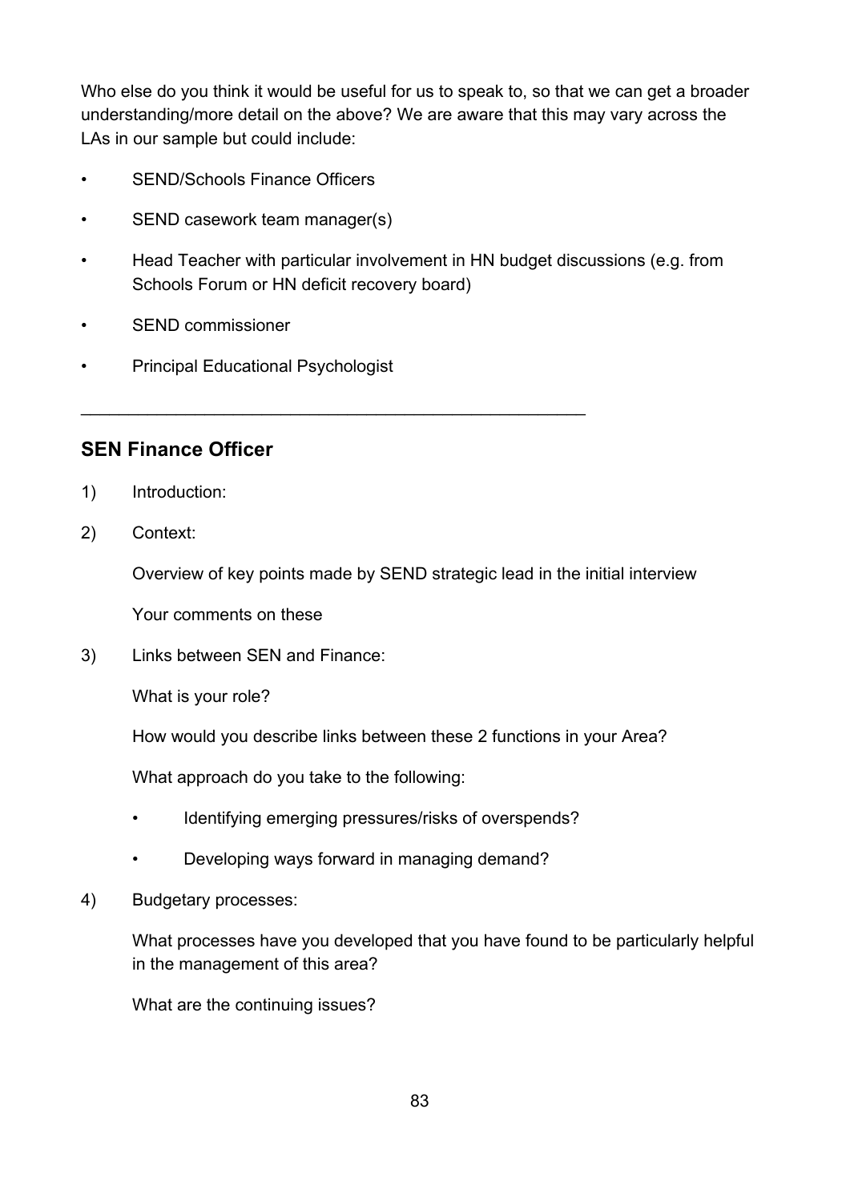Who else do you think it would be useful for us to speak to, so that we can get a broader understanding/more detail on the above? We are aware that this may vary across the LAs in our sample but could include:

- SEND/Schools Finance Officers
- SEND casework team manager(s)
- Head Teacher with particular involvement in HN budget discussions (e.g. from Schools Forum or HN deficit recovery board)
- SEND commissioner
- Principal Educational Psychologist

---

## SEN Finance Officer

1) Introduction:

2) Context:

   Overview of key points made by SEND strategic lead in the initial interview

   Your comments on these

3) Links between SEN and Finance:

   What is your role?

   How would you describe links between these 2 functions in your Area?

   What approach do you take to the following:

   - Identifying emerging pressures/risks of overspends?
   - Developing ways forward in managing demand?

4) Budgetary processes:

   What processes have you developed that you have found to be particularly helpful in the management of this area?

   What are the continuing issues?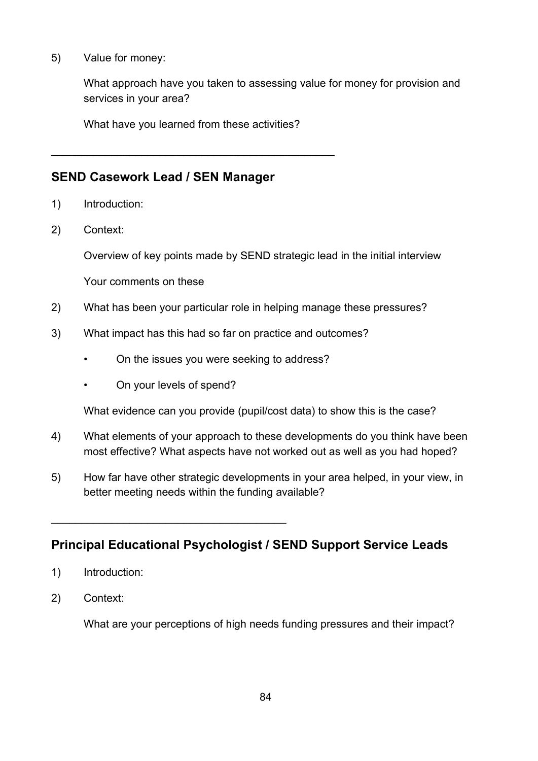5) Value for money:

What approach have you taken to assessing value for money for provision and services in your area?

What have you learned from these activities?

---

## SEND Casework Lead / SEN Manager

1) Introduction:

2) Context:

Overview of key points made by SEND strategic lead in the initial interview

Your comments on these

2) What has been your particular role in helping manage these pressures?

3) What impact has this had so far on practice and outcomes?

- On the issues you were seeking to address?
- On your levels of spend?

What evidence can you provide (pupil/cost data) to show this is the case?

4) What elements of your approach to these developments do you think have been most effective? What aspects have not worked out as well as you had hoped?

5) How far have other strategic developments in your area helped, in your view, in better meeting needs within the funding available?

---

## Principal Educational Psychologist / SEND Support Service Leads

1) Introduction:

2) Context:

What are your perceptions of high needs funding pressures and their impact?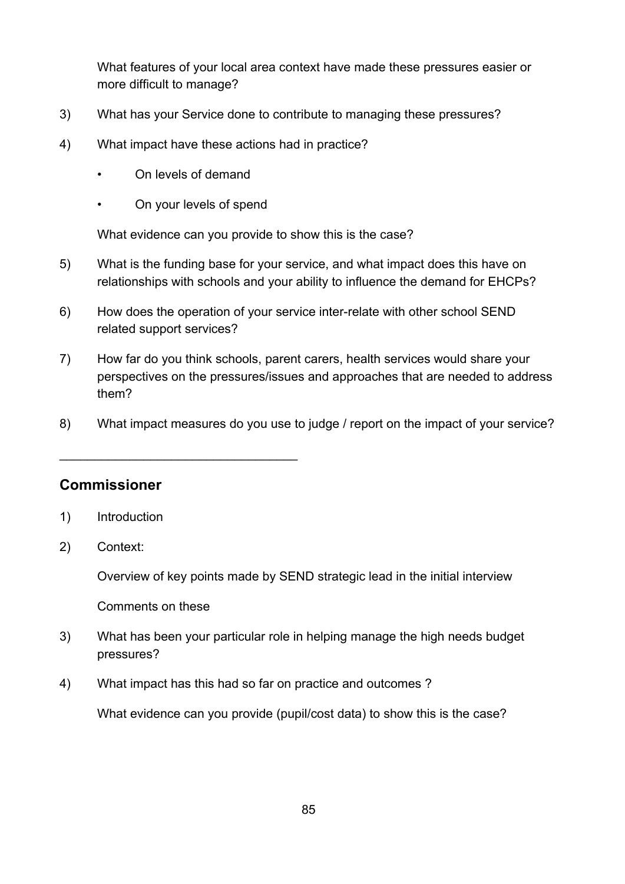What features of your local area context have made these pressures easier or more difficult to manage?

3) What has your Service done to contribute to managing these pressures?

4) What impact have these actions had in practice?

   - On levels of demand
   - On your levels of spend

   What evidence can you provide to show this is the case?

5) What is the funding base for your service, and what impact does this have on relationships with schools and your ability to influence the demand for EHCPs?

6) How does the operation of your service inter-relate with other school SEND related support services?

7) How far do you think schools, parent carers, health services would share your perspectives on the pressures/issues and approaches that are needed to address them?

8) What impact measures do you use to judge / report on the impact of your service?

---

## Commissioner

1) Introduction

2) Context:

   Overview of key points made by SEND strategic lead in the initial interview

   Comments on these

3) What has been your particular role in helping manage the high needs budget pressures?

4) What impact has this had so far on practice and outcomes ?

   What evidence can you provide (pupil/cost data) to show this is the case?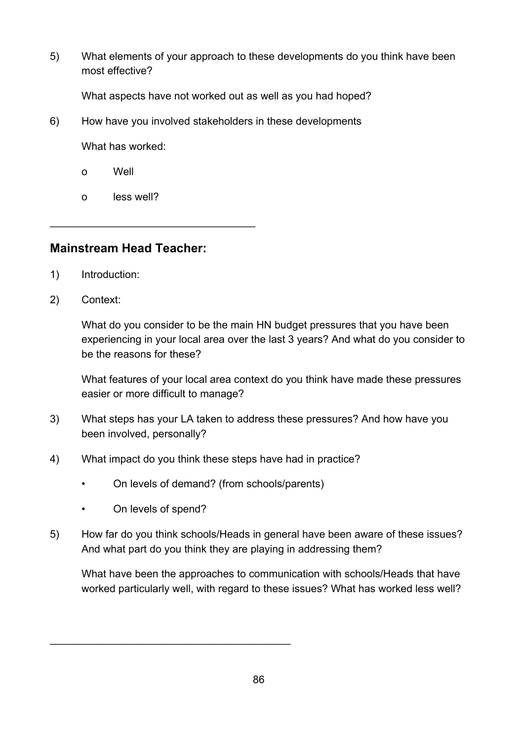5) What elements of your approach to these developments do you think have been most effective?

   What aspects have not worked out as well as you had hoped?

6) How have you involved stakeholders in these developments

   What has worked:

   - Well
   - less well?

---

## Mainstream Head Teacher:

1) Introduction:

2) Context:

   What do you consider to be the main HN budget pressures that you have been experiencing in your local area over the last 3 years? And what do you consider to be the reasons for these?

   What features of your local area context do you think have made these pressures easier or more difficult to manage?

3) What steps has your LA taken to address these pressures? And how have you been involved, personally?

4) What impact do you think these steps have had in practice?

   - On levels of demand? (from schools/parents)
   - On levels of spend?

5) How far do you think schools/Heads in general have been aware of these issues? And what part do you think they are playing in addressing them?

   What have been the approaches to communication with schools/Heads that have worked particularly well, with regard to these issues? What has worked less well?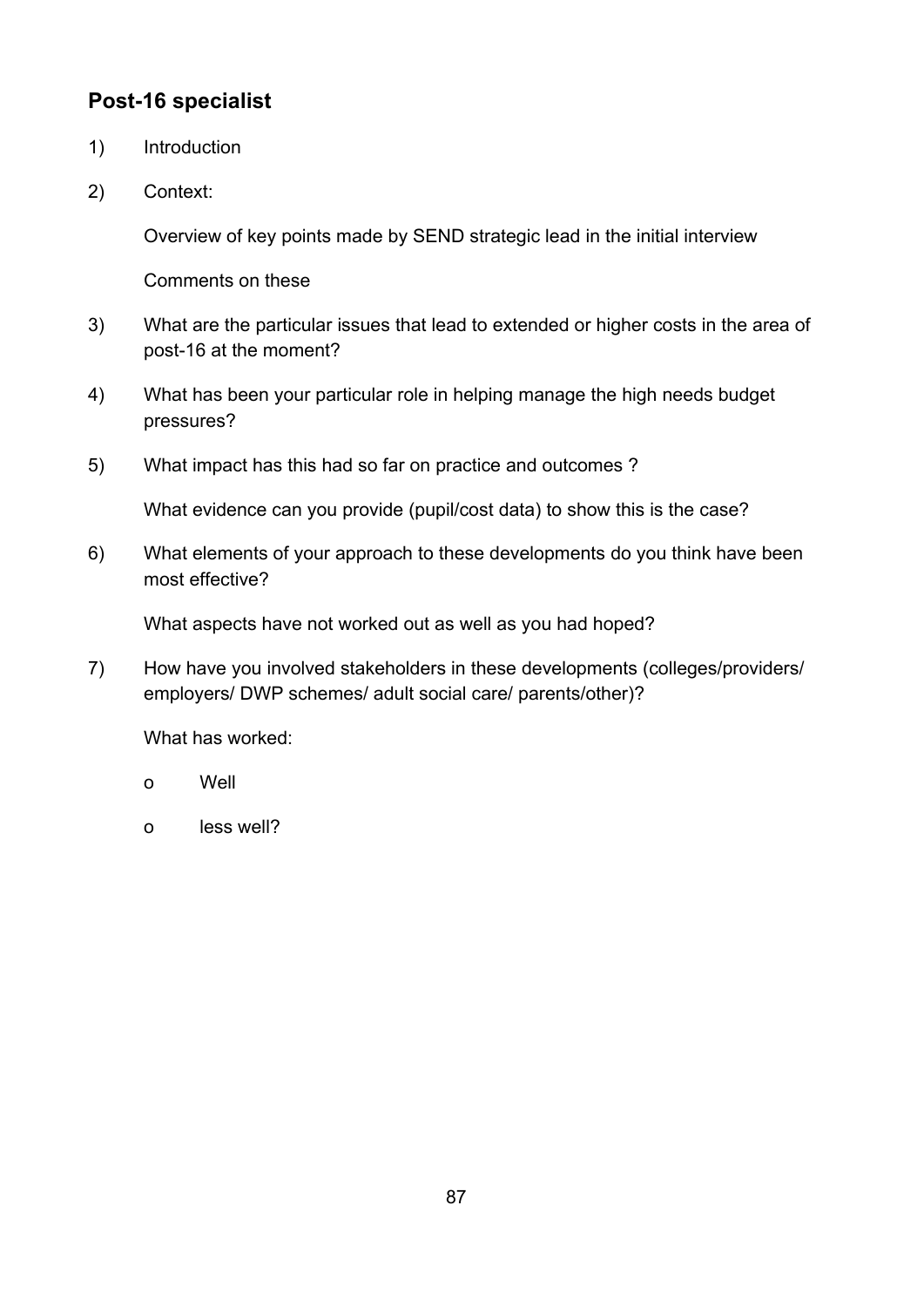## Post-16 specialist

1) Introduction

2) Context:

   Overview of key points made by SEND strategic lead in the initial interview

   Comments on these

3) What are the particular issues that lead to extended or higher costs in the area of post-16 at the moment?

4) What has been your particular role in helping manage the high needs budget pressures?

5) What impact has this had so far on practice and outcomes ?

   What evidence can you provide (pupil/cost data) to show this is the case?

6) What elements of your approach to these developments do you think have been most effective?

   What aspects have not worked out as well as you had hoped?

7) How have you involved stakeholders in these developments (colleges/providers/ employers/ DWP schemes/ adult social care/ parents/other)?

   What has worked:

   - Well
   - less well?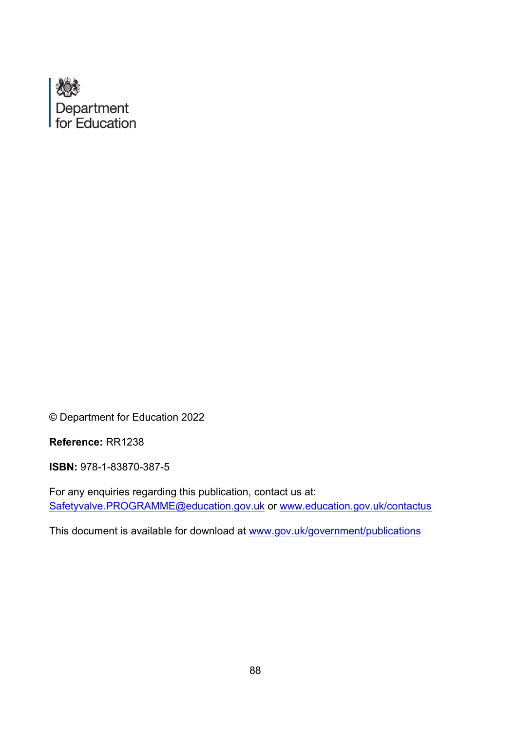Department for Education

© Department for Education 2022

**Reference:** RR1238

**ISBN:** 978-1-83870-387-5

For any enquiries regarding this publication, contact us at: Safetyvalve.PROGRAMME@education.gov.uk or www.education.gov.uk/contactus

This document is available for download at www.gov.uk/government/publications